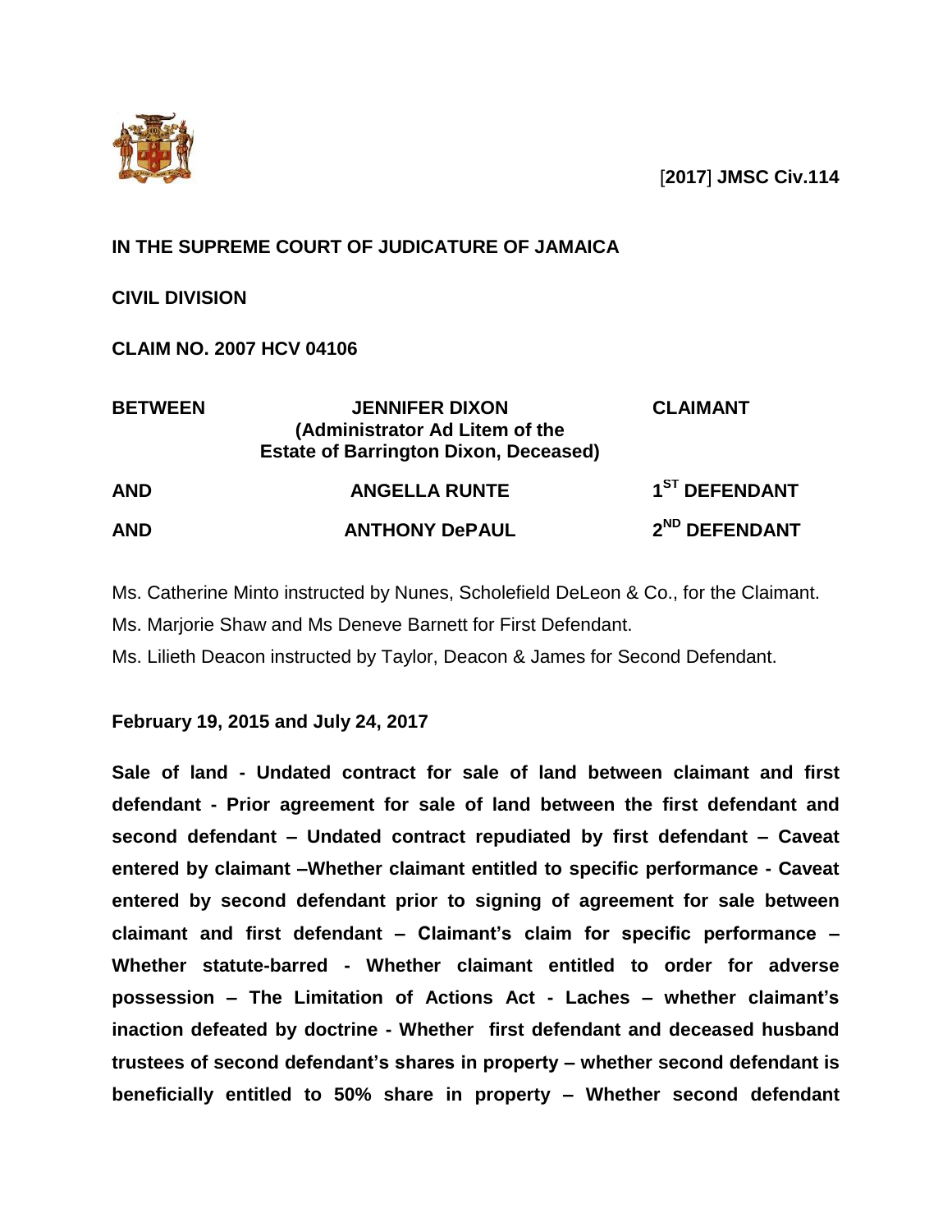[**2017**] **JMSC Civ.114**

**IN THE SUPREME COURT OF JUDICATURE OF JAMAICA**

**CIVIL DIVISION**

**CLAIM NO. 2007 HCV 04106**

| | | |
|---|---|---|
| **BETWEEN** | **JENNIFER DIXON (Administrator Ad Litem of the Estate of Barrington Dixon, Deceased)** | **CLAIMANT** |
| **AND** | **ANGELLA RUNTE** | **1ST DEFENDANT** |
| **AND** | **ANTHONY DePAUL** | **2ND DEFENDANT** |

Ms. Catherine Minto instructed by Nunes, Scholefield DeLeon & Co., for the Claimant.

Ms. Marjorie Shaw and Ms Deneve Barnett for First Defendant.

Ms. Lilieth Deacon instructed by Taylor, Deacon & James for Second Defendant.

**February 19, 2015 and July 24, 2017**

**Sale of land - Undated contract for sale of land between claimant and first defendant - Prior agreement for sale of land between the first defendant and second defendant – Undated contract repudiated by first defendant – Caveat entered by claimant –Whether claimant entitled to specific performance - Caveat entered by second defendant prior to signing of agreement for sale between claimant and first defendant – Claimant's claim for specific performance – Whether statute-barred - Whether claimant entitled to order for adverse possession – The Limitation of Actions Act - Laches – whether claimant's inaction defeated by doctrine - Whether first defendant and deceased husband trustees of second defendant's shares in property – whether second defendant is beneficially entitled to 50% share in property – Whether second defendant**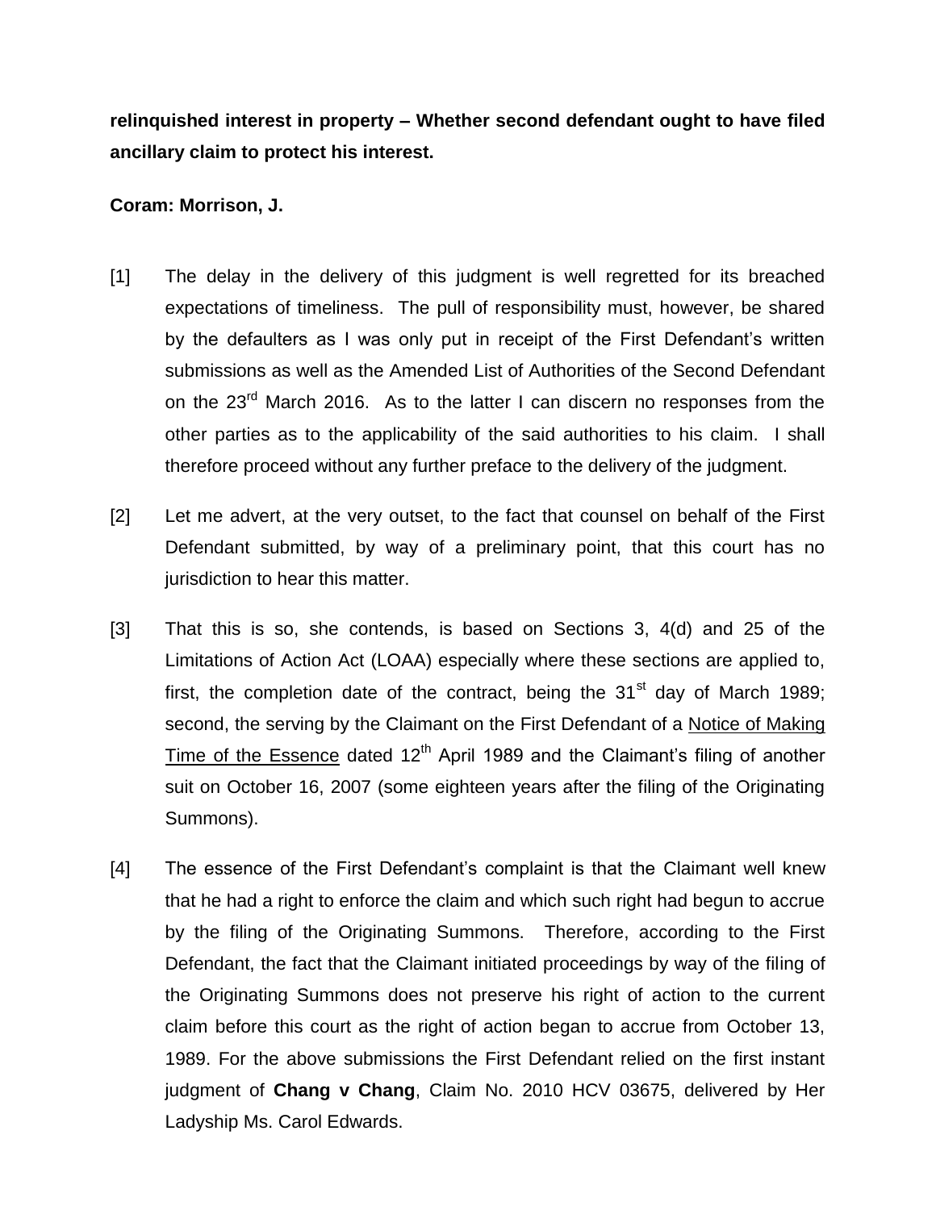**relinquished interest in property – Whether second defendant ought to have filed ancillary claim to protect his interest.**

**Coram: Morrison, J.**

[1] The delay in the delivery of this judgment is well regretted for its breached expectations of timeliness. The pull of responsibility must, however, be shared by the defaulters as I was only put in receipt of the First Defendant's written submissions as well as the Amended List of Authorities of the Second Defendant on the 23rd March 2016. As to the latter I can discern no responses from the other parties as to the applicability of the said authorities to his claim. I shall therefore proceed without any further preface to the delivery of the judgment.

[2] Let me advert, at the very outset, to the fact that counsel on behalf of the First Defendant submitted, by way of a preliminary point, that this court has no jurisdiction to hear this matter.

[3] That this is so, she contends, is based on Sections 3, 4(d) and 25 of the Limitations of Action Act (LOAA) especially where these sections are applied to, first, the completion date of the contract, being the 31st day of March 1989; second, the serving by the Claimant on the First Defendant of a <u>Notice of Making Time of the Essence</u> dated 12th April 1989 and the Claimant's filing of another suit on October 16, 2007 (some eighteen years after the filing of the Originating Summons).

[4] The essence of the First Defendant's complaint is that the Claimant well knew that he had a right to enforce the claim and which such right had begun to accrue by the filing of the Originating Summons. Therefore, according to the First Defendant, the fact that the Claimant initiated proceedings by way of the filing of the Originating Summons does not preserve his right of action to the current claim before this court as the right of action began to accrue from October 13, 1989. For the above submissions the First Defendant relied on the first instant judgment of **Chang v Chang**, Claim No. 2010 HCV 03675, delivered by Her Ladyship Ms. Carol Edwards.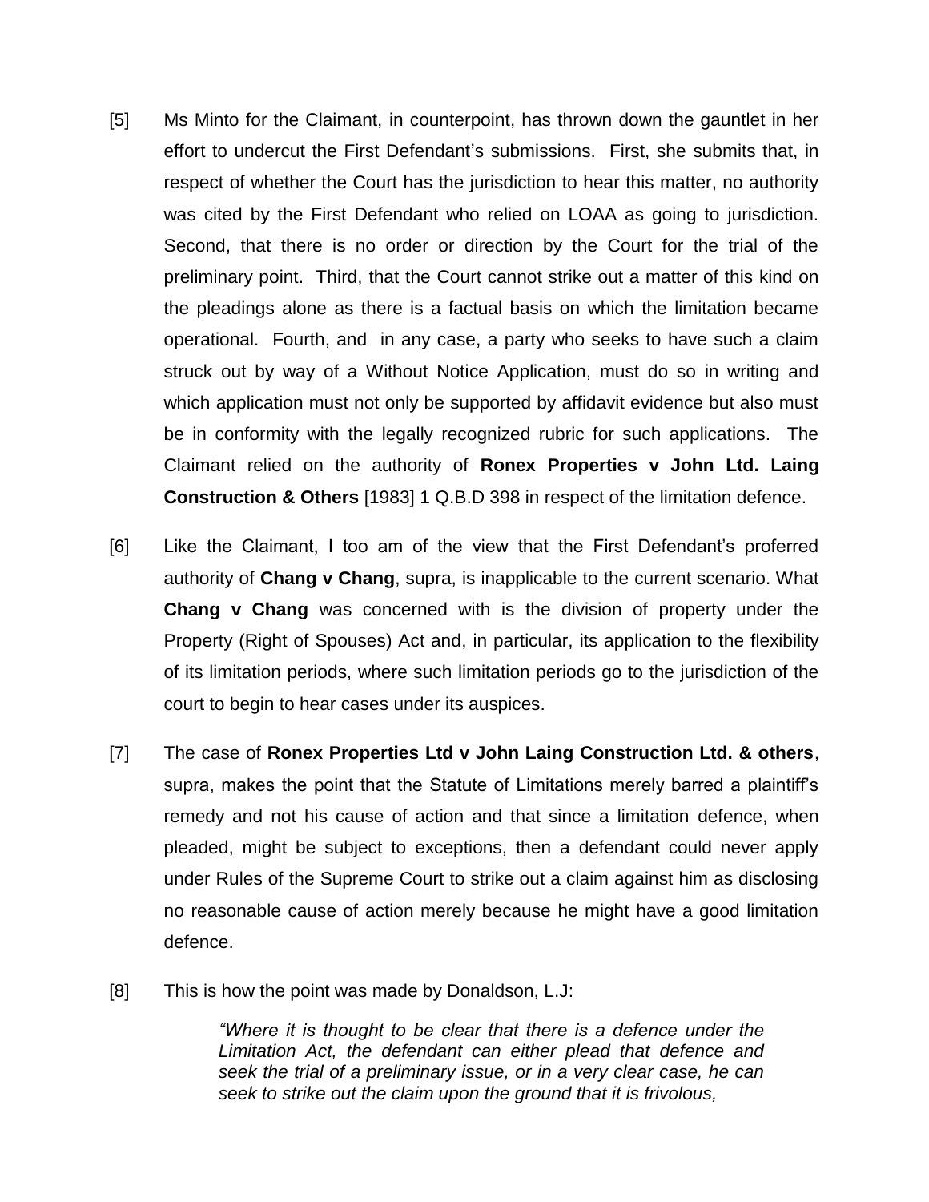[5] Ms Minto for the Claimant, in counterpoint, has thrown down the gauntlet in her effort to undercut the First Defendant's submissions. First, she submits that, in respect of whether the Court has the jurisdiction to hear this matter, no authority was cited by the First Defendant who relied on LOAA as going to jurisdiction. Second, that there is no order or direction by the Court for the trial of the preliminary point. Third, that the Court cannot strike out a matter of this kind on the pleadings alone as there is a factual basis on which the limitation became operational. Fourth, and in any case, a party who seeks to have such a claim struck out by way of a Without Notice Application, must do so in writing and which application must not only be supported by affidavit evidence but also must be in conformity with the legally recognized rubric for such applications. The Claimant relied on the authority of **Ronex Properties v John Ltd. Laing Construction & Others** [1983] 1 Q.B.D 398 in respect of the limitation defence.

[6] Like the Claimant, I too am of the view that the First Defendant's proferred authority of **Chang v Chang**, supra, is inapplicable to the current scenario. What **Chang v Chang** was concerned with is the division of property under the Property (Right of Spouses) Act and, in particular, its application to the flexibility of its limitation periods, where such limitation periods go to the jurisdiction of the court to begin to hear cases under its auspices.

[7] The case of **Ronex Properties Ltd v John Laing Construction Ltd. & others**, supra, makes the point that the Statute of Limitations merely barred a plaintiff's remedy and not his cause of action and that since a limitation defence, when pleaded, might be subject to exceptions, then a defendant could never apply under Rules of the Supreme Court to strike out a claim against him as disclosing no reasonable cause of action merely because he might have a good limitation defence.

[8] This is how the point was made by Donaldson, L.J:

> *"Where it is thought to be clear that there is a defence under the Limitation Act, the defendant can either plead that defence and seek the trial of a preliminary issue, or in a very clear case, he can seek to strike out the claim upon the ground that it is frivolous,*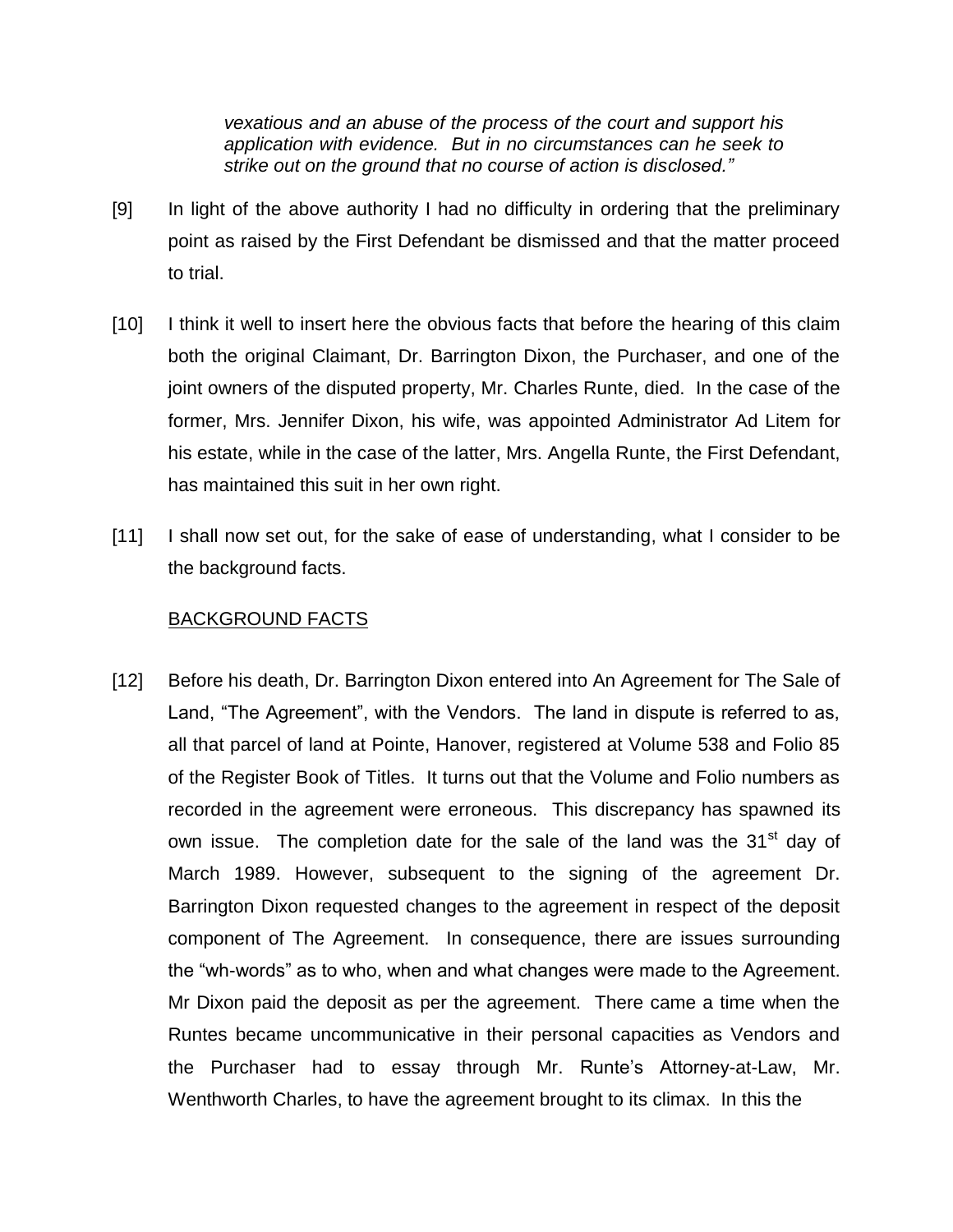> *vexatious and an abuse of the process of the court and support his application with evidence. But in no circumstances can he seek to strike out on the ground that no course of action is disclosed."*

[9] In light of the above authority I had no difficulty in ordering that the preliminary point as raised by the First Defendant be dismissed and that the matter proceed to trial.

[10] I think it well to insert here the obvious facts that before the hearing of this claim both the original Claimant, Dr. Barrington Dixon, the Purchaser, and one of the joint owners of the disputed property, Mr. Charles Runte, died. In the case of the former, Mrs. Jennifer Dixon, his wife, was appointed Administrator Ad Litem for his estate, while in the case of the latter, Mrs. Angella Runte, the First Defendant, has maintained this suit in her own right.

[11] I shall now set out, for the sake of ease of understanding, what I consider to be the background facts.

<u>BACKGROUND FACTS</u>

[12] Before his death, Dr. Barrington Dixon entered into An Agreement for The Sale of Land, "The Agreement", with the Vendors. The land in dispute is referred to as, all that parcel of land at Pointe, Hanover, registered at Volume 538 and Folio 85 of the Register Book of Titles. It turns out that the Volume and Folio numbers as recorded in the agreement were erroneous. This discrepancy has spawned its own issue. The completion date for the sale of the land was the 31st day of March 1989. However, subsequent to the signing of the agreement Dr. Barrington Dixon requested changes to the agreement in respect of the deposit component of The Agreement. In consequence, there are issues surrounding the "wh-words" as to who, when and what changes were made to the Agreement. Mr Dixon paid the deposit as per the agreement. There came a time when the Runtes became uncommunicative in their personal capacities as Vendors and the Purchaser had to essay through Mr. Runte's Attorney-at-Law, Mr. Wenthworth Charles, to have the agreement brought to its climax. In this the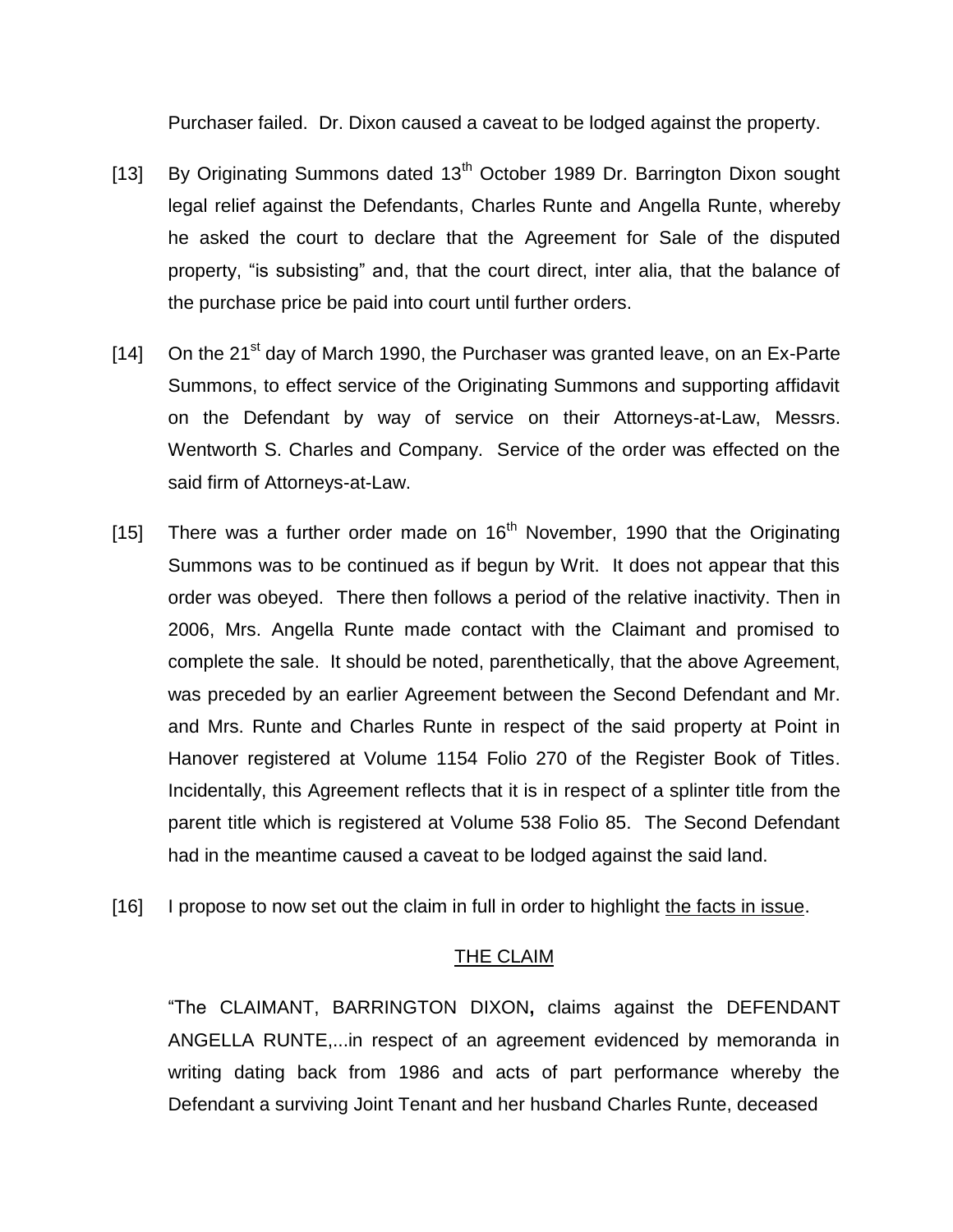Purchaser failed. Dr. Dixon caused a caveat to be lodged against the property.

[13] By Originating Summons dated 13th October 1989 Dr. Barrington Dixon sought legal relief against the Defendants, Charles Runte and Angella Runte, whereby he asked the court to declare that the Agreement for Sale of the disputed property, "is subsisting" and, that the court direct, inter alia, that the balance of the purchase price be paid into court until further orders.

[14] On the 21st day of March 1990, the Purchaser was granted leave, on an Ex-Parte Summons, to effect service of the Originating Summons and supporting affidavit on the Defendant by way of service on their Attorneys-at-Law, Messrs. Wentworth S. Charles and Company. Service of the order was effected on the said firm of Attorneys-at-Law.

[15] There was a further order made on 16th November, 1990 that the Originating Summons was to be continued as if begun by Writ. It does not appear that this order was obeyed. There then follows a period of the relative inactivity. Then in 2006, Mrs. Angella Runte made contact with the Claimant and promised to complete the sale. It should be noted, parenthetically, that the above Agreement, was preceded by an earlier Agreement between the Second Defendant and Mr. and Mrs. Runte and Charles Runte in respect of the said property at Point in Hanover registered at Volume 1154 Folio 270 of the Register Book of Titles. Incidentally, this Agreement reflects that it is in respect of a splinter title from the parent title which is registered at Volume 538 Folio 85. The Second Defendant had in the meantime caused a caveat to be lodged against the said land.

[16] I propose to now set out the claim in full in order to highlight <u>the facts in issue</u>.

## THE CLAIM

"The CLAIMANT, BARRINGTON DIXON**,** claims against the DEFENDANT ANGELLA RUNTE,...in respect of an agreement evidenced by memoranda in writing dating back from 1986 and acts of part performance whereby the Defendant a surviving Joint Tenant and her husband Charles Runte, deceased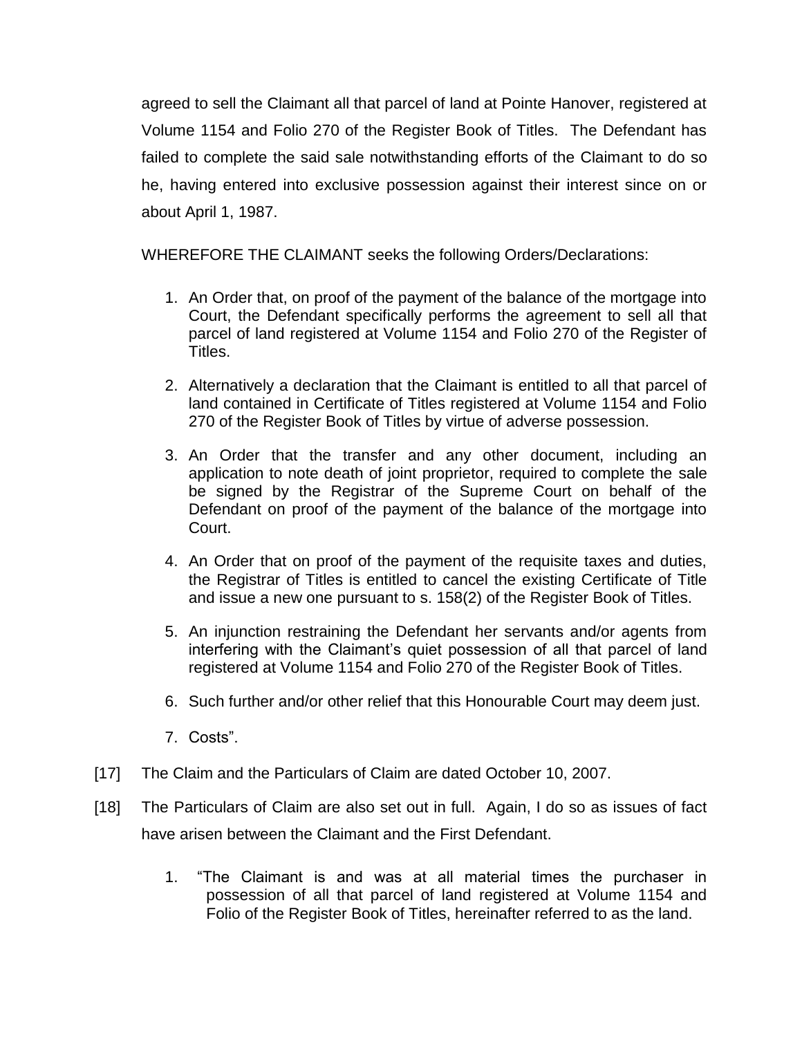agreed to sell the Claimant all that parcel of land at Pointe Hanover, registered at Volume 1154 and Folio 270 of the Register Book of Titles. The Defendant has failed to complete the said sale notwithstanding efforts of the Claimant to do so he, having entered into exclusive possession against their interest since on or about April 1, 1987.

WHEREFORE THE CLAIMANT seeks the following Orders/Declarations:

1. An Order that, on proof of the payment of the balance of the mortgage into Court, the Defendant specifically performs the agreement to sell all that parcel of land registered at Volume 1154 and Folio 270 of the Register of Titles.
2. Alternatively a declaration that the Claimant is entitled to all that parcel of land contained in Certificate of Titles registered at Volume 1154 and Folio 270 of the Register Book of Titles by virtue of adverse possession.
3. An Order that the transfer and any other document, including an application to note death of joint proprietor, required to complete the sale be signed by the Registrar of the Supreme Court on behalf of the Defendant on proof of the payment of the balance of the mortgage into Court.
4. An Order that on proof of the payment of the requisite taxes and duties, the Registrar of Titles is entitled to cancel the existing Certificate of Title and issue a new one pursuant to s. 158(2) of the Register Book of Titles.
5. An injunction restraining the Defendant her servants and/or agents from interfering with the Claimant's quiet possession of all that parcel of land registered at Volume 1154 and Folio 270 of the Register Book of Titles.
6. Such further and/or other relief that this Honourable Court may deem just.
7. Costs".

[17] The Claim and the Particulars of Claim are dated October 10, 2007.

[18] The Particulars of Claim are also set out in full. Again, I do so as issues of fact have arisen between the Claimant and the First Defendant.

1. "The Claimant is and was at all material times the purchaser in possession of all that parcel of land registered at Volume 1154 and Folio of the Register Book of Titles, hereinafter referred to as the land.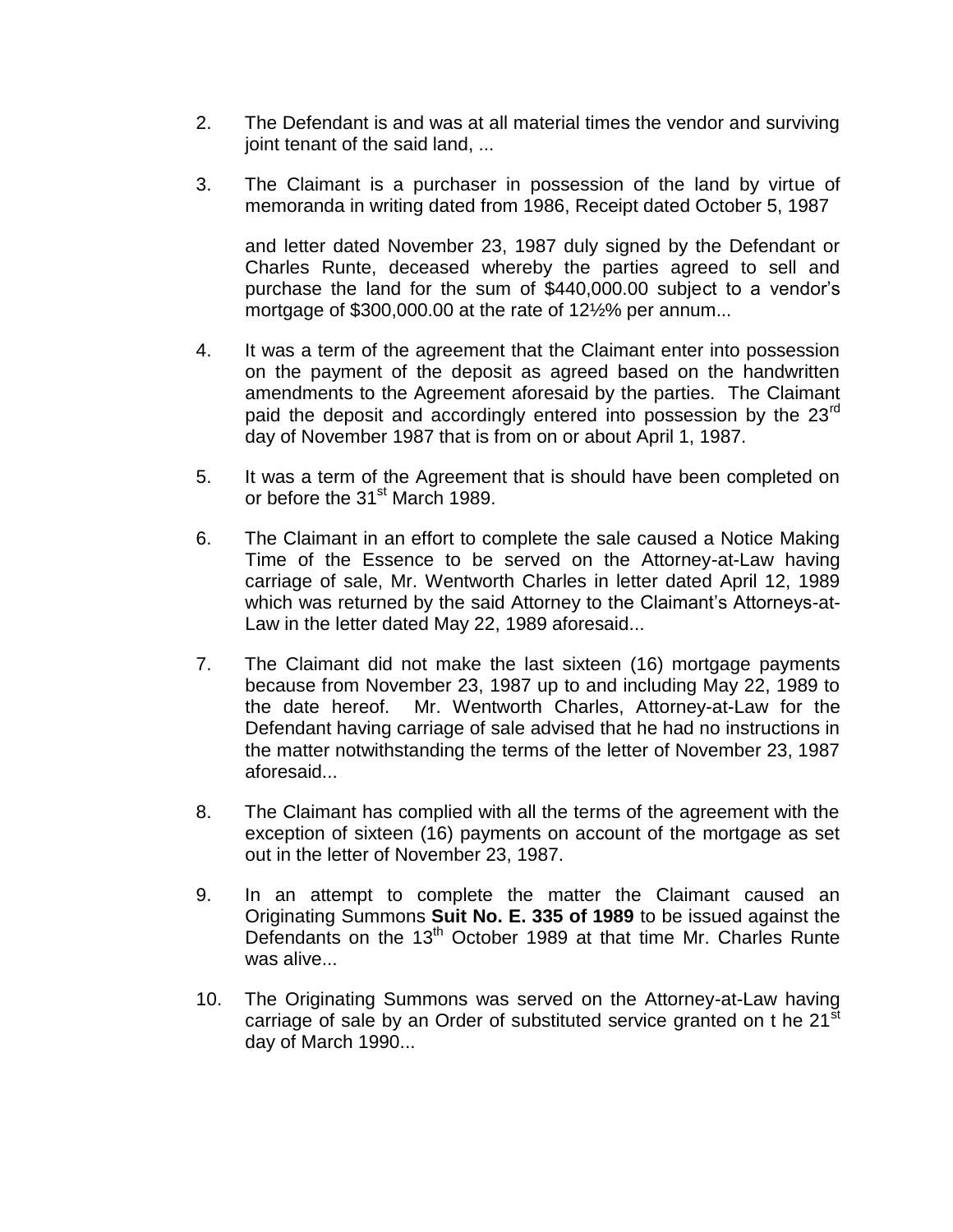2. The Defendant is and was at all material times the vendor and surviving joint tenant of the said land, ...

3. The Claimant is a purchaser in possession of the land by virtue of memoranda in writing dated from 1986, Receipt dated October 5, 1987

   and letter dated November 23, 1987 duly signed by the Defendant or Charles Runte, deceased whereby the parties agreed to sell and purchase the land for the sum of $440,000.00 subject to a vendor's mortgage of $300,000.00 at the rate of 12½% per annum...

4. It was a term of the agreement that the Claimant enter into possession on the payment of the deposit as agreed based on the handwritten amendments to the Agreement aforesaid by the parties. The Claimant paid the deposit and accordingly entered into possession by the 23rd day of November 1987 that is from on or about April 1, 1987.

5. It was a term of the Agreement that is should have been completed on or before the 31st March 1989.

6. The Claimant in an effort to complete the sale caused a Notice Making Time of the Essence to be served on the Attorney-at-Law having carriage of sale, Mr. Wentworth Charles in letter dated April 12, 1989 which was returned by the said Attorney to the Claimant's Attorneys-at-Law in the letter dated May 22, 1989 aforesaid...

7. The Claimant did not make the last sixteen (16) mortgage payments because from November 23, 1987 up to and including May 22, 1989 to the date hereof. Mr. Wentworth Charles, Attorney-at-Law for the Defendant having carriage of sale advised that he had no instructions in the matter notwithstanding the terms of the letter of November 23, 1987 aforesaid...

8. The Claimant has complied with all the terms of the agreement with the exception of sixteen (16) payments on account of the mortgage as set out in the letter of November 23, 1987.

9. In an attempt to complete the matter the Claimant caused an Originating Summons **Suit No. E. 335 of 1989** to be issued against the Defendants on the 13th October 1989 at that time Mr. Charles Runte was alive...

10. The Originating Summons was served on the Attorney-at-Law having carriage of sale by an Order of substituted service granted on t he 21st day of March 1990...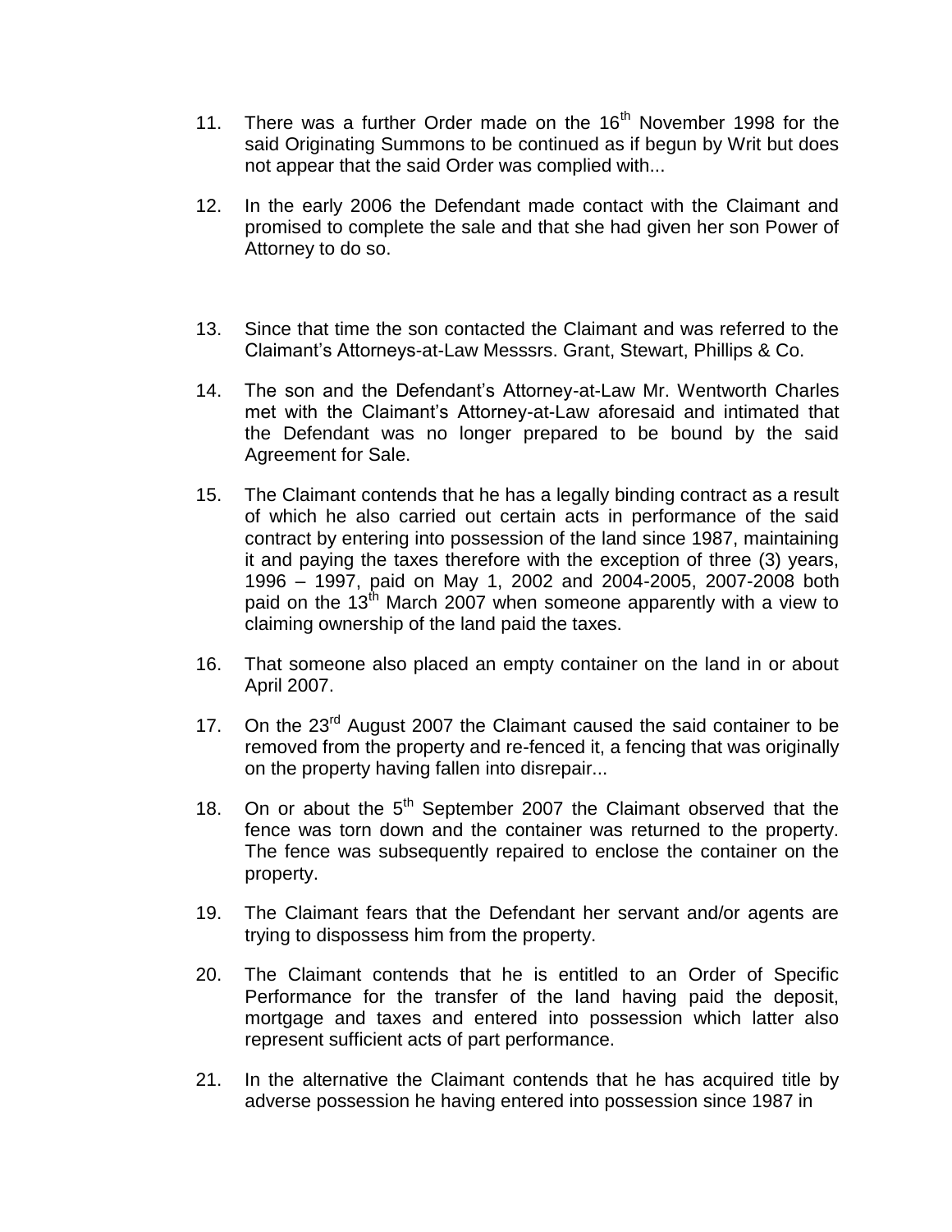11. There was a further Order made on the 16th November 1998 for the said Originating Summons to be continued as if begun by Writ but does not appear that the said Order was complied with...

12. In the early 2006 the Defendant made contact with the Claimant and promised to complete the sale and that she had given her son Power of Attorney to do so.

13. Since that time the son contacted the Claimant and was referred to the Claimant's Attorneys-at-Law Messsrs. Grant, Stewart, Phillips & Co.

14. The son and the Defendant's Attorney-at-Law Mr. Wentworth Charles met with the Claimant's Attorney-at-Law aforesaid and intimated that the Defendant was no longer prepared to be bound by the said Agreement for Sale.

15. The Claimant contends that he has a legally binding contract as a result of which he also carried out certain acts in performance of the said contract by entering into possession of the land since 1987, maintaining it and paying the taxes therefore with the exception of three (3) years, 1996 – 1997, paid on May 1, 2002 and 2004-2005, 2007-2008 both paid on the 13th March 2007 when someone apparently with a view to claiming ownership of the land paid the taxes.

16. That someone also placed an empty container on the land in or about April 2007.

17. On the 23rd August 2007 the Claimant caused the said container to be removed from the property and re-fenced it, a fencing that was originally on the property having fallen into disrepair...

18. On or about the 5th September 2007 the Claimant observed that the fence was torn down and the container was returned to the property. The fence was subsequently repaired to enclose the container on the property.

19. The Claimant fears that the Defendant her servant and/or agents are trying to dispossess him from the property.

20. The Claimant contends that he is entitled to an Order of Specific Performance for the transfer of the land having paid the deposit, mortgage and taxes and entered into possession which latter also represent sufficient acts of part performance.

21. In the alternative the Claimant contends that he has acquired title by adverse possession he having entered into possession since 1987 in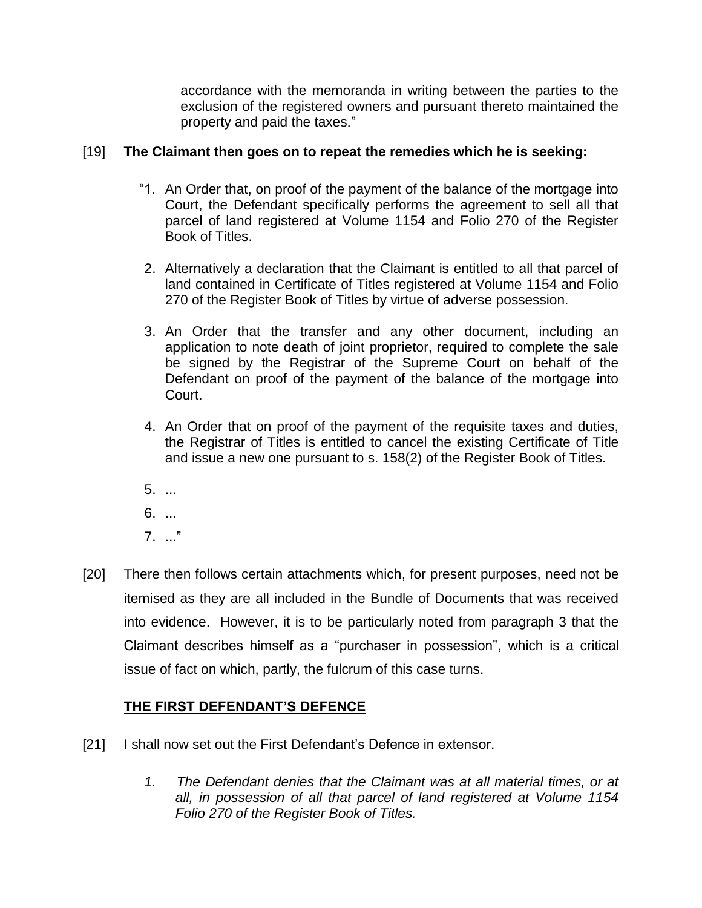accordance with the memoranda in writing between the parties to the exclusion of the registered owners and pursuant thereto maintained the property and paid the taxes."

[19] **The Claimant then goes on to repeat the remedies which he is seeking:**

> "1. An Order that, on proof of the payment of the balance of the mortgage into Court, the Defendant specifically performs the agreement to sell all that parcel of land registered at Volume 1154 and Folio 270 of the Register Book of Titles.
>
> 2. Alternatively a declaration that the Claimant is entitled to all that parcel of land contained in Certificate of Titles registered at Volume 1154 and Folio 270 of the Register Book of Titles by virtue of adverse possession.
>
> 3. An Order that the transfer and any other document, including an application to note death of joint proprietor, required to complete the sale be signed by the Registrar of the Supreme Court on behalf of the Defendant on proof of the payment of the balance of the mortgage into Court.
>
> 4. An Order that on proof of the payment of the requisite taxes and duties, the Registrar of Titles is entitled to cancel the existing Certificate of Title and issue a new one pursuant to s. 158(2) of the Register Book of Titles.
>
> 5. ...
>
> 6. ...
>
> 7. ..."

[20] There then follows certain attachments which, for present purposes, need not be itemised as they are all included in the Bundle of Documents that was received into evidence. However, it is to be particularly noted from paragraph 3 that the Claimant describes himself as a "purchaser in possession", which is a critical issue of fact on which, partly, the fulcrum of this case turns.

## THE FIRST DEFENDANT'S DEFENCE

[21] I shall now set out the First Defendant's Defence in extensor.

> *1. The Defendant denies that the Claimant was at all material times, or at all, in possession of all that parcel of land registered at Volume 1154 Folio 270 of the Register Book of Titles.*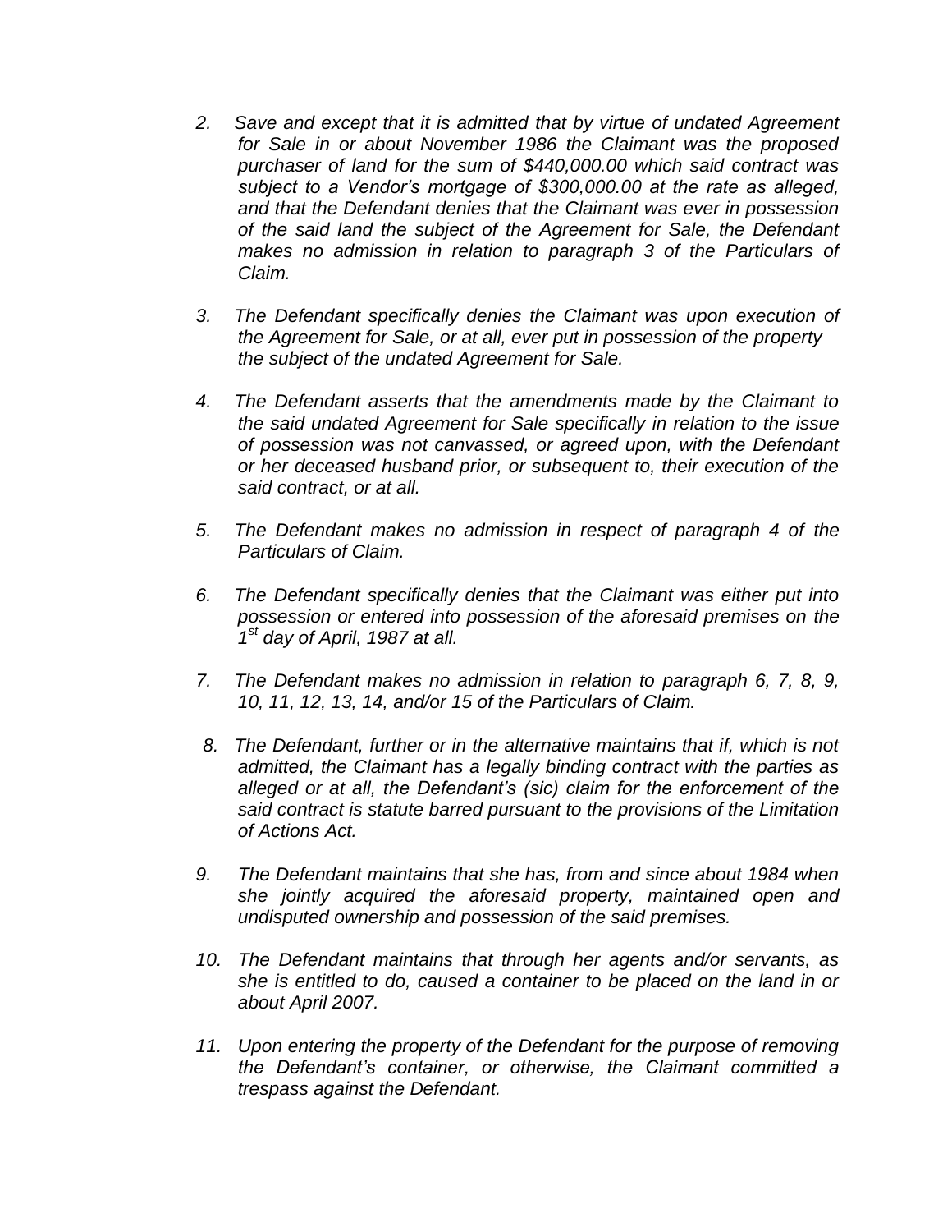*2. Save and except that it is admitted that by virtue of undated Agreement for Sale in or about November 1986 the Claimant was the proposed purchaser of land for the sum of $440,000.00 which said contract was subject to a Vendor's mortgage of $300,000.00 at the rate as alleged, and that the Defendant denies that the Claimant was ever in possession of the said land the subject of the Agreement for Sale, the Defendant makes no admission in relation to paragraph 3 of the Particulars of Claim.*

*3. The Defendant specifically denies the Claimant was upon execution of the Agreement for Sale, or at all, ever put in possession of the property the subject of the undated Agreement for Sale.*

*4. The Defendant asserts that the amendments made by the Claimant to the said undated Agreement for Sale specifically in relation to the issue of possession was not canvassed, or agreed upon, with the Defendant or her deceased husband prior, or subsequent to, their execution of the said contract, or at all.*

*5. The Defendant makes no admission in respect of paragraph 4 of the Particulars of Claim.*

*6. The Defendant specifically denies that the Claimant was either put into possession or entered into possession of the aforesaid premises on the 1st day of April, 1987 at all.*

*7. The Defendant makes no admission in relation to paragraph 6, 7, 8, 9, 10, 11, 12, 13, 14, and/or 15 of the Particulars of Claim.*

*8. The Defendant, further or in the alternative maintains that if, which is not admitted, the Claimant has a legally binding contract with the parties as alleged or at all, the Defendant's (sic) claim for the enforcement of the said contract is statute barred pursuant to the provisions of the Limitation of Actions Act.*

*9. The Defendant maintains that she has, from and since about 1984 when she jointly acquired the aforesaid property, maintained open and undisputed ownership and possession of the said premises.*

*10. The Defendant maintains that through her agents and/or servants, as she is entitled to do, caused a container to be placed on the land in or about April 2007.*

*11. Upon entering the property of the Defendant for the purpose of removing the Defendant's container, or otherwise, the Claimant committed a trespass against the Defendant.*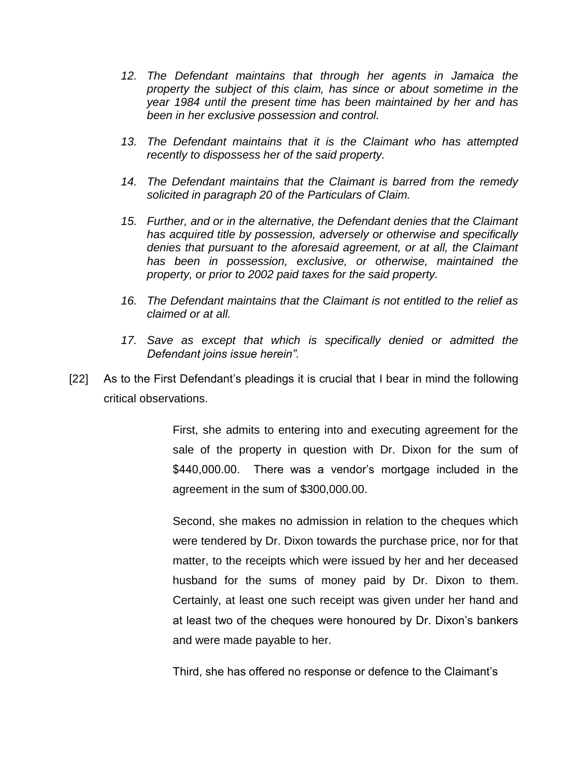*12. The Defendant maintains that through her agents in Jamaica the property the subject of this claim, has since or about sometime in the year 1984 until the present time has been maintained by her and has been in her exclusive possession and control.*

*13. The Defendant maintains that it is the Claimant who has attempted recently to dispossess her of the said property.*

*14. The Defendant maintains that the Claimant is barred from the remedy solicited in paragraph 20 of the Particulars of Claim.*

*15. Further, and or in the alternative, the Defendant denies that the Claimant has acquired title by possession, adversely or otherwise and specifically denies that pursuant to the aforesaid agreement, or at all, the Claimant has been in possession, exclusive, or otherwise, maintained the property, or prior to 2002 paid taxes for the said property.*

*16. The Defendant maintains that the Claimant is not entitled to the relief as claimed or at all.*

*17. Save as except that which is specifically denied or admitted the Defendant joins issue herein".*

[22] As to the First Defendant's pleadings it is crucial that I bear in mind the following critical observations.

First, she admits to entering into and executing agreement for the sale of the property in question with Dr. Dixon for the sum of $440,000.00. There was a vendor's mortgage included in the agreement in the sum of $300,000.00.

Second, she makes no admission in relation to the cheques which were tendered by Dr. Dixon towards the purchase price, nor for that matter, to the receipts which were issued by her and her deceased husband for the sums of money paid by Dr. Dixon to them. Certainly, at least one such receipt was given under her hand and at least two of the cheques were honoured by Dr. Dixon's bankers and were made payable to her.

Third, she has offered no response or defence to the Claimant's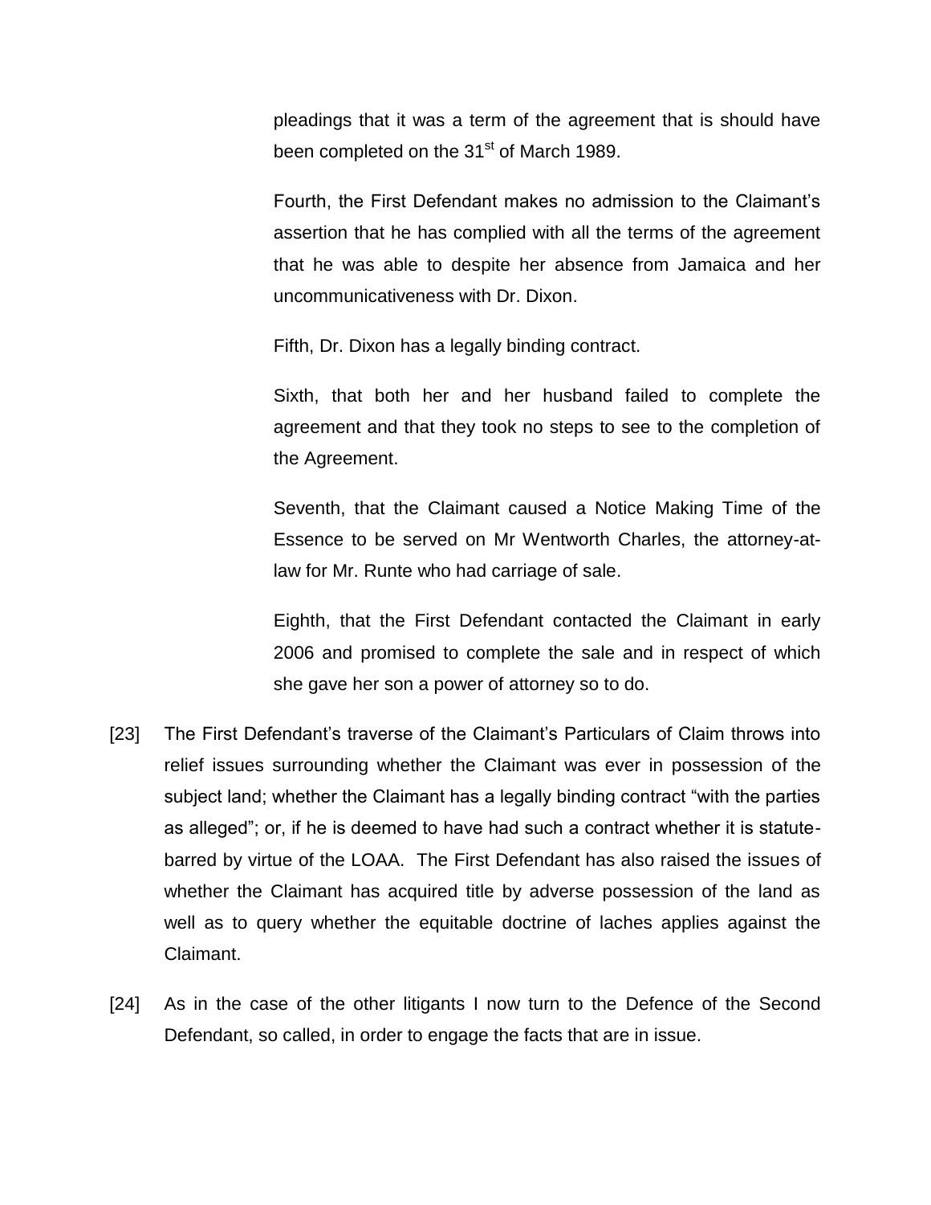pleadings that it was a term of the agreement that is should have been completed on the 31st of March 1989.

Fourth, the First Defendant makes no admission to the Claimant's assertion that he has complied with all the terms of the agreement that he was able to despite her absence from Jamaica and her uncommunicativeness with Dr. Dixon.

Fifth, Dr. Dixon has a legally binding contract.

Sixth, that both her and her husband failed to complete the agreement and that they took no steps to see to the completion of the Agreement.

Seventh, that the Claimant caused a Notice Making Time of the Essence to be served on Mr Wentworth Charles, the attorney-at-law for Mr. Runte who had carriage of sale.

Eighth, that the First Defendant contacted the Claimant in early 2006 and promised to complete the sale and in respect of which she gave her son a power of attorney so to do.

[23] The First Defendant's traverse of the Claimant's Particulars of Claim throws into relief issues surrounding whether the Claimant was ever in possession of the subject land; whether the Claimant has a legally binding contract "with the parties as alleged"; or, if he is deemed to have had such a contract whether it is statute-barred by virtue of the LOAA. The First Defendant has also raised the issues of whether the Claimant has acquired title by adverse possession of the land as well as to query whether the equitable doctrine of laches applies against the Claimant.

[24] As in the case of the other litigants I now turn to the Defence of the Second Defendant, so called, in order to engage the facts that are in issue.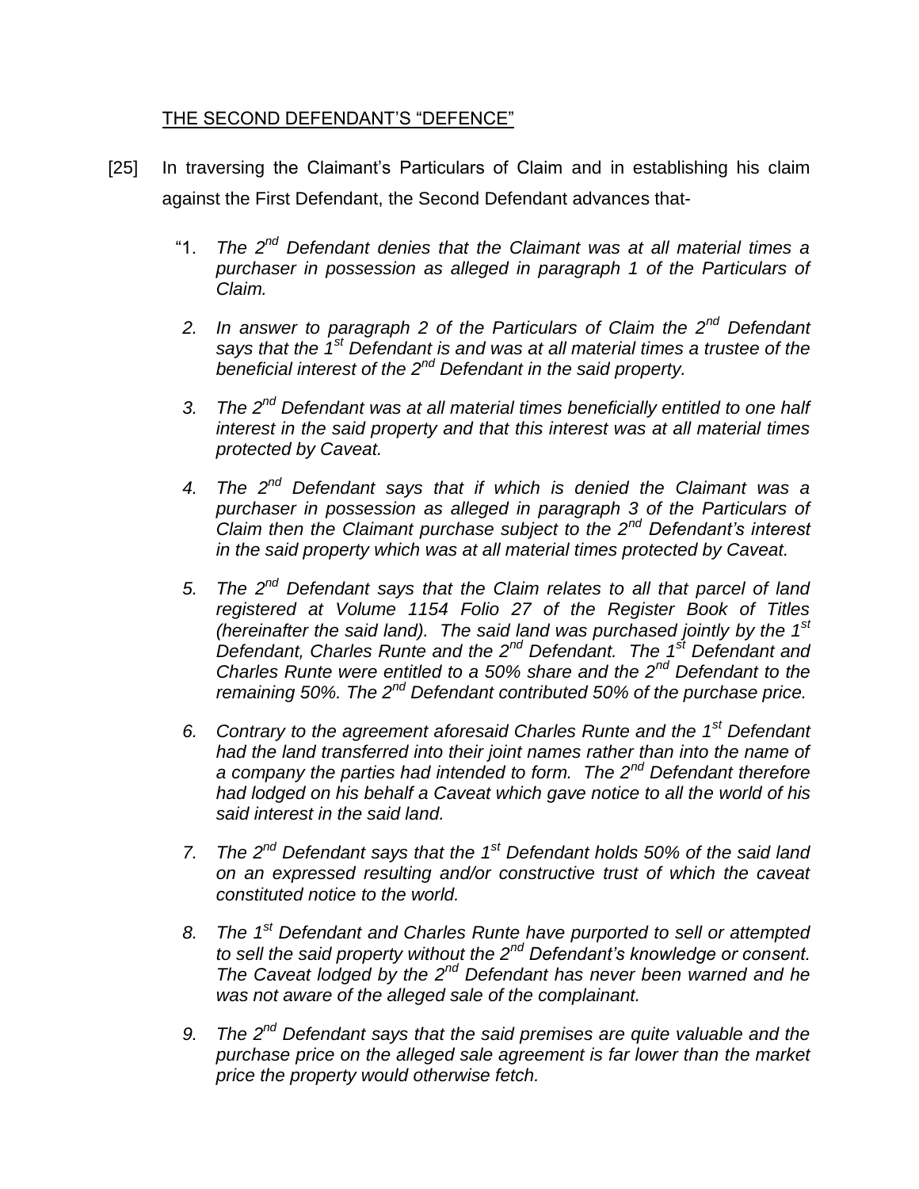## THE SECOND DEFENDANT'S "DEFENCE"

[25] In traversing the Claimant's Particulars of Claim and in establishing his claim against the First Defendant, the Second Defendant advances that-

"1. *The 2nd Defendant denies that the Claimant was at all material times a purchaser in possession as alleged in paragraph 1 of the Particulars of Claim.*

2. *In answer to paragraph 2 of the Particulars of Claim the 2nd Defendant says that the 1st Defendant is and was at all material times a trustee of the beneficial interest of the 2nd Defendant in the said property.*

3. *The 2nd Defendant was at all material times beneficially entitled to one half interest in the said property and that this interest was at all material times protected by Caveat.*

4. *The 2nd Defendant says that if which is denied the Claimant was a purchaser in possession as alleged in paragraph 3 of the Particulars of Claim then the Claimant purchase subject to the 2nd Defendant's interest in the said property which was at all material times protected by Caveat.*

5. *The 2nd Defendant says that the Claim relates to all that parcel of land registered at Volume 1154 Folio 27 of the Register Book of Titles (hereinafter the said land). The said land was purchased jointly by the 1st Defendant, Charles Runte and the 2nd Defendant. The 1st Defendant and Charles Runte were entitled to a 50% share and the 2nd Defendant to the remaining 50%. The 2nd Defendant contributed 50% of the purchase price.*

6. *Contrary to the agreement aforesaid Charles Runte and the 1st Defendant had the land transferred into their joint names rather than into the name of a company the parties had intended to form. The 2nd Defendant therefore had lodged on his behalf a Caveat which gave notice to all the world of his said interest in the said land.*

7. *The 2nd Defendant says that the 1st Defendant holds 50% of the said land on an expressed resulting and/or constructive trust of which the caveat constituted notice to the world.*

8. *The 1st Defendant and Charles Runte have purported to sell or attempted to sell the said property without the 2nd Defendant's knowledge or consent. The Caveat lodged by the 2nd Defendant has never been warned and he was not aware of the alleged sale of the complainant.*

9. *The 2nd Defendant says that the said premises are quite valuable and the purchase price on the alleged sale agreement is far lower than the market price the property would otherwise fetch.*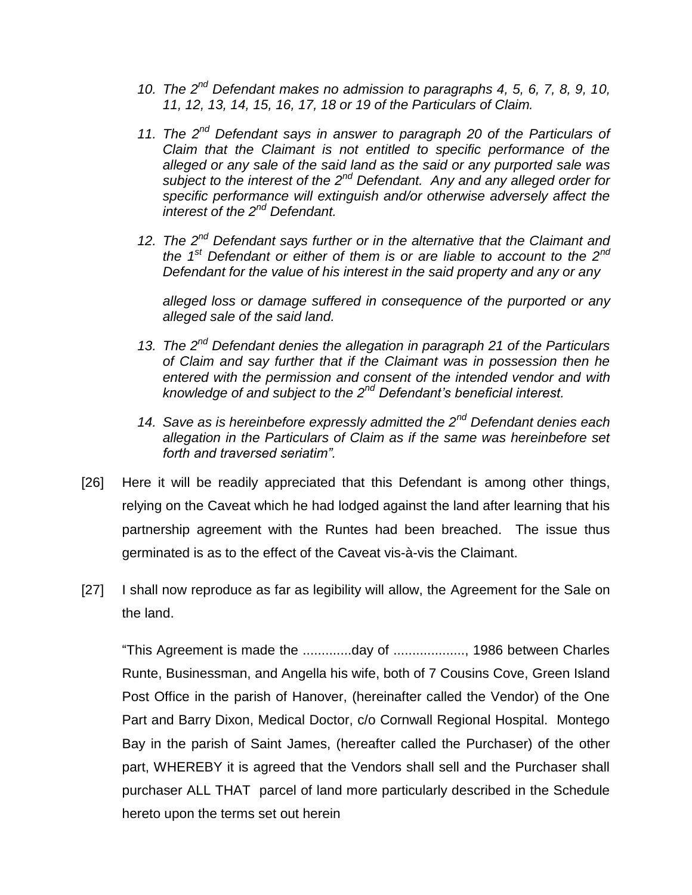*10. The 2nd Defendant makes no admission to paragraphs 4, 5, 6, 7, 8, 9, 10, 11, 12, 13, 14, 15, 16, 17, 18 or 19 of the Particulars of Claim.*

*11. The 2nd Defendant says in answer to paragraph 20 of the Particulars of Claim that the Claimant is not entitled to specific performance of the alleged or any sale of the said land as the said or any purported sale was subject to the interest of the 2nd Defendant. Any and any alleged order for specific performance will extinguish and/or otherwise adversely affect the interest of the 2nd Defendant.*

*12. The 2nd Defendant says further or in the alternative that the Claimant and the 1st Defendant or either of them is or are liable to account to the 2nd Defendant for the value of his interest in the said property and any or any*

*alleged loss or damage suffered in consequence of the purported or any alleged sale of the said land.*

*13. The 2nd Defendant denies the allegation in paragraph 21 of the Particulars of Claim and say further that if the Claimant was in possession then he entered with the permission and consent of the intended vendor and with knowledge of and subject to the 2nd Defendant's beneficial interest.*

*14. Save as is hereinbefore expressly admitted the 2nd Defendant denies each allegation in the Particulars of Claim as if the same was hereinbefore set forth and traversed seriatim".*

[26] Here it will be readily appreciated that this Defendant is among other things, relying on the Caveat which he had lodged against the land after learning that his partnership agreement with the Runtes had been breached. The issue thus germinated is as to the effect of the Caveat vis-à-vis the Claimant.

[27] I shall now reproduce as far as legibility will allow, the Agreement for the Sale on the land.

"This Agreement is made the .............day of ..................., 1986 between Charles Runte, Businessman, and Angella his wife, both of 7 Cousins Cove, Green Island Post Office in the parish of Hanover, (hereinafter called the Vendor) of the One Part and Barry Dixon, Medical Doctor, c/o Cornwall Regional Hospital. Montego Bay in the parish of Saint James, (hereafter called the Purchaser) of the other part, WHEREBY it is agreed that the Vendors shall sell and the Purchaser shall purchaser ALL THAT parcel of land more particularly described in the Schedule hereto upon the terms set out herein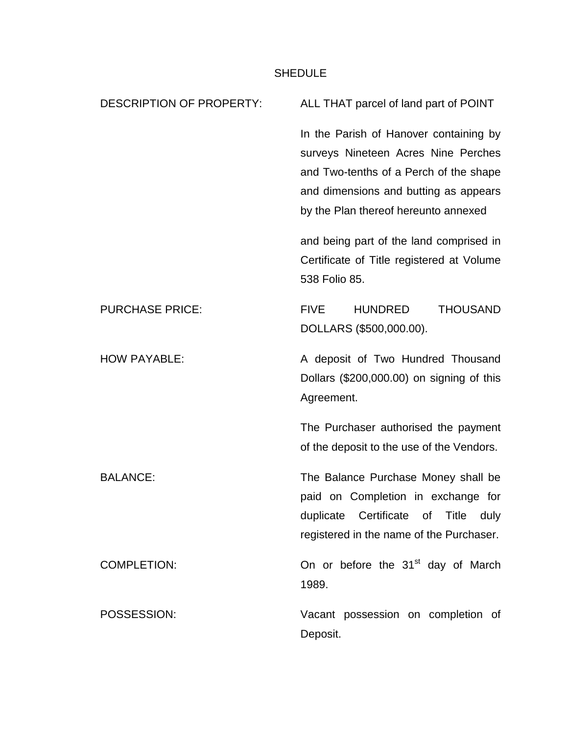SHEDULE

| | |
|---|---|
| DESCRIPTION OF PROPERTY: | ALL THAT parcel of land part of POINT<br><br>In the Parish of Hanover containing by surveys Nineteen Acres Nine Perches and Two-tenths of a Perch of the shape and dimensions and butting as appears by the Plan thereof hereunto annexed<br><br>and being part of the land comprised in Certificate of Title registered at Volume 538 Folio 85. |
| PURCHASE PRICE: | FIVE HUNDRED THOUSAND DOLLARS ($500,000.00). |
| HOW PAYABLE: | A deposit of Two Hundred Thousand Dollars ($200,000.00) on signing of this Agreement.<br><br>The Purchaser authorised the payment of the deposit to the use of the Vendors. |
| BALANCE: | The Balance Purchase Money shall be paid on Completion in exchange for duplicate Certificate of Title duly registered in the name of the Purchaser. |
| COMPLETION: | On or before the 31st day of March 1989. |
| POSSESSION: | Vacant possession on completion of Deposit. |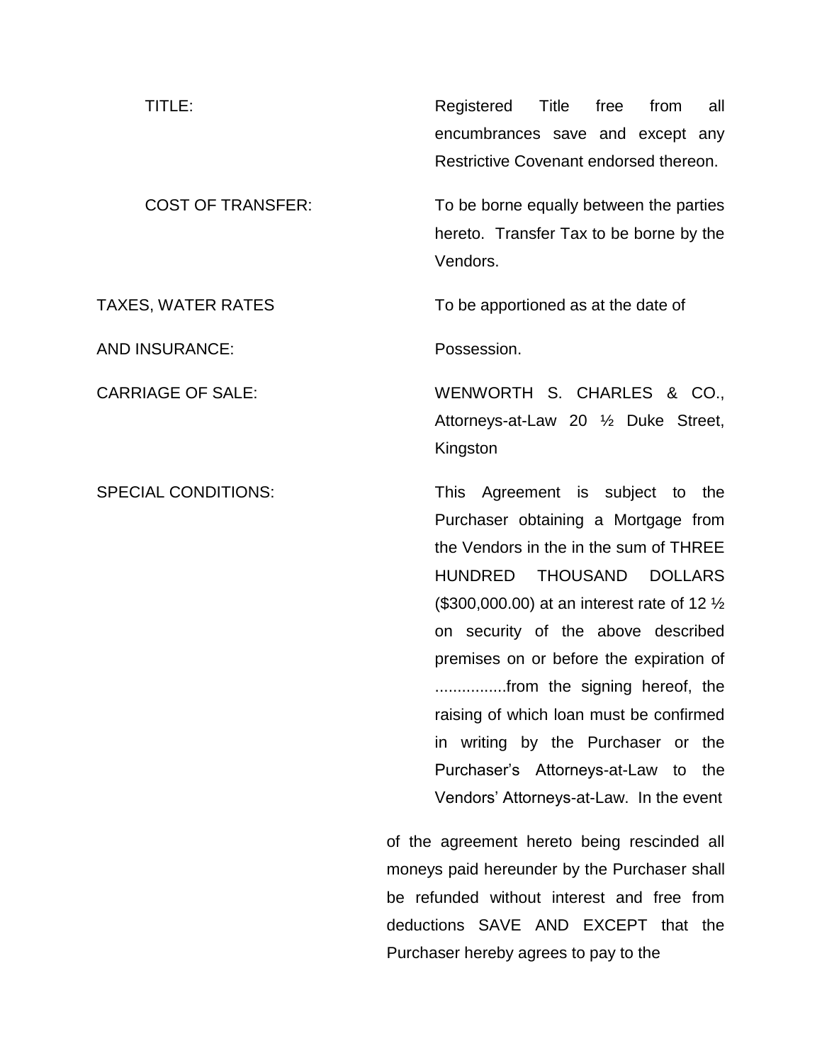| | |
|---|---|
| TITLE: | Registered Title free from all encumbrances save and except any Restrictive Covenant endorsed thereon. |
| COST OF TRANSFER: | To be borne equally between the parties hereto. Transfer Tax to be borne by the Vendors. |
| TAXES, WATER RATES AND INSURANCE: | To be apportioned as at the date of Possession. |
| CARRIAGE OF SALE: | WENWORTH S. CHARLES & CO., Attorneys-at-Law 20 ½ Duke Street, Kingston |
| SPECIAL CONDITIONS: | This Agreement is subject to the Purchaser obtaining a Mortgage from the Vendors in the in the sum of THREE HUNDRED THOUSAND DOLLARS ($300,000.00) at an interest rate of 12 ½ on security of the above described premises on or before the expiration of ................from the signing hereof, the raising of which loan must be confirmed in writing by the Purchaser or the Purchaser's Attorneys-at-Law to the Vendors' Attorneys-at-Law. In the event |

of the agreement hereto being rescinded all moneys paid hereunder by the Purchaser shall be refunded without interest and free from deductions SAVE AND EXCEPT that the Purchaser hereby agrees to pay to the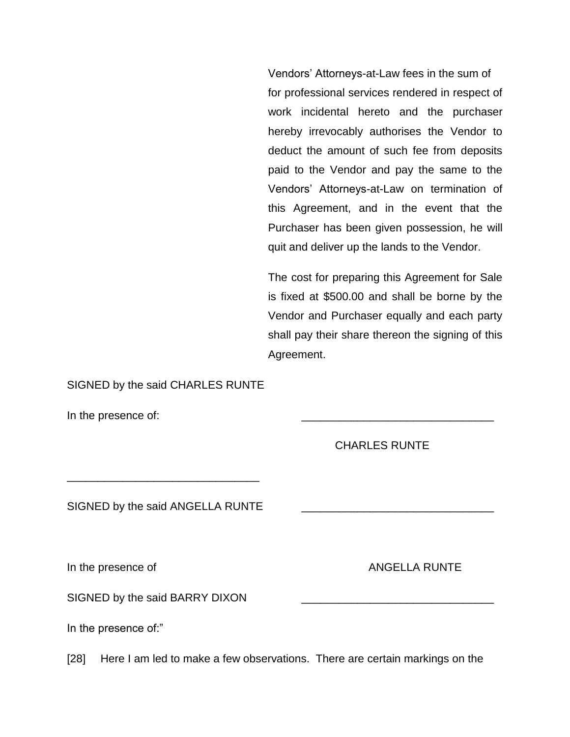Vendors' Attorneys-at-Law fees in the sum of for professional services rendered in respect of work incidental hereto and the purchaser hereby irrevocably authorises the Vendor to deduct the amount of such fee from deposits paid to the Vendor and pay the same to the Vendors' Attorneys-at-Law on termination of this Agreement, and in the event that the Purchaser has been given possession, he will quit and deliver up the lands to the Vendor.

The cost for preparing this Agreement for Sale is fixed at $500.00 and shall be borne by the Vendor and Purchaser equally and each party shall pay their share thereon the signing of this Agreement.

SIGNED by the said CHARLES RUNTE

In the presence of: _______________________________

CHARLES RUNTE

_______________________________

SIGNED by the said ANGELLA RUNTE _______________________________

In the presence of ANGELLA RUNTE

SIGNED by the said BARRY DIXON _______________________________

In the presence of:"

[28] Here I am led to make a few observations. There are certain markings on the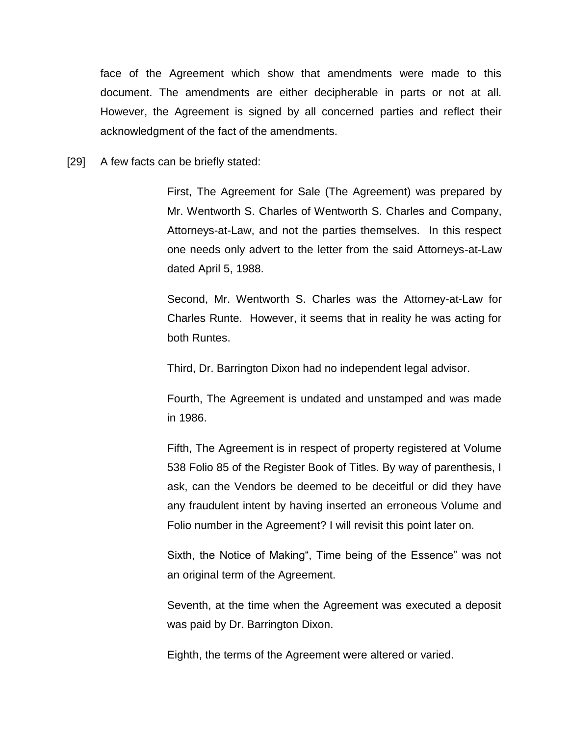face of the Agreement which show that amendments were made to this document. The amendments are either decipherable in parts or not at all. However, the Agreement is signed by all concerned parties and reflect their acknowledgment of the fact of the amendments.

[29] A few facts can be briefly stated:

> First, The Agreement for Sale (The Agreement) was prepared by Mr. Wentworth S. Charles of Wentworth S. Charles and Company, Attorneys-at-Law, and not the parties themselves. In this respect one needs only advert to the letter from the said Attorneys-at-Law dated April 5, 1988.
>
> Second, Mr. Wentworth S. Charles was the Attorney-at-Law for Charles Runte. However, it seems that in reality he was acting for both Runtes.
>
> Third, Dr. Barrington Dixon had no independent legal advisor.
>
> Fourth, The Agreement is undated and unstamped and was made in 1986.
>
> Fifth, The Agreement is in respect of property registered at Volume 538 Folio 85 of the Register Book of Titles. By way of parenthesis, I ask, can the Vendors be deemed to be deceitful or did they have any fraudulent intent by having inserted an erroneous Volume and Folio number in the Agreement? I will revisit this point later on.
>
> Sixth, the Notice of Making", Time being of the Essence" was not an original term of the Agreement.
>
> Seventh, at the time when the Agreement was executed a deposit was paid by Dr. Barrington Dixon.
>
> Eighth, the terms of the Agreement were altered or varied.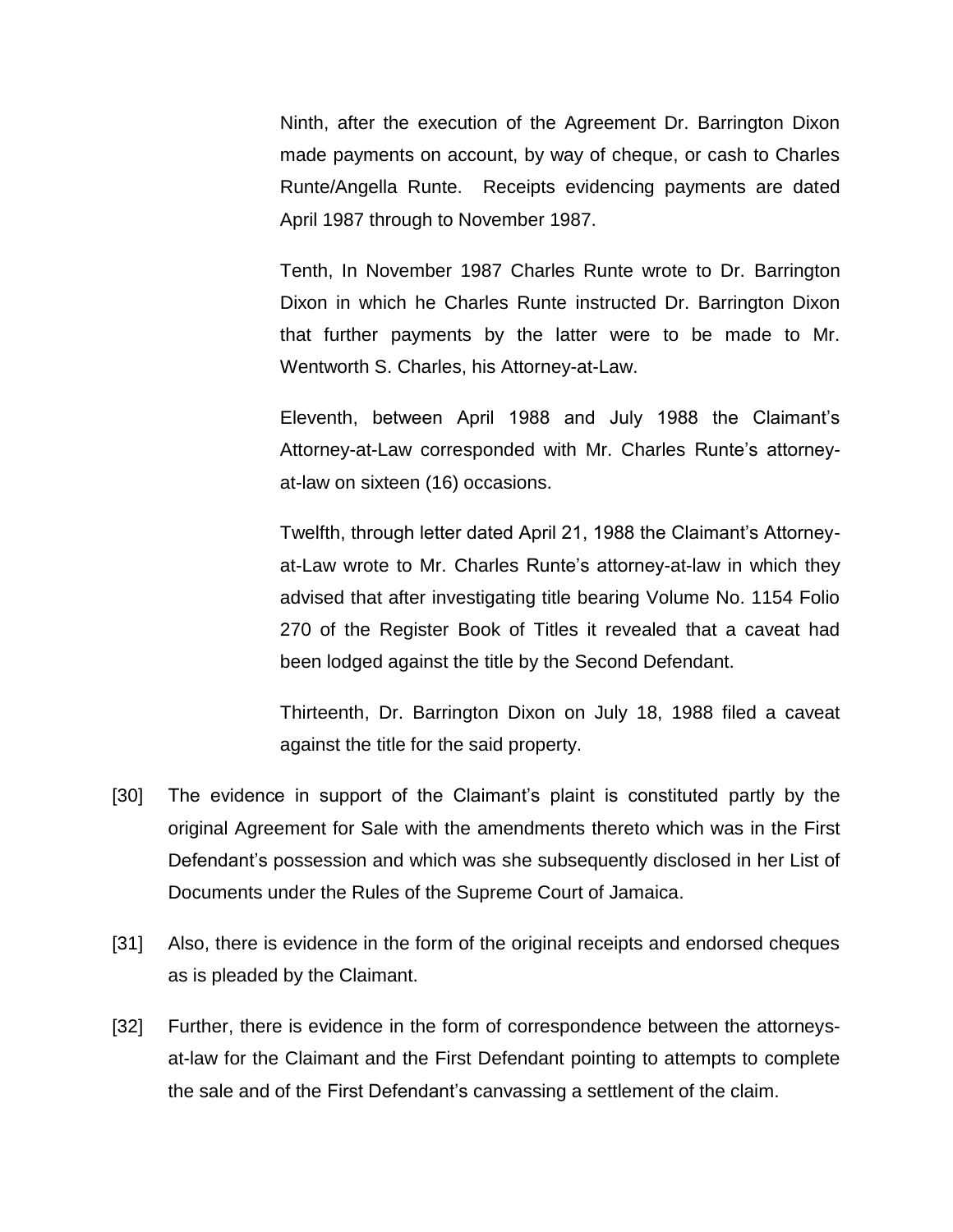Ninth, after the execution of the Agreement Dr. Barrington Dixon made payments on account, by way of cheque, or cash to Charles Runte/Angella Runte. Receipts evidencing payments are dated April 1987 through to November 1987.

Tenth, In November 1987 Charles Runte wrote to Dr. Barrington Dixon in which he Charles Runte instructed Dr. Barrington Dixon that further payments by the latter were to be made to Mr. Wentworth S. Charles, his Attorney-at-Law.

Eleventh, between April 1988 and July 1988 the Claimant's Attorney-at-Law corresponded with Mr. Charles Runte's attorney-at-law on sixteen (16) occasions.

Twelfth, through letter dated April 21, 1988 the Claimant's Attorney-at-Law wrote to Mr. Charles Runte's attorney-at-law in which they advised that after investigating title bearing Volume No. 1154 Folio 270 of the Register Book of Titles it revealed that a caveat had been lodged against the title by the Second Defendant.

Thirteenth, Dr. Barrington Dixon on July 18, 1988 filed a caveat against the title for the said property.

[30] The evidence in support of the Claimant's plaint is constituted partly by the original Agreement for Sale with the amendments thereto which was in the First Defendant's possession and which was she subsequently disclosed in her List of Documents under the Rules of the Supreme Court of Jamaica.

[31] Also, there is evidence in the form of the original receipts and endorsed cheques as is pleaded by the Claimant.

[32] Further, there is evidence in the form of correspondence between the attorneys-at-law for the Claimant and the First Defendant pointing to attempts to complete the sale and of the First Defendant's canvassing a settlement of the claim.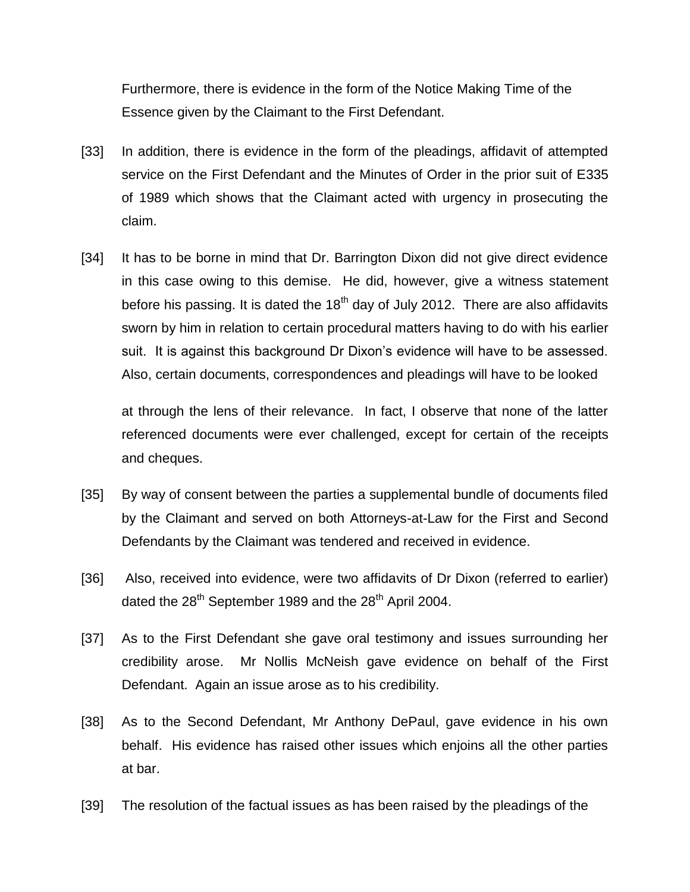Furthermore, there is evidence in the form of the Notice Making Time of the Essence given by the Claimant to the First Defendant.

[33] In addition, there is evidence in the form of the pleadings, affidavit of attempted service on the First Defendant and the Minutes of Order in the prior suit of E335 of 1989 which shows that the Claimant acted with urgency in prosecuting the claim.

[34] It has to be borne in mind that Dr. Barrington Dixon did not give direct evidence in this case owing to this demise. He did, however, give a witness statement before his passing. It is dated the 18th day of July 2012. There are also affidavits sworn by him in relation to certain procedural matters having to do with his earlier suit. It is against this background Dr Dixon's evidence will have to be assessed. Also, certain documents, correspondences and pleadings will have to be looked at through the lens of their relevance. In fact, I observe that none of the latter referenced documents were ever challenged, except for certain of the receipts and cheques.

[35] By way of consent between the parties a supplemental bundle of documents filed by the Claimant and served on both Attorneys-at-Law for the First and Second Defendants by the Claimant was tendered and received in evidence.

[36] Also, received into evidence, were two affidavits of Dr Dixon (referred to earlier) dated the 28th September 1989 and the 28th April 2004.

[37] As to the First Defendant she gave oral testimony and issues surrounding her credibility arose. Mr Nollis McNeish gave evidence on behalf of the First Defendant. Again an issue arose as to his credibility.

[38] As to the Second Defendant, Mr Anthony DePaul, gave evidence in his own behalf. His evidence has raised other issues which enjoins all the other parties at bar.

[39] The resolution of the factual issues as has been raised by the pleadings of the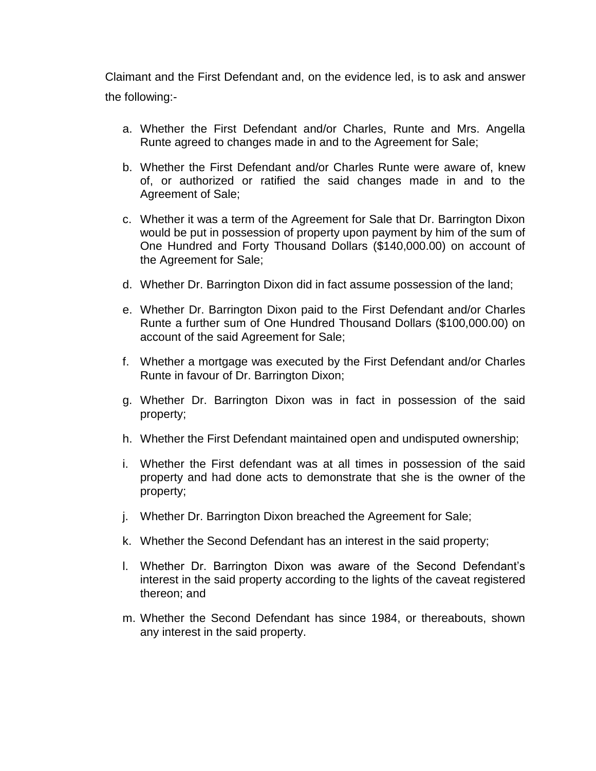Claimant and the First Defendant and, on the evidence led, is to ask and answer the following:-

a. Whether the First Defendant and/or Charles, Runte and Mrs. Angella Runte agreed to changes made in and to the Agreement for Sale;

b. Whether the First Defendant and/or Charles Runte were aware of, knew of, or authorized or ratified the said changes made in and to the Agreement of Sale;

c. Whether it was a term of the Agreement for Sale that Dr. Barrington Dixon would be put in possession of property upon payment by him of the sum of One Hundred and Forty Thousand Dollars ($140,000.00) on account of the Agreement for Sale;

d. Whether Dr. Barrington Dixon did in fact assume possession of the land;

e. Whether Dr. Barrington Dixon paid to the First Defendant and/or Charles Runte a further sum of One Hundred Thousand Dollars ($100,000.00) on account of the said Agreement for Sale;

f. Whether a mortgage was executed by the First Defendant and/or Charles Runte in favour of Dr. Barrington Dixon;

g. Whether Dr. Barrington Dixon was in fact in possession of the said property;

h. Whether the First Defendant maintained open and undisputed ownership;

i. Whether the First defendant was at all times in possession of the said property and had done acts to demonstrate that she is the owner of the property;

j. Whether Dr. Barrington Dixon breached the Agreement for Sale;

k. Whether the Second Defendant has an interest in the said property;

l. Whether Dr. Barrington Dixon was aware of the Second Defendant's interest in the said property according to the lights of the caveat registered thereon; and

m. Whether the Second Defendant has since 1984, or thereabouts, shown any interest in the said property.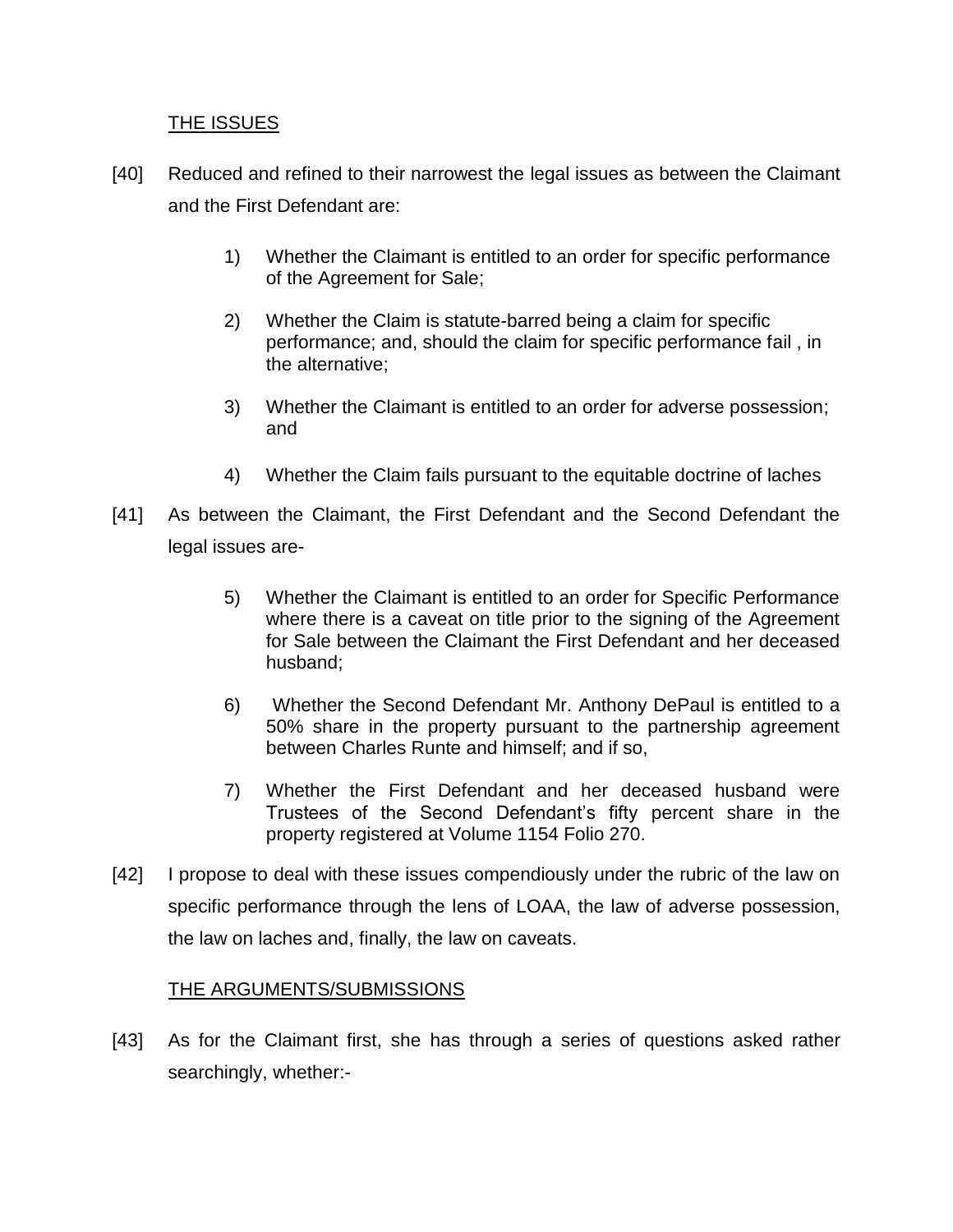## THE ISSUES

[40] Reduced and refined to their narrowest the legal issues as between the Claimant and the First Defendant are:

> 1) Whether the Claimant is entitled to an order for specific performance of the Agreement for Sale;
>
> 2) Whether the Claim is statute-barred being a claim for specific performance; and, should the claim for specific performance fail , in the alternative;
>
> 3) Whether the Claimant is entitled to an order for adverse possession; and
>
> 4) Whether the Claim fails pursuant to the equitable doctrine of laches

[41] As between the Claimant, the First Defendant and the Second Defendant the legal issues are-

> 5) Whether the Claimant is entitled to an order for Specific Performance where there is a caveat on title prior to the signing of the Agreement for Sale between the Claimant the First Defendant and her deceased husband;
>
> 6) Whether the Second Defendant Mr. Anthony DePaul is entitled to a 50% share in the property pursuant to the partnership agreement between Charles Runte and himself; and if so,
>
> 7) Whether the First Defendant and her deceased husband were Trustees of the Second Defendant's fifty percent share in the property registered at Volume 1154 Folio 270.

[42] I propose to deal with these issues compendiously under the rubric of the law on specific performance through the lens of LOAA, the law of adverse possession, the law on laches and, finally, the law on caveats.

## THE ARGUMENTS/SUBMISSIONS

[43] As for the Claimant first, she has through a series of questions asked rather searchingly, whether:-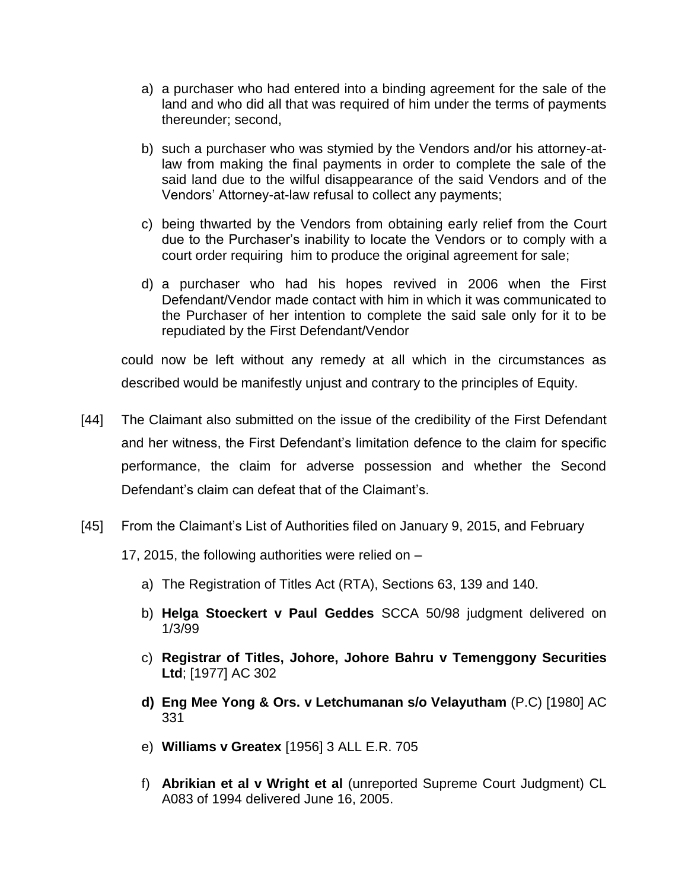a) a purchaser who had entered into a binding agreement for the sale of the land and who did all that was required of him under the terms of payments thereunder; second,

b) such a purchaser who was stymied by the Vendors and/or his attorney-at-law from making the final payments in order to complete the sale of the said land due to the wilful disappearance of the said Vendors and of the Vendors' Attorney-at-law refusal to collect any payments;

c) being thwarted by the Vendors from obtaining early relief from the Court due to the Purchaser's inability to locate the Vendors or to comply with a court order requiring him to produce the original agreement for sale;

d) a purchaser who had his hopes revived in 2006 when the First Defendant/Vendor made contact with him in which it was communicated to the Purchaser of her intention to complete the said sale only for it to be repudiated by the First Defendant/Vendor

could now be left without any remedy at all which in the circumstances as described would be manifestly unjust and contrary to the principles of Equity.

[44] The Claimant also submitted on the issue of the credibility of the First Defendant and her witness, the First Defendant's limitation defence to the claim for specific performance, the claim for adverse possession and whether the Second Defendant's claim can defeat that of the Claimant's.

[45] From the Claimant's List of Authorities filed on January 9, 2015, and February 17, 2015, the following authorities were relied on –

a) The Registration of Titles Act (RTA), Sections 63, 139 and 140.

b) **Helga Stoeckert v Paul Geddes** SCCA 50/98 judgment delivered on 1/3/99

c) **Registrar of Titles, Johore, Johore Bahru v Temenggony Securities Ltd**; [1977] AC 302

**d) Eng Mee Yong & Ors. v Letchumanan s/o Velayutham** (P.C) [1980] AC 331

e) **Williams v Greatex** [1956] 3 ALL E.R. 705

f) **Abrikian et al v Wright et al** (unreported Supreme Court Judgment) CL A083 of 1994 delivered June 16, 2005.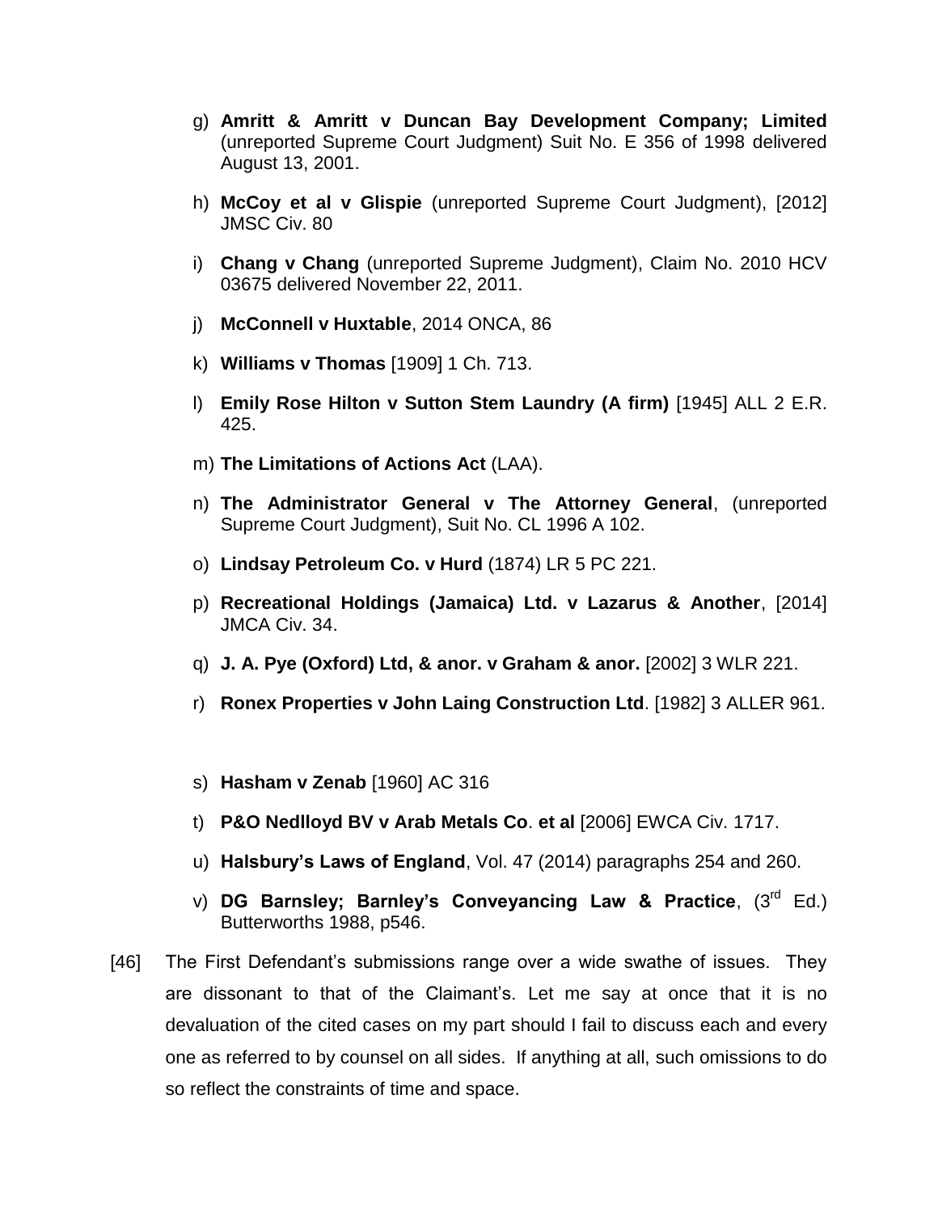g) **Amritt & Amritt v Duncan Bay Development Company; Limited** (unreported Supreme Court Judgment) Suit No. E 356 of 1998 delivered August 13, 2001.

h) **McCoy et al v Glispie** (unreported Supreme Court Judgment), [2012] JMSC Civ. 80

i) **Chang v Chang** (unreported Supreme Judgment), Claim No. 2010 HCV 03675 delivered November 22, 2011.

j) **McConnell v Huxtable**, 2014 ONCA, 86

k) **Williams v Thomas** [1909] 1 Ch. 713.

l) **Emily Rose Hilton v Sutton Stem Laundry (A firm)** [1945] ALL 2 E.R. 425.

m) **The Limitations of Actions Act** (LAA).

n) **The Administrator General v The Attorney General**, (unreported Supreme Court Judgment), Suit No. CL 1996 A 102.

o) **Lindsay Petroleum Co. v Hurd** (1874) LR 5 PC 221.

p) **Recreational Holdings (Jamaica) Ltd. v Lazarus & Another**, [2014] JMCA Civ. 34.

q) **J. A. Pye (Oxford) Ltd, & anor. v Graham & anor.** [2002] 3 WLR 221.

r) **Ronex Properties v John Laing Construction Ltd**. [1982] 3 ALLER 961.

s) **Hasham v Zenab** [1960] AC 316

t) **P&O Nedlloyd BV v Arab Metals Co**. **et al** [2006] EWCA Civ. 1717.

u) **Halsbury's Laws of England**, Vol. 47 (2014) paragraphs 254 and 260.

v) **DG Barnsley; Barnley's Conveyancing Law & Practice**, (3rd Ed.) Butterworths 1988, p546.

[46] The First Defendant's submissions range over a wide swathe of issues. They are dissonant to that of the Claimant's. Let me say at once that it is no devaluation of the cited cases on my part should I fail to discuss each and every one as referred to by counsel on all sides. If anything at all, such omissions to do so reflect the constraints of time and space.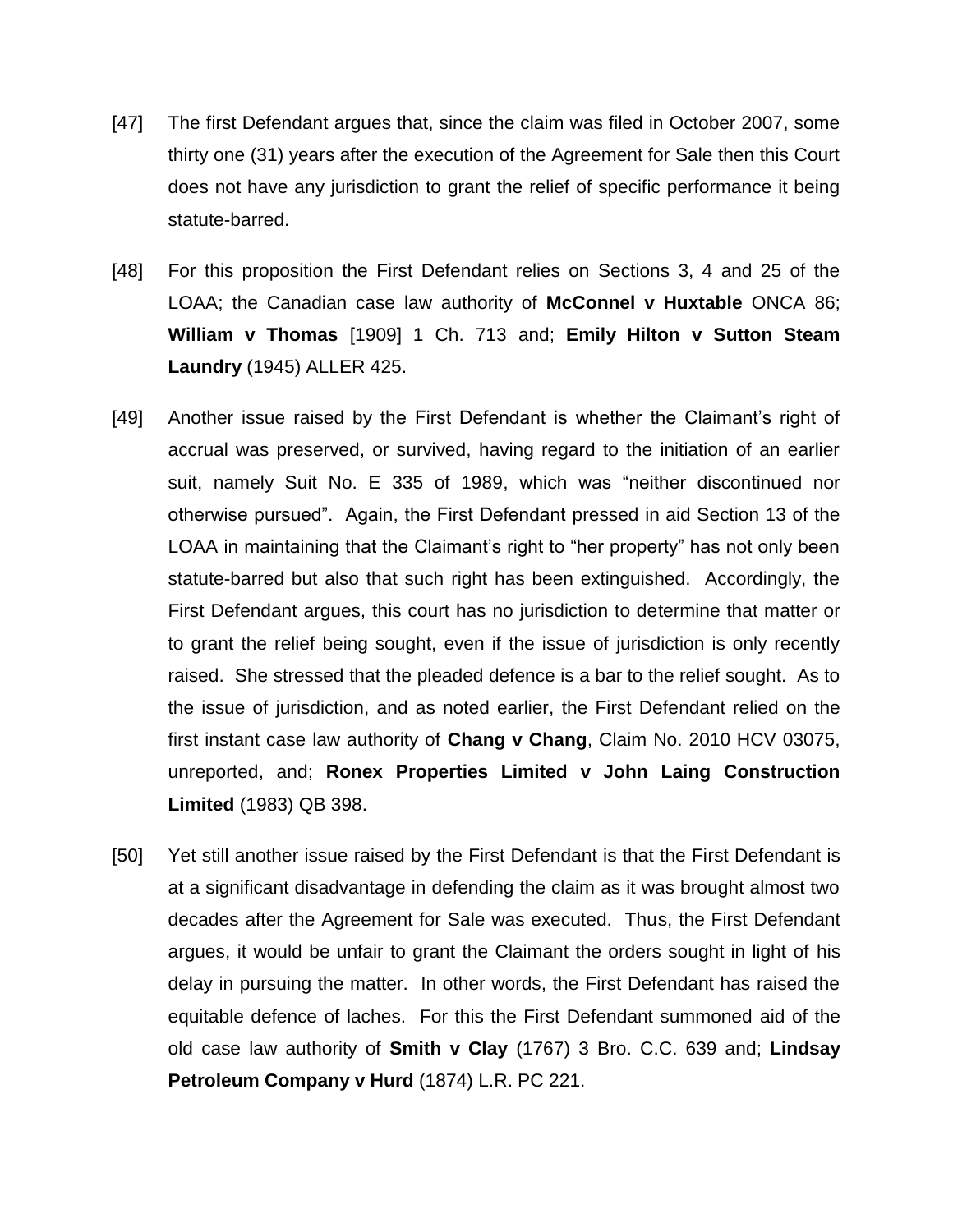[47] The first Defendant argues that, since the claim was filed in October 2007, some thirty one (31) years after the execution of the Agreement for Sale then this Court does not have any jurisdiction to grant the relief of specific performance it being statute-barred.

[48] For this proposition the First Defendant relies on Sections 3, 4 and 25 of the LOAA; the Canadian case law authority of **McConnel v Huxtable** ONCA 86; **William v Thomas** [1909] 1 Ch. 713 and; **Emily Hilton v Sutton Steam Laundry** (1945) ALLER 425.

[49] Another issue raised by the First Defendant is whether the Claimant's right of accrual was preserved, or survived, having regard to the initiation of an earlier suit, namely Suit No. E 335 of 1989, which was "neither discontinued nor otherwise pursued". Again, the First Defendant pressed in aid Section 13 of the LOAA in maintaining that the Claimant's right to "her property" has not only been statute-barred but also that such right has been extinguished. Accordingly, the First Defendant argues, this court has no jurisdiction to determine that matter or to grant the relief being sought, even if the issue of jurisdiction is only recently raised. She stressed that the pleaded defence is a bar to the relief sought. As to the issue of jurisdiction, and as noted earlier, the First Defendant relied on the first instant case law authority of **Chang v Chang**, Claim No. 2010 HCV 03075, unreported, and; **Ronex Properties Limited v John Laing Construction Limited** (1983) QB 398.

[50] Yet still another issue raised by the First Defendant is that the First Defendant is at a significant disadvantage in defending the claim as it was brought almost two decades after the Agreement for Sale was executed. Thus, the First Defendant argues, it would be unfair to grant the Claimant the orders sought in light of his delay in pursuing the matter. In other words, the First Defendant has raised the equitable defence of laches. For this the First Defendant summoned aid of the old case law authority of **Smith v Clay** (1767) 3 Bro. C.C. 639 and; **Lindsay Petroleum Company v Hurd** (1874) L.R. PC 221.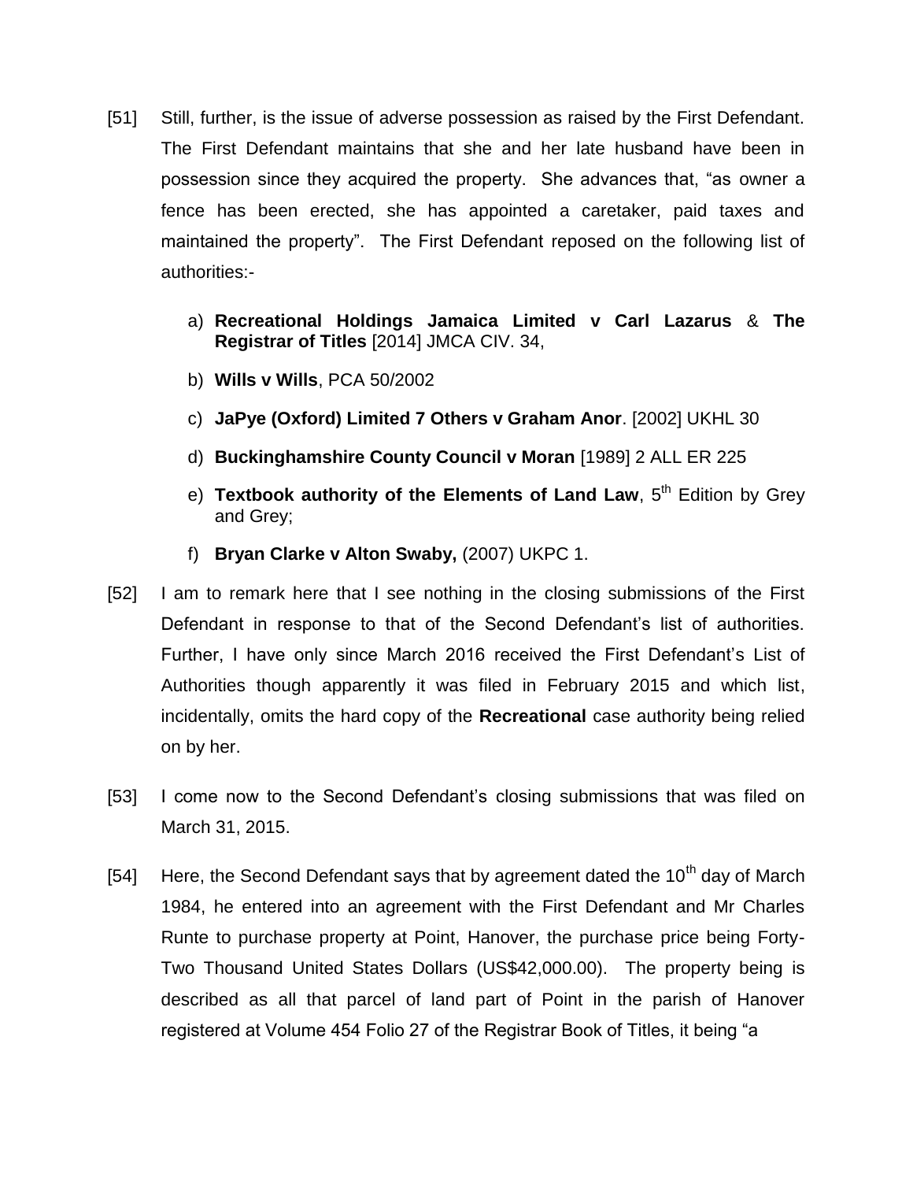[51] Still, further, is the issue of adverse possession as raised by the First Defendant. The First Defendant maintains that she and her late husband have been in possession since they acquired the property. She advances that, "as owner a fence has been erected, she has appointed a caretaker, paid taxes and maintained the property". The First Defendant reposed on the following list of authorities:-

a) **Recreational Holdings Jamaica Limited v Carl Lazarus** & **The Registrar of Titles** [2014] JMCA CIV. 34,

b) **Wills v Wills**, PCA 50/2002

c) **JaPye (Oxford) Limited 7 Others v Graham Anor**. [2002] UKHL 30

d) **Buckinghamshire County Council v Moran** [1989] 2 ALL ER 225

e) **Textbook authority of the Elements of Land Law**, 5th Edition by Grey and Grey;

f) **Bryan Clarke v Alton Swaby,** (2007) UKPC 1.

[52] I am to remark here that I see nothing in the closing submissions of the First Defendant in response to that of the Second Defendant's list of authorities. Further, I have only since March 2016 received the First Defendant's List of Authorities though apparently it was filed in February 2015 and which list, incidentally, omits the hard copy of the **Recreational** case authority being relied on by her.

[53] I come now to the Second Defendant's closing submissions that was filed on March 31, 2015.

[54] Here, the Second Defendant says that by agreement dated the 10th day of March 1984, he entered into an agreement with the First Defendant and Mr Charles Runte to purchase property at Point, Hanover, the purchase price being Forty-Two Thousand United States Dollars (US$42,000.00). The property being is described as all that parcel of land part of Point in the parish of Hanover registered at Volume 454 Folio 27 of the Registrar Book of Titles, it being "a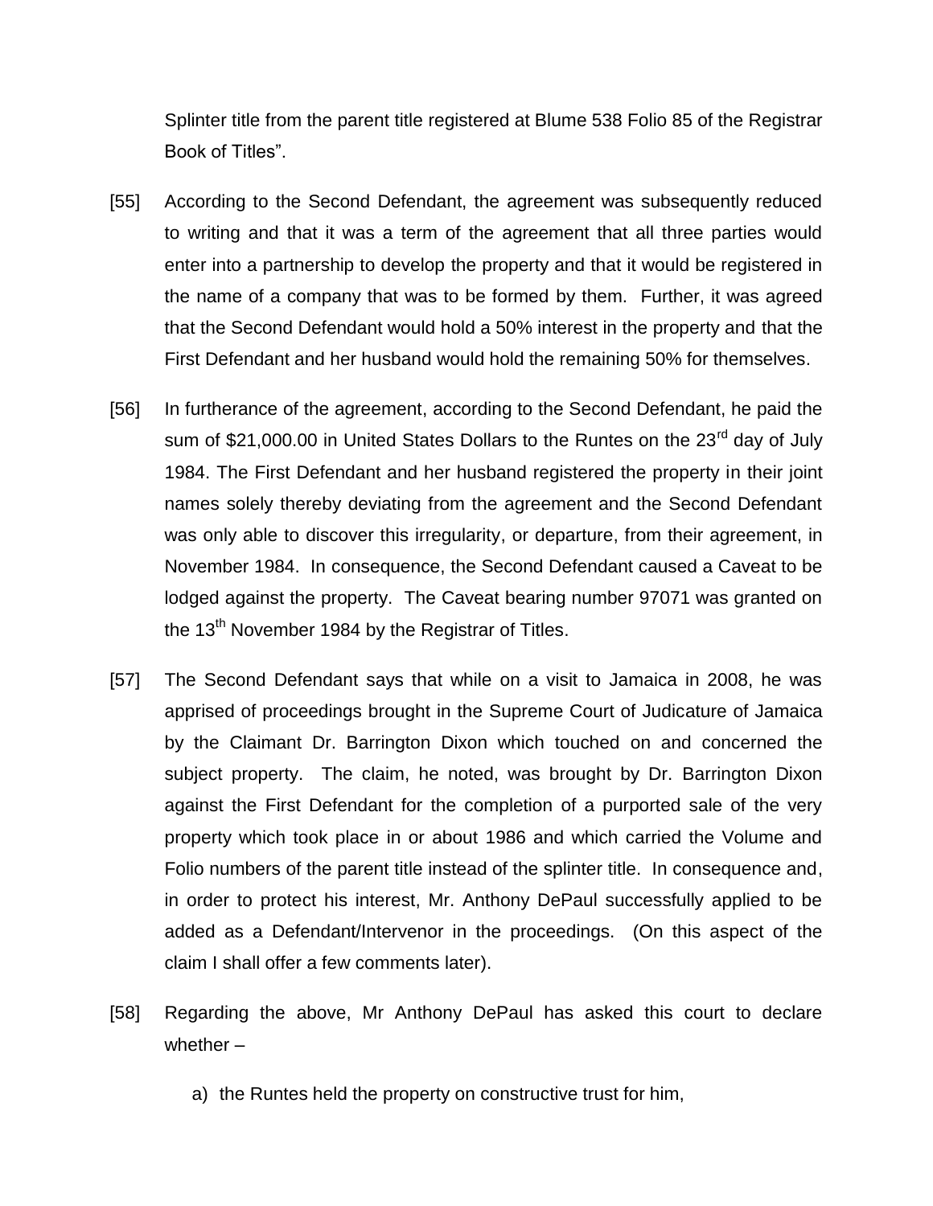Splinter title from the parent title registered at Blume 538 Folio 85 of the Registrar Book of Titles".

[55] According to the Second Defendant, the agreement was subsequently reduced to writing and that it was a term of the agreement that all three parties would enter into a partnership to develop the property and that it would be registered in the name of a company that was to be formed by them. Further, it was agreed that the Second Defendant would hold a 50% interest in the property and that the First Defendant and her husband would hold the remaining 50% for themselves.

[56] In furtherance of the agreement, according to the Second Defendant, he paid the sum of $21,000.00 in United States Dollars to the Runtes on the 23rd day of July 1984. The First Defendant and her husband registered the property in their joint names solely thereby deviating from the agreement and the Second Defendant was only able to discover this irregularity, or departure, from their agreement, in November 1984. In consequence, the Second Defendant caused a Caveat to be lodged against the property. The Caveat bearing number 97071 was granted on the 13th November 1984 by the Registrar of Titles.

[57] The Second Defendant says that while on a visit to Jamaica in 2008, he was apprised of proceedings brought in the Supreme Court of Judicature of Jamaica by the Claimant Dr. Barrington Dixon which touched on and concerned the subject property. The claim, he noted, was brought by Dr. Barrington Dixon against the First Defendant for the completion of a purported sale of the very property which took place in or about 1986 and which carried the Volume and Folio numbers of the parent title instead of the splinter title. In consequence and, in order to protect his interest, Mr. Anthony DePaul successfully applied to be added as a Defendant/Intervenor in the proceedings. (On this aspect of the claim I shall offer a few comments later).

[58] Regarding the above, Mr Anthony DePaul has asked this court to declare whether –

a) the Runtes held the property on constructive trust for him,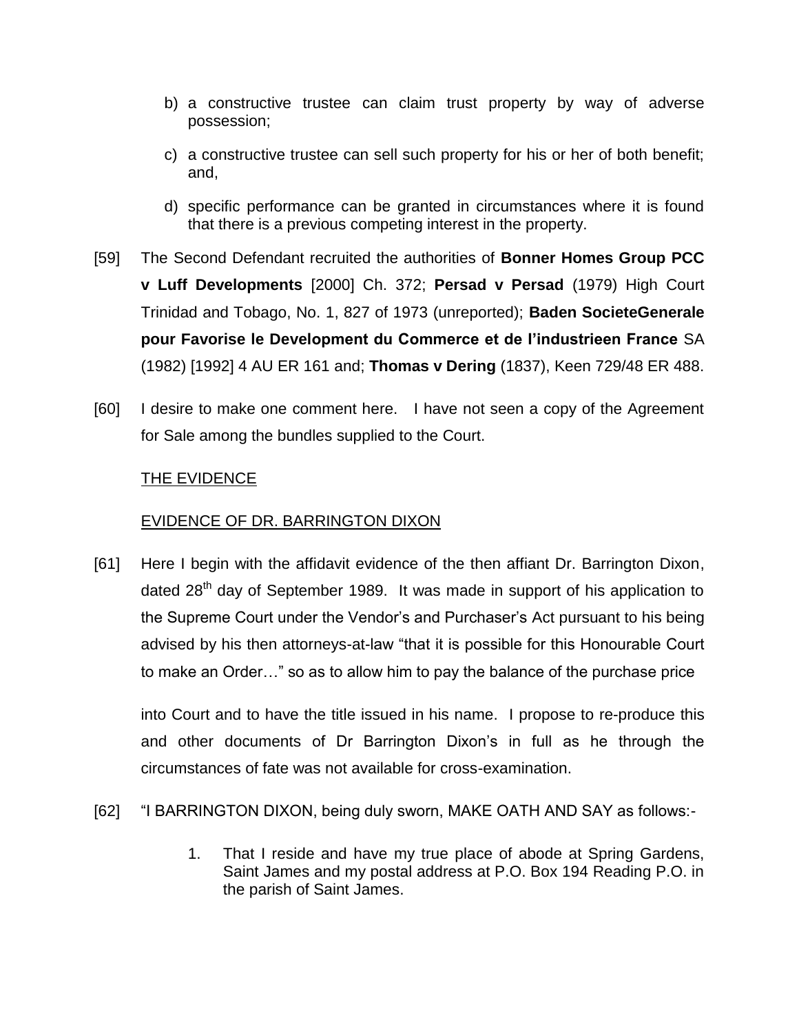b) a constructive trustee can claim trust property by way of adverse possession;

c) a constructive trustee can sell such property for his or her of both benefit; and,

d) specific performance can be granted in circumstances where it is found that there is a previous competing interest in the property.

[59] The Second Defendant recruited the authorities of **Bonner Homes Group PCC v Luff Developments** [2000] Ch. 372; **Persad v Persad** (1979) High Court Trinidad and Tobago, No. 1, 827 of 1973 (unreported); **Baden SocieteGenerale pour Favorise le Development du Commerce et de l'industrieen France** SA (1982) [1992] 4 AU ER 161 and; **Thomas v Dering** (1837), Keen 729/48 ER 488.

[60] I desire to make one comment here. I have not seen a copy of the Agreement for Sale among the bundles supplied to the Court.

THE EVIDENCE

EVIDENCE OF DR. BARRINGTON DIXON

[61] Here I begin with the affidavit evidence of the then affiant Dr. Barrington Dixon, dated 28th day of September 1989. It was made in support of his application to the Supreme Court under the Vendor's and Purchaser's Act pursuant to his being advised by his then attorneys-at-law "that it is possible for this Honourable Court to make an Order…" so as to allow him to pay the balance of the purchase price

into Court and to have the title issued in his name. I propose to re-produce this and other documents of Dr Barrington Dixon's in full as he through the circumstances of fate was not available for cross-examination.

[62] "I BARRINGTON DIXON, being duly sworn, MAKE OATH AND SAY as follows:-

1. That I reside and have my true place of abode at Spring Gardens, Saint James and my postal address at P.O. Box 194 Reading P.O. in the parish of Saint James.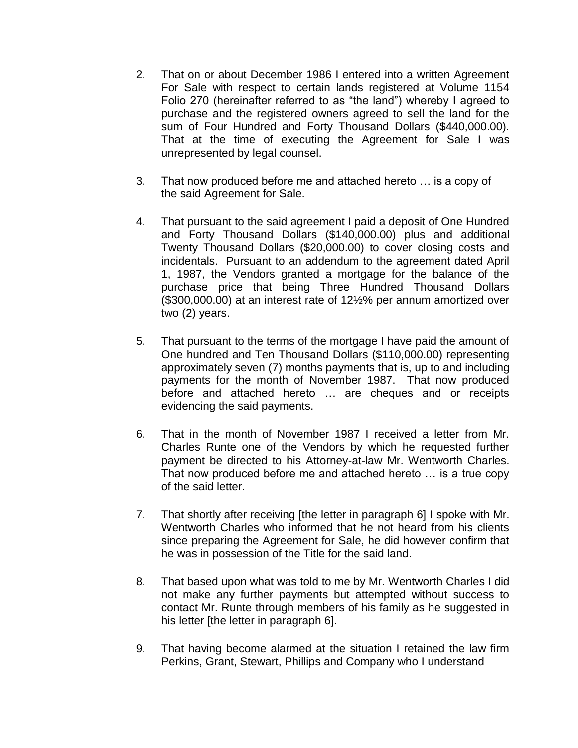2. That on or about December 1986 I entered into a written Agreement For Sale with respect to certain lands registered at Volume 1154 Folio 270 (hereinafter referred to as "the land") whereby I agreed to purchase and the registered owners agreed to sell the land for the sum of Four Hundred and Forty Thousand Dollars ($440,000.00). That at the time of executing the Agreement for Sale I was unrepresented by legal counsel.

3. That now produced before me and attached hereto … is a copy of the said Agreement for Sale.

4. That pursuant to the said agreement I paid a deposit of One Hundred and Forty Thousand Dollars ($140,000.00) plus and additional Twenty Thousand Dollars ($20,000.00) to cover closing costs and incidentals. Pursuant to an addendum to the agreement dated April 1, 1987, the Vendors granted a mortgage for the balance of the purchase price that being Three Hundred Thousand Dollars ($300,000.00) at an interest rate of 12½% per annum amortized over two (2) years.

5. That pursuant to the terms of the mortgage I have paid the amount of One hundred and Ten Thousand Dollars ($110,000.00) representing approximately seven (7) months payments that is, up to and including payments for the month of November 1987. That now produced before and attached hereto … are cheques and or receipts evidencing the said payments.

6. That in the month of November 1987 I received a letter from Mr. Charles Runte one of the Vendors by which he requested further payment be directed to his Attorney-at-law Mr. Wentworth Charles. That now produced before me and attached hereto … is a true copy of the said letter.

7. That shortly after receiving [the letter in paragraph 6] I spoke with Mr. Wentworth Charles who informed that he not heard from his clients since preparing the Agreement for Sale, he did however confirm that he was in possession of the Title for the said land.

8. That based upon what was told to me by Mr. Wentworth Charles I did not make any further payments but attempted without success to contact Mr. Runte through members of his family as he suggested in his letter [the letter in paragraph 6].

9. That having become alarmed at the situation I retained the law firm Perkins, Grant, Stewart, Phillips and Company who I understand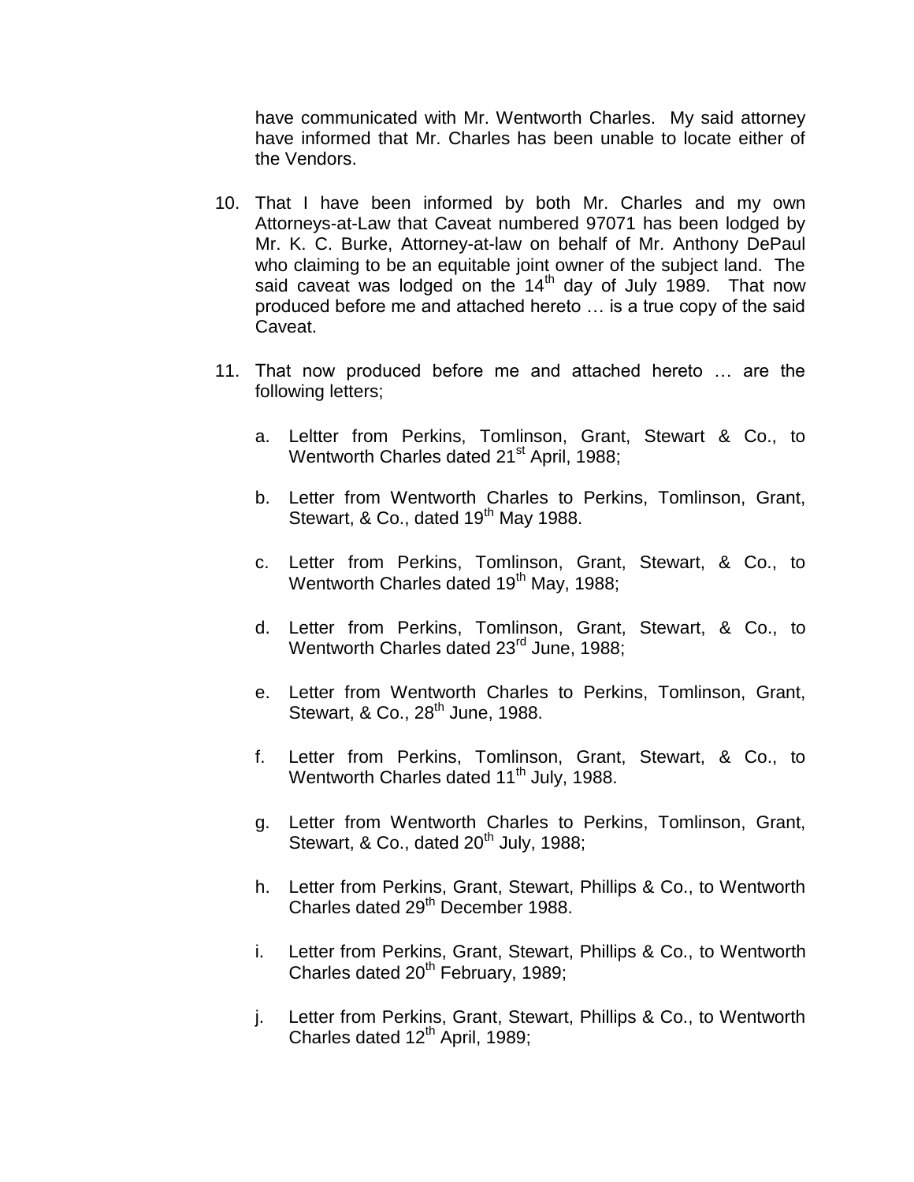have communicated with Mr. Wentworth Charles. My said attorney have informed that Mr. Charles has been unable to locate either of the Vendors.

10. That I have been informed by both Mr. Charles and my own Attorneys-at-Law that Caveat numbered 97071 has been lodged by Mr. K. C. Burke, Attorney-at-law on behalf of Mr. Anthony DePaul who claiming to be an equitable joint owner of the subject land. The said caveat was lodged on the 14th day of July 1989. That now produced before me and attached hereto … is a true copy of the said Caveat.

11. That now produced before me and attached hereto … are the following letters;

    a. Leltter from Perkins, Tomlinson, Grant, Stewart & Co., to Wentworth Charles dated 21st April, 1988;

    b. Letter from Wentworth Charles to Perkins, Tomlinson, Grant, Stewart, & Co., dated 19th May 1988.

    c. Letter from Perkins, Tomlinson, Grant, Stewart, & Co., to Wentworth Charles dated 19th May, 1988;

    d. Letter from Perkins, Tomlinson, Grant, Stewart, & Co., to Wentworth Charles dated 23rd June, 1988;

    e. Letter from Wentworth Charles to Perkins, Tomlinson, Grant, Stewart, & Co., 28th June, 1988.

    f. Letter from Perkins, Tomlinson, Grant, Stewart, & Co., to Wentworth Charles dated 11th July, 1988.

    g. Letter from Wentworth Charles to Perkins, Tomlinson, Grant, Stewart, & Co., dated 20th July, 1988;

    h. Letter from Perkins, Grant, Stewart, Phillips & Co., to Wentworth Charles dated 29th December 1988.

    i. Letter from Perkins, Grant, Stewart, Phillips & Co., to Wentworth Charles dated 20th February, 1989;

    j. Letter from Perkins, Grant, Stewart, Phillips & Co., to Wentworth Charles dated 12th April, 1989;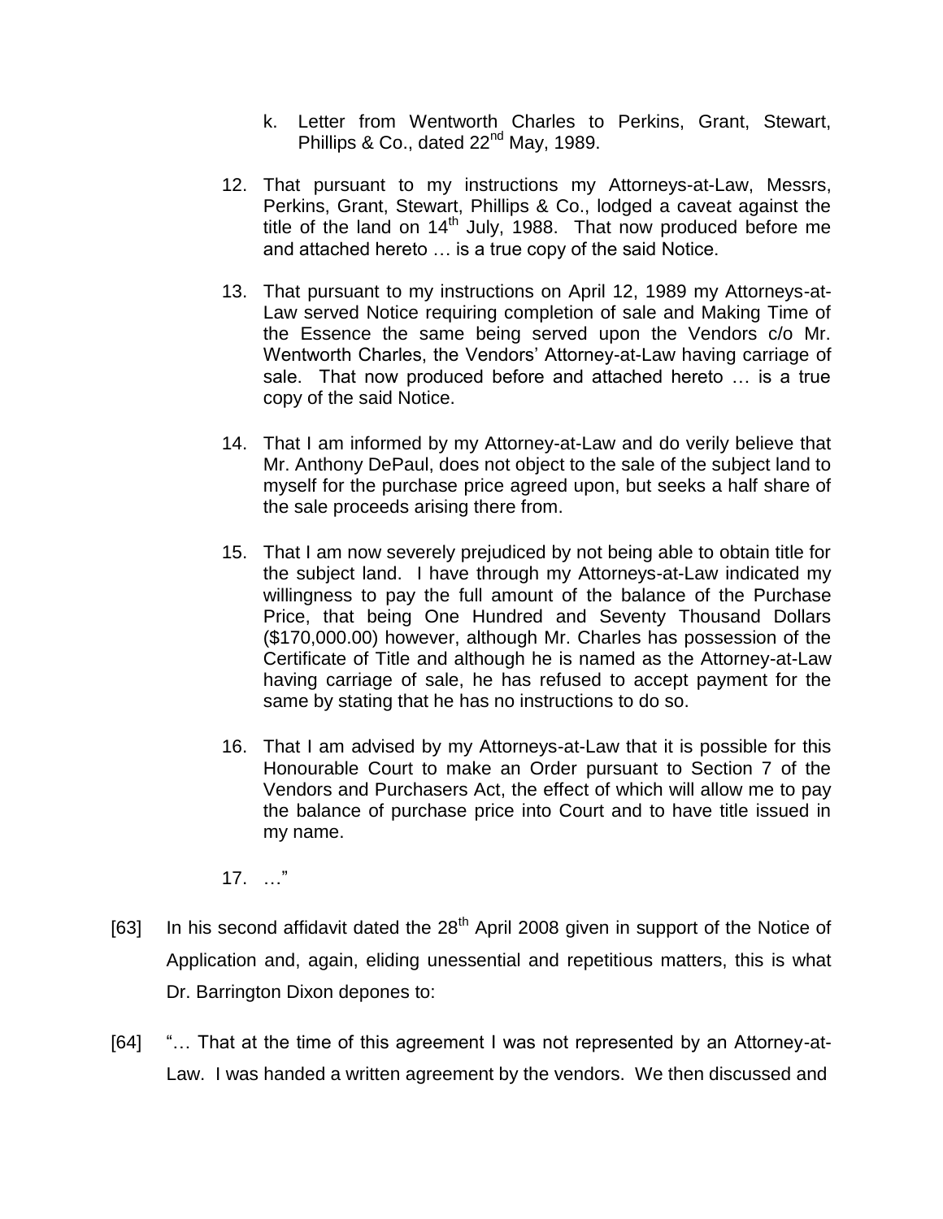k. Letter from Wentworth Charles to Perkins, Grant, Stewart, Phillips & Co., dated 22nd May, 1989.

12. That pursuant to my instructions my Attorneys-at-Law, Messrs, Perkins, Grant, Stewart, Phillips & Co., lodged a caveat against the title of the land on 14th July, 1988. That now produced before me and attached hereto … is a true copy of the said Notice.

13. That pursuant to my instructions on April 12, 1989 my Attorneys-at-Law served Notice requiring completion of sale and Making Time of the Essence the same being served upon the Vendors c/o Mr. Wentworth Charles, the Vendors' Attorney-at-Law having carriage of sale. That now produced before and attached hereto … is a true copy of the said Notice.

14. That I am informed by my Attorney-at-Law and do verily believe that Mr. Anthony DePaul, does not object to the sale of the subject land to myself for the purchase price agreed upon, but seeks a half share of the sale proceeds arising there from.

15. That I am now severely prejudiced by not being able to obtain title for the subject land. I have through my Attorneys-at-Law indicated my willingness to pay the full amount of the balance of the Purchase Price, that being One Hundred and Seventy Thousand Dollars ($170,000.00) however, although Mr. Charles has possession of the Certificate of Title and although he is named as the Attorney-at-Law having carriage of sale, he has refused to accept payment for the same by stating that he has no instructions to do so.

16. That I am advised by my Attorneys-at-Law that it is possible for this Honourable Court to make an Order pursuant to Section 7 of the Vendors and Purchasers Act, the effect of which will allow me to pay the balance of purchase price into Court and to have title issued in my name.

17. …"

[63] In his second affidavit dated the 28th April 2008 given in support of the Notice of Application and, again, eliding unessential and repetitious matters, this is what Dr. Barrington Dixon depones to:

[64] "… That at the time of this agreement I was not represented by an Attorney-at-Law. I was handed a written agreement by the vendors. We then discussed and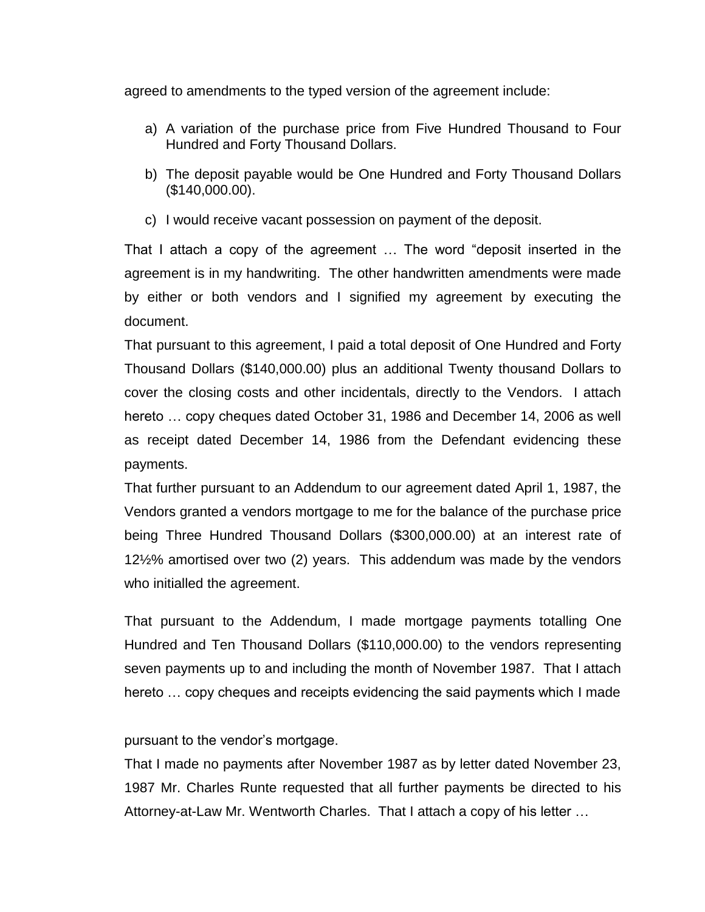agreed to amendments to the typed version of the agreement include:

a) A variation of the purchase price from Five Hundred Thousand to Four Hundred and Forty Thousand Dollars.

b) The deposit payable would be One Hundred and Forty Thousand Dollars ($140,000.00).

c) I would receive vacant possession on payment of the deposit.

That I attach a copy of the agreement … The word "deposit inserted in the agreement is in my handwriting. The other handwritten amendments were made by either or both vendors and I signified my agreement by executing the document.

That pursuant to this agreement, I paid a total deposit of One Hundred and Forty Thousand Dollars ($140,000.00) plus an additional Twenty thousand Dollars to cover the closing costs and other incidentals, directly to the Vendors. I attach hereto … copy cheques dated October 31, 1986 and December 14, 2006 as well as receipt dated December 14, 1986 from the Defendant evidencing these payments.

That further pursuant to an Addendum to our agreement dated April 1, 1987, the Vendors granted a vendors mortgage to me for the balance of the purchase price being Three Hundred Thousand Dollars ($300,000.00) at an interest rate of 12½% amortised over two (2) years. This addendum was made by the vendors who initialled the agreement.

That pursuant to the Addendum, I made mortgage payments totalling One Hundred and Ten Thousand Dollars ($110,000.00) to the vendors representing seven payments up to and including the month of November 1987. That I attach hereto … copy cheques and receipts evidencing the said payments which I made pursuant to the vendor's mortgage.

That I made no payments after November 1987 as by letter dated November 23, 1987 Mr. Charles Runte requested that all further payments be directed to his Attorney-at-Law Mr. Wentworth Charles. That I attach a copy of his letter …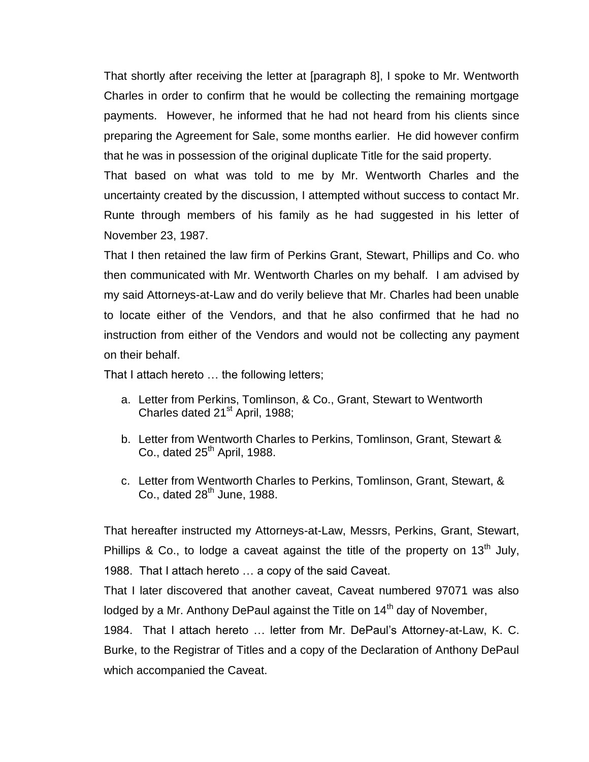That shortly after receiving the letter at [paragraph 8], I spoke to Mr. Wentworth Charles in order to confirm that he would be collecting the remaining mortgage payments. However, he informed that he had not heard from his clients since preparing the Agreement for Sale, some months earlier. He did however confirm that he was in possession of the original duplicate Title for the said property.

That based on what was told to me by Mr. Wentworth Charles and the uncertainty created by the discussion, I attempted without success to contact Mr. Runte through members of his family as he had suggested in his letter of November 23, 1987.

That I then retained the law firm of Perkins Grant, Stewart, Phillips and Co. who then communicated with Mr. Wentworth Charles on my behalf. I am advised by my said Attorneys-at-Law and do verily believe that Mr. Charles had been unable to locate either of the Vendors, and that he also confirmed that he had no instruction from either of the Vendors and would not be collecting any payment on their behalf.

That I attach hereto … the following letters;

a. Letter from Perkins, Tomlinson, & Co., Grant, Stewart to Wentworth Charles dated 21st April, 1988;

b. Letter from Wentworth Charles to Perkins, Tomlinson, Grant, Stewart & Co., dated 25th April, 1988.

c. Letter from Wentworth Charles to Perkins, Tomlinson, Grant, Stewart, & Co., dated 28th June, 1988.

That hereafter instructed my Attorneys-at-Law, Messrs, Perkins, Grant, Stewart, Phillips & Co., to lodge a caveat against the title of the property on 13th July, 1988. That I attach hereto … a copy of the said Caveat.

That I later discovered that another caveat, Caveat numbered 97071 was also lodged by a Mr. Anthony DePaul against the Title on 14th day of November, 1984. That I attach hereto … letter from Mr. DePaul's Attorney-at-Law, K. C. Burke, to the Registrar of Titles and a copy of the Declaration of Anthony DePaul which accompanied the Caveat.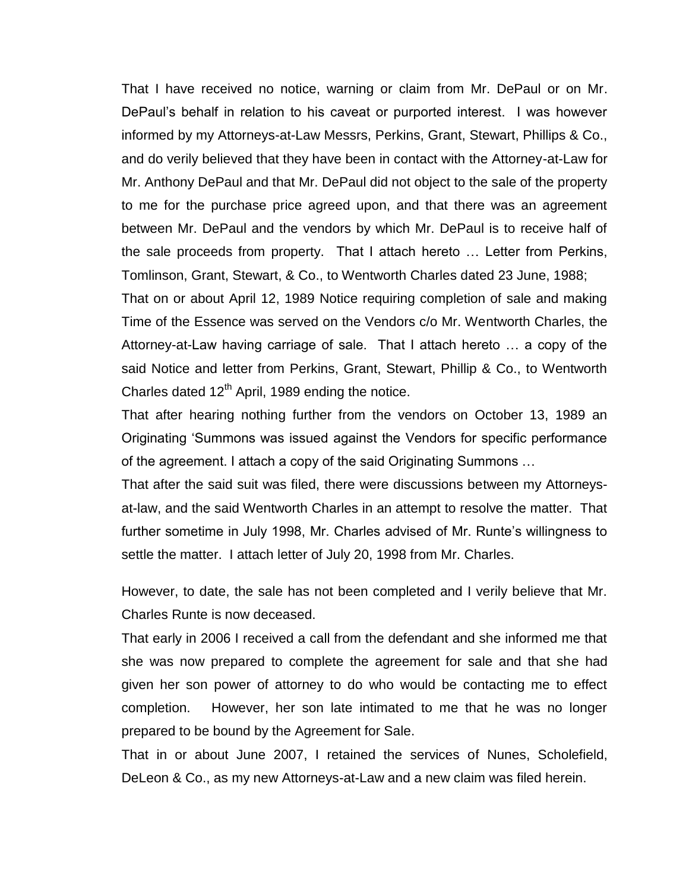That I have received no notice, warning or claim from Mr. DePaul or on Mr. DePaul's behalf in relation to his caveat or purported interest. I was however informed by my Attorneys-at-Law Messrs, Perkins, Grant, Stewart, Phillips & Co., and do verily believed that they have been in contact with the Attorney-at-Law for Mr. Anthony DePaul and that Mr. DePaul did not object to the sale of the property to me for the purchase price agreed upon, and that there was an agreement between Mr. DePaul and the vendors by which Mr. DePaul is to receive half of the sale proceeds from property. That I attach hereto … Letter from Perkins, Tomlinson, Grant, Stewart, & Co., to Wentworth Charles dated 23 June, 1988;

That on or about April 12, 1989 Notice requiring completion of sale and making Time of the Essence was served on the Vendors c/o Mr. Wentworth Charles, the Attorney-at-Law having carriage of sale. That I attach hereto … a copy of the said Notice and letter from Perkins, Grant, Stewart, Phillip & Co., to Wentworth Charles dated 12th April, 1989 ending the notice.

That after hearing nothing further from the vendors on October 13, 1989 an Originating 'Summons was issued against the Vendors for specific performance of the agreement. I attach a copy of the said Originating Summons …

That after the said suit was filed, there were discussions between my Attorneys-at-law, and the said Wentworth Charles in an attempt to resolve the matter. That further sometime in July 1998, Mr. Charles advised of Mr. Runte's willingness to settle the matter. I attach letter of July 20, 1998 from Mr. Charles.

However, to date, the sale has not been completed and I verily believe that Mr. Charles Runte is now deceased.

That early in 2006 I received a call from the defendant and she informed me that she was now prepared to complete the agreement for sale and that she had given her son power of attorney to do who would be contacting me to effect completion. However, her son late intimated to me that he was no longer prepared to be bound by the Agreement for Sale.

That in or about June 2007, I retained the services of Nunes, Scholefield, DeLeon & Co., as my new Attorneys-at-Law and a new claim was filed herein.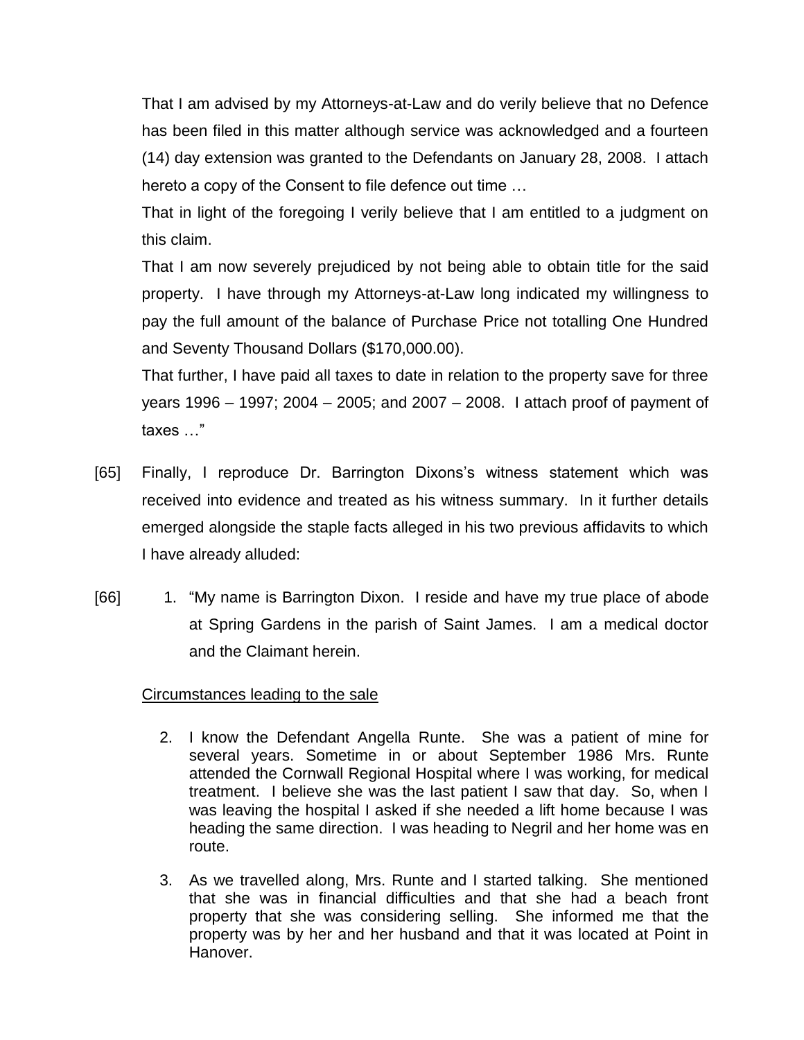That I am advised by my Attorneys-at-Law and do verily believe that no Defence has been filed in this matter although service was acknowledged and a fourteen (14) day extension was granted to the Defendants on January 28, 2008. I attach hereto a copy of the Consent to file defence out time …

That in light of the foregoing I verily believe that I am entitled to a judgment on this claim.

That I am now severely prejudiced by not being able to obtain title for the said property. I have through my Attorneys-at-Law long indicated my willingness to pay the full amount of the balance of Purchase Price not totalling One Hundred and Seventy Thousand Dollars ($170,000.00).

That further, I have paid all taxes to date in relation to the property save for three years 1996 – 1997; 2004 – 2005; and 2007 – 2008. I attach proof of payment of taxes …"

[65] Finally, I reproduce Dr. Barrington Dixons's witness statement which was received into evidence and treated as his witness summary. In it further details emerged alongside the staple facts alleged in his two previous affidavits to which I have already alluded:

[66] 1. "My name is Barrington Dixon. I reside and have my true place of abode at Spring Gardens in the parish of Saint James. I am a medical doctor and the Claimant herein.

<u>Circumstances leading to the sale</u>

2. I know the Defendant Angella Runte. She was a patient of mine for several years. Sometime in or about September 1986 Mrs. Runte attended the Cornwall Regional Hospital where I was working, for medical treatment. I believe she was the last patient I saw that day. So, when I was leaving the hospital I asked if she needed a lift home because I was heading the same direction. I was heading to Negril and her home was en route.

3. As we travelled along, Mrs. Runte and I started talking. She mentioned that she was in financial difficulties and that she had a beach front property that she was considering selling. She informed me that the property was by her and her husband and that it was located at Point in Hanover.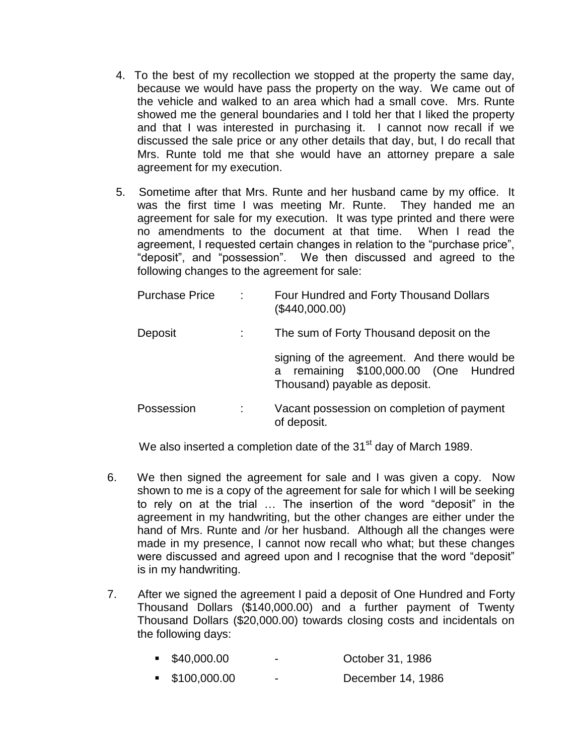4. To the best of my recollection we stopped at the property the same day, because we would have pass the property on the way. We came out of the vehicle and walked to an area which had a small cove. Mrs. Runte showed me the general boundaries and I told her that I liked the property and that I was interested in purchasing it. I cannot now recall if we discussed the sale price or any other details that day, but, I do recall that Mrs. Runte told me that she would have an attorney prepare a sale agreement for my execution.

5. Sometime after that Mrs. Runte and her husband came by my office. It was the first time I was meeting Mr. Runte. They handed me an agreement for sale for my execution. It was type printed and there were no amendments to the document at that time. When I read the agreement, I requested certain changes in relation to the "purchase price", "deposit", and "possession". We then discussed and agreed to the following changes to the agreement for sale:

   | | | |
   |---|---|---|
   | Purchase Price | : | Four Hundred and Forty Thousand Dollars ($440,000.00) |
   | Deposit | : | The sum of Forty Thousand deposit on the signing of the agreement. And there would be a remaining $100,000.00 (One Hundred Thousand) payable as deposit. |
   | Possession | : | Vacant possession on completion of payment of deposit. |

   We also inserted a completion date of the 31st day of March 1989.

6. We then signed the agreement for sale and I was given a copy. Now shown to me is a copy of the agreement for sale for which I will be seeking to rely on at the trial … The insertion of the word "deposit" in the agreement in my handwriting, but the other changes are either under the hand of Mrs. Runte and /or her husband. Although all the changes were made in my presence, I cannot now recall who what; but these changes were discussed and agreed upon and I recognise that the word "deposit" is in my handwriting.

7. After we signed the agreement I paid a deposit of One Hundred and Forty Thousand Dollars ($140,000.00) and a further payment of Twenty Thousand Dollars ($20,000.00) towards closing costs and incidentals on the following days:

   - $40,000.00 - October 31, 1986
   - $100,000.00 - December 14, 1986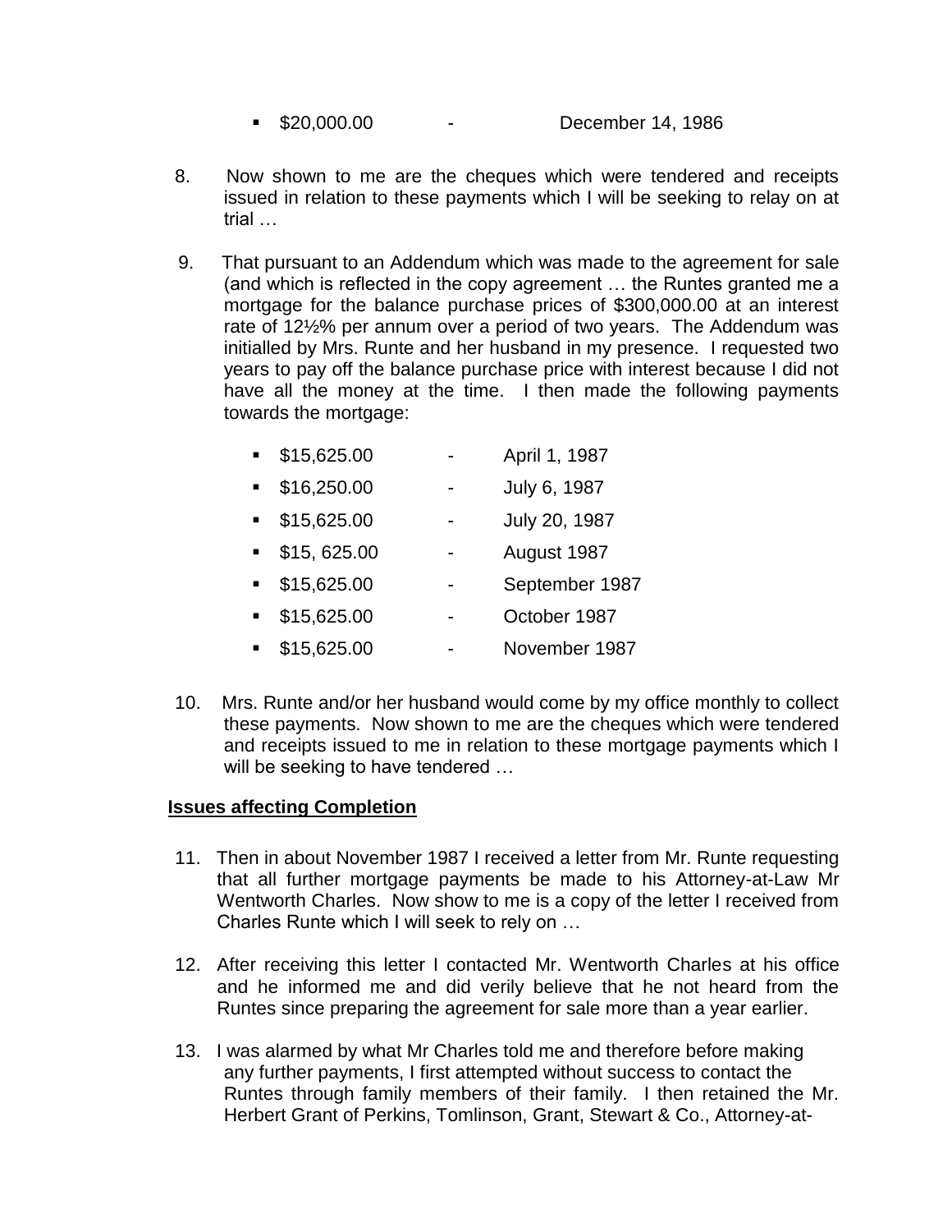- $20,000.00 - December 14, 1986

8. Now shown to me are the cheques which were tendered and receipts issued in relation to these payments which I will be seeking to relay on at trial …

9. That pursuant to an Addendum which was made to the agreement for sale (and which is reflected in the copy agreement … the Runtes granted me a mortgage for the balance purchase prices of $300,000.00 at an interest rate of 12½% per annum over a period of two years. The Addendum was initialled by Mrs. Runte and her husband in my presence. I requested two years to pay off the balance purchase price with interest because I did not have all the money at the time. I then made the following payments towards the mortgage:

   - $15,625.00 - April 1, 1987
   - $16,250.00 - July 6, 1987
   - $15,625.00 - July 20, 1987
   - $15, 625.00 - August 1987
   - $15,625.00 - September 1987
   - $15,625.00 - October 1987
   - $15,625.00 - November 1987

10. Mrs. Runte and/or her husband would come by my office monthly to collect these payments. Now shown to me are the cheques which were tendered and receipts issued to me in relation to these mortgage payments which I will be seeking to have tendered …

**Issues affecting Completion**

11. Then in about November 1987 I received a letter from Mr. Runte requesting that all further mortgage payments be made to his Attorney-at-Law Mr Wentworth Charles. Now show to me is a copy of the letter I received from Charles Runte which I will seek to rely on …

12. After receiving this letter I contacted Mr. Wentworth Charles at his office and he informed me and did verily believe that he not heard from the Runtes since preparing the agreement for sale more than a year earlier.

13. I was alarmed by what Mr Charles told me and therefore before making any further payments, I first attempted without success to contact the Runtes through family members of their family. I then retained the Mr. Herbert Grant of Perkins, Tomlinson, Grant, Stewart & Co., Attorney-at-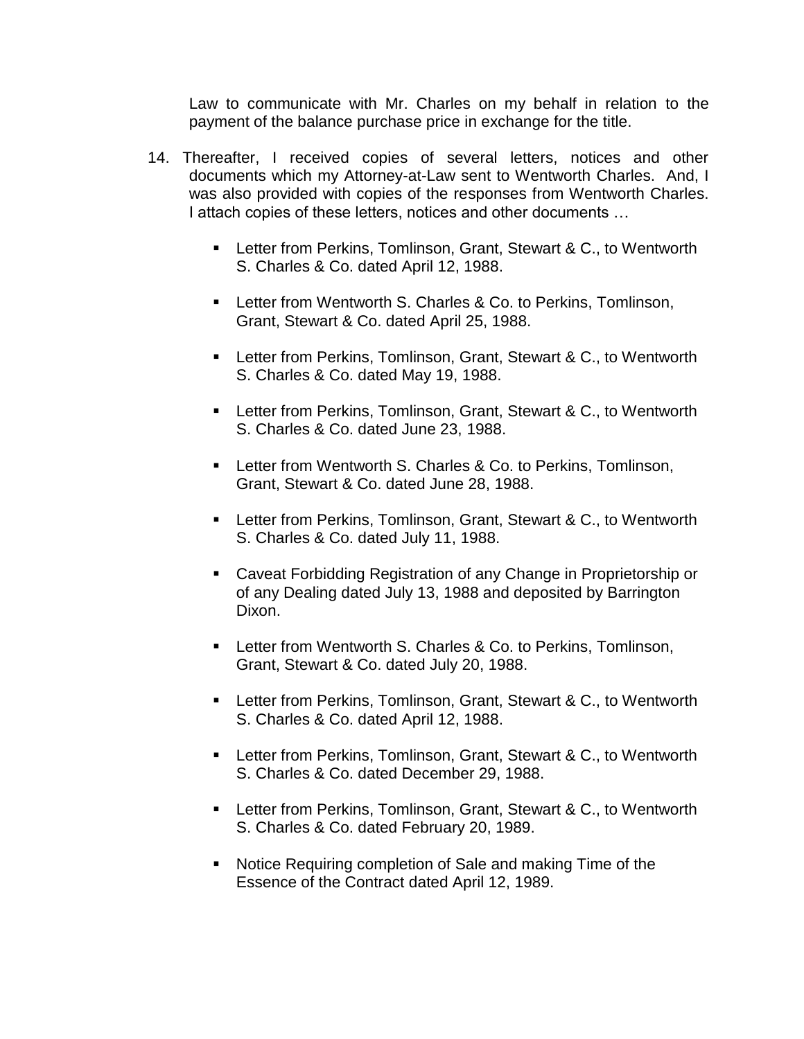Law to communicate with Mr. Charles on my behalf in relation to the payment of the balance purchase price in exchange for the title.

14. Thereafter, I received copies of several letters, notices and other documents which my Attorney-at-Law sent to Wentworth Charles. And, I was also provided with copies of the responses from Wentworth Charles. I attach copies of these letters, notices and other documents …

    - Letter from Perkins, Tomlinson, Grant, Stewart & C., to Wentworth S. Charles & Co. dated April 12, 1988.
    - Letter from Wentworth S. Charles & Co. to Perkins, Tomlinson, Grant, Stewart & Co. dated April 25, 1988.
    - Letter from Perkins, Tomlinson, Grant, Stewart & C., to Wentworth S. Charles & Co. dated May 19, 1988.
    - Letter from Perkins, Tomlinson, Grant, Stewart & C., to Wentworth S. Charles & Co. dated June 23, 1988.
    - Letter from Wentworth S. Charles & Co. to Perkins, Tomlinson, Grant, Stewart & Co. dated June 28, 1988.
    - Letter from Perkins, Tomlinson, Grant, Stewart & C., to Wentworth S. Charles & Co. dated July 11, 1988.
    - Caveat Forbidding Registration of any Change in Proprietorship or of any Dealing dated July 13, 1988 and deposited by Barrington Dixon.
    - Letter from Wentworth S. Charles & Co. to Perkins, Tomlinson, Grant, Stewart & Co. dated July 20, 1988.
    - Letter from Perkins, Tomlinson, Grant, Stewart & C., to Wentworth S. Charles & Co. dated April 12, 1988.
    - Letter from Perkins, Tomlinson, Grant, Stewart & C., to Wentworth S. Charles & Co. dated December 29, 1988.
    - Letter from Perkins, Tomlinson, Grant, Stewart & C., to Wentworth S. Charles & Co. dated February 20, 1989.
    - Notice Requiring completion of Sale and making Time of the Essence of the Contract dated April 12, 1989.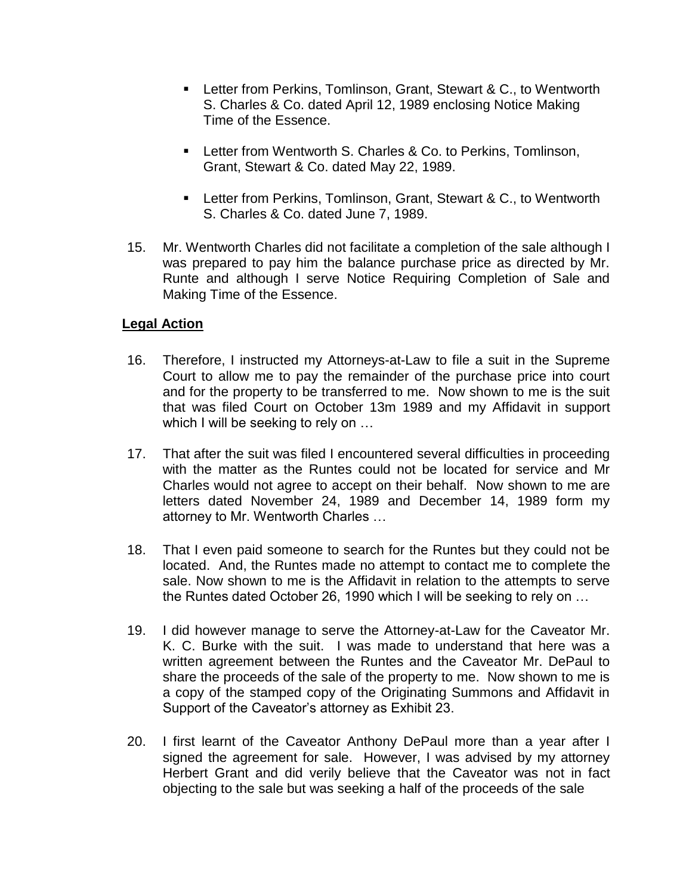- Letter from Perkins, Tomlinson, Grant, Stewart & C., to Wentworth S. Charles & Co. dated April 12, 1989 enclosing Notice Making Time of the Essence.

- Letter from Wentworth S. Charles & Co. to Perkins, Tomlinson, Grant, Stewart & Co. dated May 22, 1989.

- Letter from Perkins, Tomlinson, Grant, Stewart & C., to Wentworth S. Charles & Co. dated June 7, 1989.

15. Mr. Wentworth Charles did not facilitate a completion of the sale although I was prepared to pay him the balance purchase price as directed by Mr. Runte and although I serve Notice Requiring Completion of Sale and Making Time of the Essence.

**Legal Action**

16. Therefore, I instructed my Attorneys-at-Law to file a suit in the Supreme Court to allow me to pay the remainder of the purchase price into court and for the property to be transferred to me. Now shown to me is the suit that was filed Court on October 13m 1989 and my Affidavit in support which I will be seeking to rely on …

17. That after the suit was filed I encountered several difficulties in proceeding with the matter as the Runtes could not be located for service and Mr Charles would not agree to accept on their behalf. Now shown to me are letters dated November 24, 1989 and December 14, 1989 form my attorney to Mr. Wentworth Charles …

18. That I even paid someone to search for the Runtes but they could not be located. And, the Runtes made no attempt to contact me to complete the sale. Now shown to me is the Affidavit in relation to the attempts to serve the Runtes dated October 26, 1990 which I will be seeking to rely on …

19. I did however manage to serve the Attorney-at-Law for the Caveator Mr. K. C. Burke with the suit. I was made to understand that here was a written agreement between the Runtes and the Caveator Mr. DePaul to share the proceeds of the sale of the property to me. Now shown to me is a copy of the stamped copy of the Originating Summons and Affidavit in Support of the Caveator's attorney as Exhibit 23.

20. I first learnt of the Caveator Anthony DePaul more than a year after I signed the agreement for sale. However, I was advised by my attorney Herbert Grant and did verily believe that the Caveator was not in fact objecting to the sale but was seeking a half of the proceeds of the sale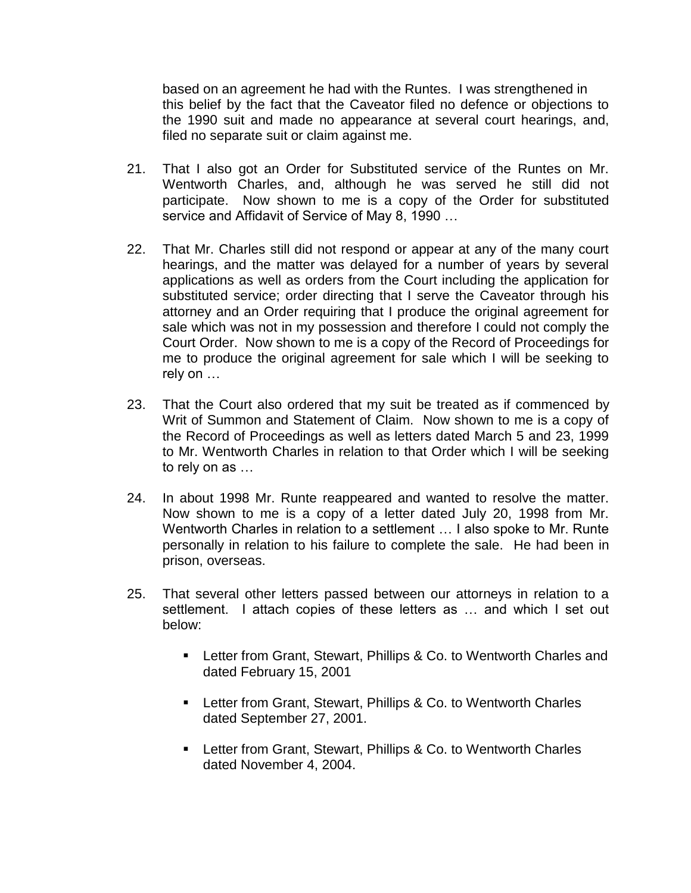based on an agreement he had with the Runtes. I was strengthened in this belief by the fact that the Caveator filed no defence or objections to the 1990 suit and made no appearance at several court hearings, and, filed no separate suit or claim against me.

21. That I also got an Order for Substituted service of the Runtes on Mr. Wentworth Charles, and, although he was served he still did not participate. Now shown to me is a copy of the Order for substituted service and Affidavit of Service of May 8, 1990 …

22. That Mr. Charles still did not respond or appear at any of the many court hearings, and the matter was delayed for a number of years by several applications as well as orders from the Court including the application for substituted service; order directing that I serve the Caveator through his attorney and an Order requiring that I produce the original agreement for sale which was not in my possession and therefore I could not comply the Court Order. Now shown to me is a copy of the Record of Proceedings for me to produce the original agreement for sale which I will be seeking to rely on …

23. That the Court also ordered that my suit be treated as if commenced by Writ of Summon and Statement of Claim. Now shown to me is a copy of the Record of Proceedings as well as letters dated March 5 and 23, 1999 to Mr. Wentworth Charles in relation to that Order which I will be seeking to rely on as …

24. In about 1998 Mr. Runte reappeared and wanted to resolve the matter. Now shown to me is a copy of a letter dated July 20, 1998 from Mr. Wentworth Charles in relation to a settlement … I also spoke to Mr. Runte personally in relation to his failure to complete the sale. He had been in prison, overseas.

25. That several other letters passed between our attorneys in relation to a settlement. I attach copies of these letters as … and which I set out below:

    - Letter from Grant, Stewart, Phillips & Co. to Wentworth Charles and dated February 15, 2001
    - Letter from Grant, Stewart, Phillips & Co. to Wentworth Charles dated September 27, 2001.
    - Letter from Grant, Stewart, Phillips & Co. to Wentworth Charles dated November 4, 2004.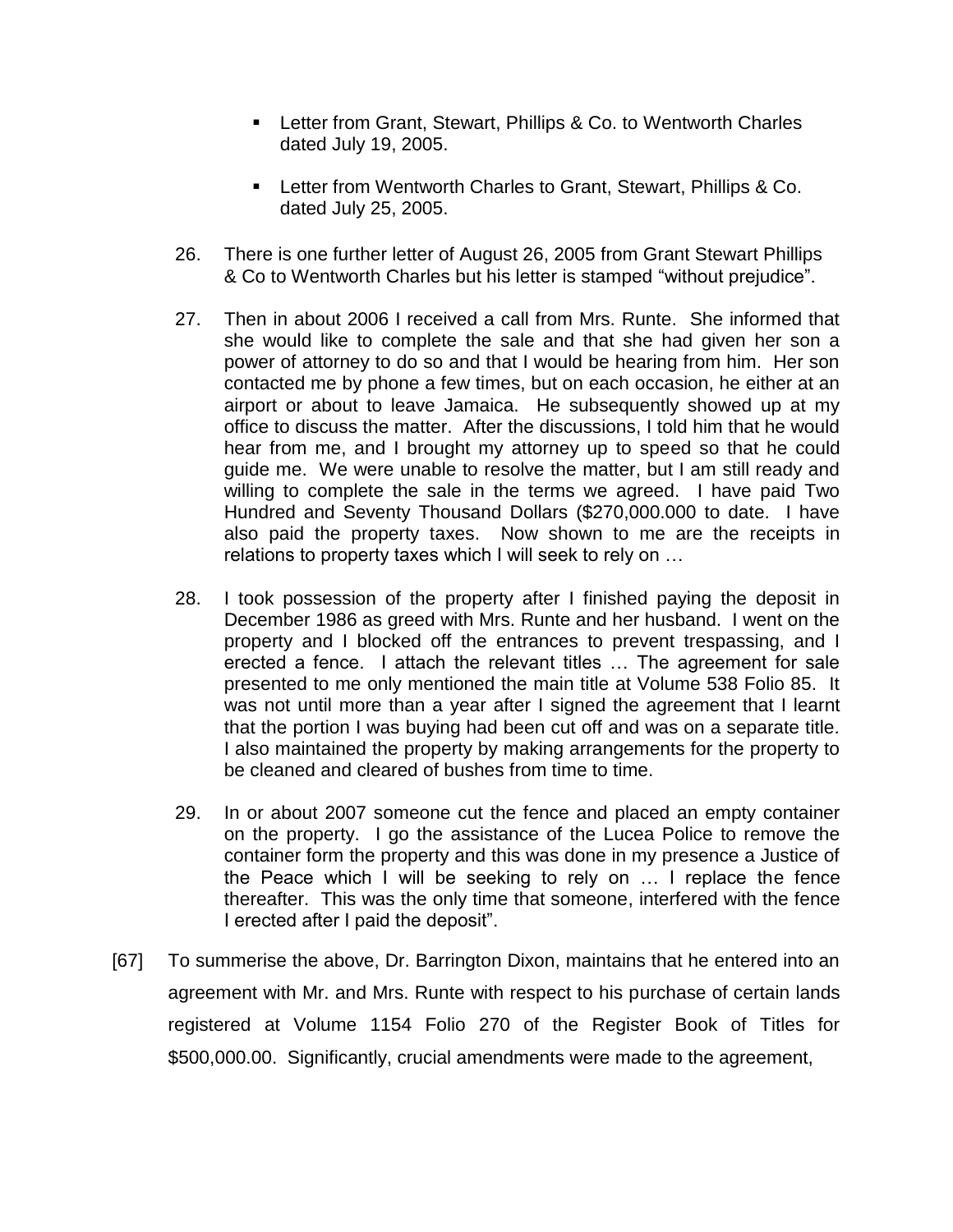- Letter from Grant, Stewart, Phillips & Co. to Wentworth Charles dated July 19, 2005.

- Letter from Wentworth Charles to Grant, Stewart, Phillips & Co. dated July 25, 2005.

26. There is one further letter of August 26, 2005 from Grant Stewart Phillips & Co to Wentworth Charles but his letter is stamped "without prejudice".

27. Then in about 2006 I received a call from Mrs. Runte. She informed that she would like to complete the sale and that she had given her son a power of attorney to do so and that I would be hearing from him. Her son contacted me by phone a few times, but on each occasion, he either at an airport or about to leave Jamaica. He subsequently showed up at my office to discuss the matter. After the discussions, I told him that he would hear from me, and I brought my attorney up to speed so that he could guide me. We were unable to resolve the matter, but I am still ready and willing to complete the sale in the terms we agreed. I have paid Two Hundred and Seventy Thousand Dollars ($270,000.000 to date. I have also paid the property taxes. Now shown to me are the receipts in relations to property taxes which I will seek to rely on …

28. I took possession of the property after I finished paying the deposit in December 1986 as greed with Mrs. Runte and her husband. I went on the property and I blocked off the entrances to prevent trespassing, and I erected a fence. I attach the relevant titles … The agreement for sale presented to me only mentioned the main title at Volume 538 Folio 85. It was not until more than a year after I signed the agreement that I learnt that the portion I was buying had been cut off and was on a separate title. I also maintained the property by making arrangements for the property to be cleaned and cleared of bushes from time to time.

29. In or about 2007 someone cut the fence and placed an empty container on the property. I go the assistance of the Lucea Police to remove the container form the property and this was done in my presence a Justice of the Peace which I will be seeking to rely on … I replace the fence thereafter. This was the only time that someone, interfered with the fence I erected after I paid the deposit".

[67] To summerise the above, Dr. Barrington Dixon, maintains that he entered into an agreement with Mr. and Mrs. Runte with respect to his purchase of certain lands registered at Volume 1154 Folio 270 of the Register Book of Titles for $500,000.00. Significantly, crucial amendments were made to the agreement,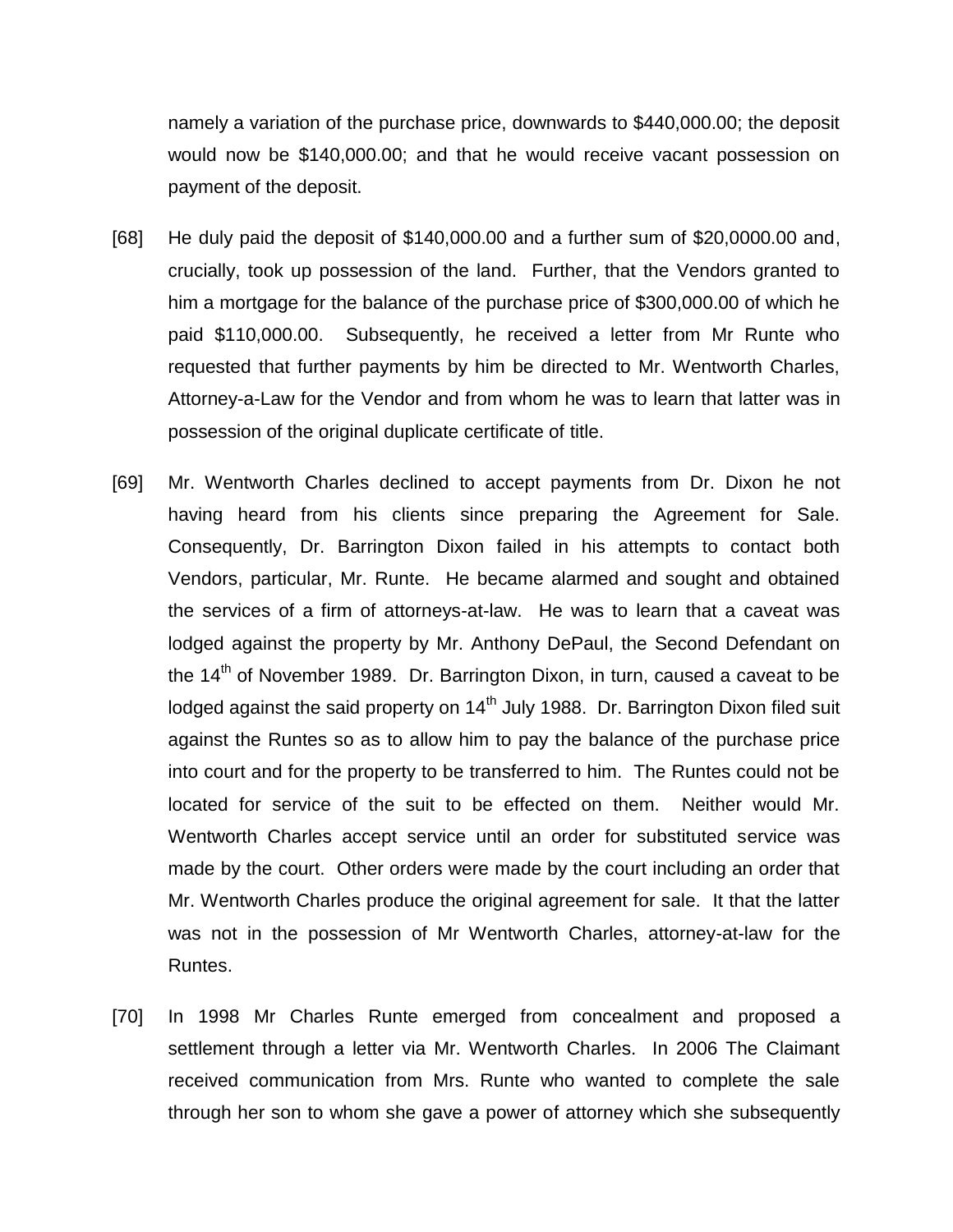namely a variation of the purchase price, downwards to $440,000.00; the deposit would now be $140,000.00; and that he would receive vacant possession on payment of the deposit.

[68] He duly paid the deposit of $140,000.00 and a further sum of $20,0000.00 and, crucially, took up possession of the land. Further, that the Vendors granted to him a mortgage for the balance of the purchase price of $300,000.00 of which he paid $110,000.00. Subsequently, he received a letter from Mr Runte who requested that further payments by him be directed to Mr. Wentworth Charles, Attorney-a-Law for the Vendor and from whom he was to learn that latter was in possession of the original duplicate certificate of title.

[69] Mr. Wentworth Charles declined to accept payments from Dr. Dixon he not having heard from his clients since preparing the Agreement for Sale. Consequently, Dr. Barrington Dixon failed in his attempts to contact both Vendors, particular, Mr. Runte. He became alarmed and sought and obtained the services of a firm of attorneys-at-law. He was to learn that a caveat was lodged against the property by Mr. Anthony DePaul, the Second Defendant on the 14th of November 1989. Dr. Barrington Dixon, in turn, caused a caveat to be lodged against the said property on 14th July 1988. Dr. Barrington Dixon filed suit against the Runtes so as to allow him to pay the balance of the purchase price into court and for the property to be transferred to him. The Runtes could not be located for service of the suit to be effected on them. Neither would Mr. Wentworth Charles accept service until an order for substituted service was made by the court. Other orders were made by the court including an order that Mr. Wentworth Charles produce the original agreement for sale. It that the latter was not in the possession of Mr Wentworth Charles, attorney-at-law for the Runtes.

[70] In 1998 Mr Charles Runte emerged from concealment and proposed a settlement through a letter via Mr. Wentworth Charles. In 2006 The Claimant received communication from Mrs. Runte who wanted to complete the sale through her son to whom she gave a power of attorney which she subsequently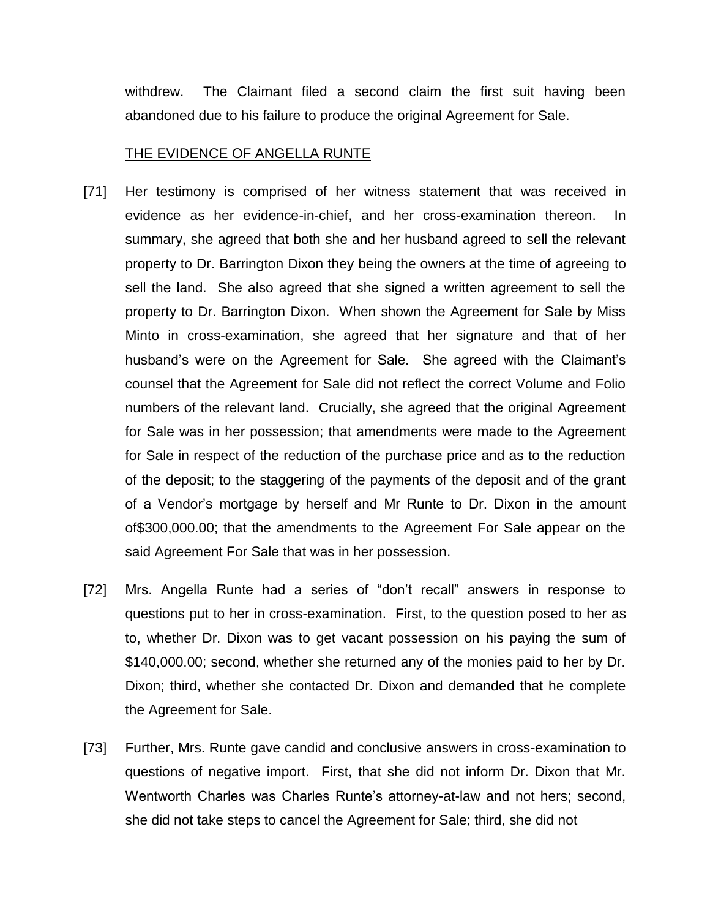withdrew. The Claimant filed a second claim the first suit having been abandoned due to his failure to produce the original Agreement for Sale.

THE EVIDENCE OF ANGELLA RUNTE

[71] Her testimony is comprised of her witness statement that was received in evidence as her evidence-in-chief, and her cross-examination thereon. In summary, she agreed that both she and her husband agreed to sell the relevant property to Dr. Barrington Dixon they being the owners at the time of agreeing to sell the land. She also agreed that she signed a written agreement to sell the property to Dr. Barrington Dixon. When shown the Agreement for Sale by Miss Minto in cross-examination, she agreed that her signature and that of her husband's were on the Agreement for Sale. She agreed with the Claimant's counsel that the Agreement for Sale did not reflect the correct Volume and Folio numbers of the relevant land. Crucially, she agreed that the original Agreement for Sale was in her possession; that amendments were made to the Agreement for Sale in respect of the reduction of the purchase price and as to the reduction of the deposit; to the staggering of the payments of the deposit and of the grant of a Vendor's mortgage by herself and Mr Runte to Dr. Dixon in the amount of$300,000.00; that the amendments to the Agreement For Sale appear on the said Agreement For Sale that was in her possession.

[72] Mrs. Angella Runte had a series of "don't recall" answers in response to questions put to her in cross-examination. First, to the question posed to her as to, whether Dr. Dixon was to get vacant possession on his paying the sum of $140,000.00; second, whether she returned any of the monies paid to her by Dr. Dixon; third, whether she contacted Dr. Dixon and demanded that he complete the Agreement for Sale.

[73] Further, Mrs. Runte gave candid and conclusive answers in cross-examination to questions of negative import. First, that she did not inform Dr. Dixon that Mr. Wentworth Charles was Charles Runte's attorney-at-law and not hers; second, she did not take steps to cancel the Agreement for Sale; third, she did not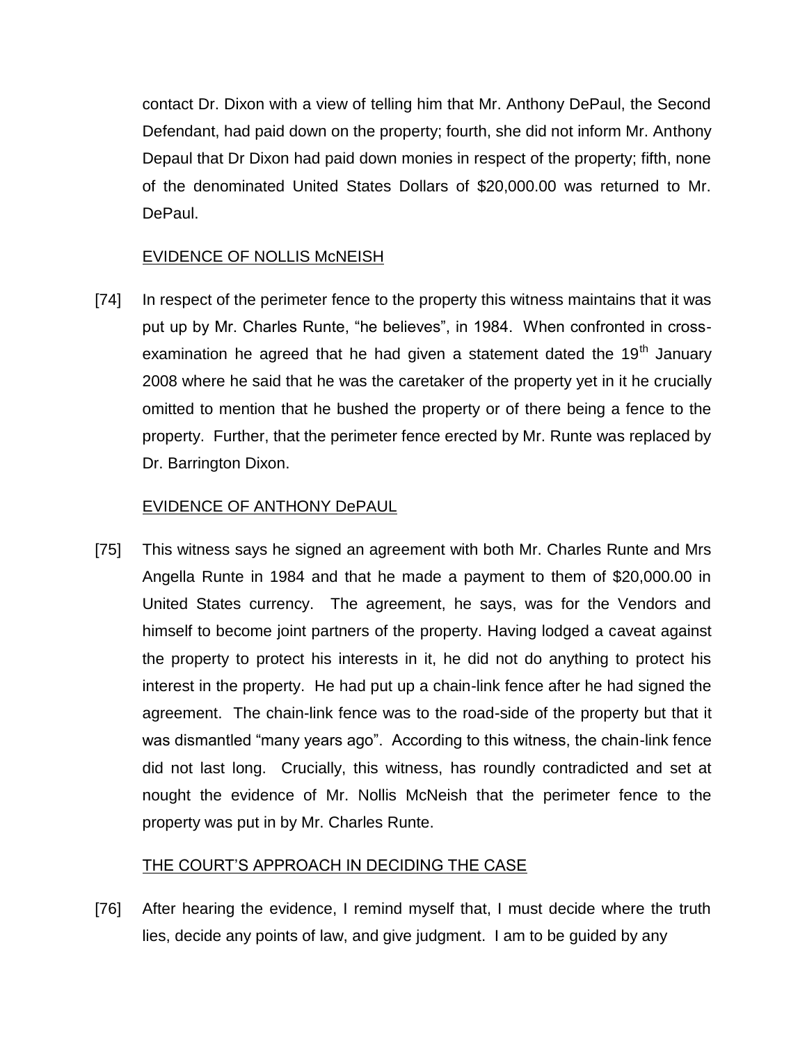contact Dr. Dixon with a view of telling him that Mr. Anthony DePaul, the Second Defendant, had paid down on the property; fourth, she did not inform Mr. Anthony Depaul that Dr Dixon had paid down monies in respect of the property; fifth, none of the denominated United States Dollars of $20,000.00 was returned to Mr. DePaul.

<u>EVIDENCE OF NOLLIS McNEISH</u>

[74] In respect of the perimeter fence to the property this witness maintains that it was put up by Mr. Charles Runte, "he believes", in 1984. When confronted in cross-examination he agreed that he had given a statement dated the 19th January 2008 where he said that he was the caretaker of the property yet in it he crucially omitted to mention that he bushed the property or of there being a fence to the property. Further, that the perimeter fence erected by Mr. Runte was replaced by Dr. Barrington Dixon.

<u>EVIDENCE OF ANTHONY DePAUL</u>

[75] This witness says he signed an agreement with both Mr. Charles Runte and Mrs Angella Runte in 1984 and that he made a payment to them of $20,000.00 in United States currency. The agreement, he says, was for the Vendors and himself to become joint partners of the property. Having lodged a caveat against the property to protect his interests in it, he did not do anything to protect his interest in the property. He had put up a chain-link fence after he had signed the agreement. The chain-link fence was to the road-side of the property but that it was dismantled "many years ago". According to this witness, the chain-link fence did not last long. Crucially, this witness, has roundly contradicted and set at nought the evidence of Mr. Nollis McNeish that the perimeter fence to the property was put in by Mr. Charles Runte.

<u>THE COURT'S APPROACH IN DECIDING THE CASE</u>

[76] After hearing the evidence, I remind myself that, I must decide where the truth lies, decide any points of law, and give judgment. I am to be guided by any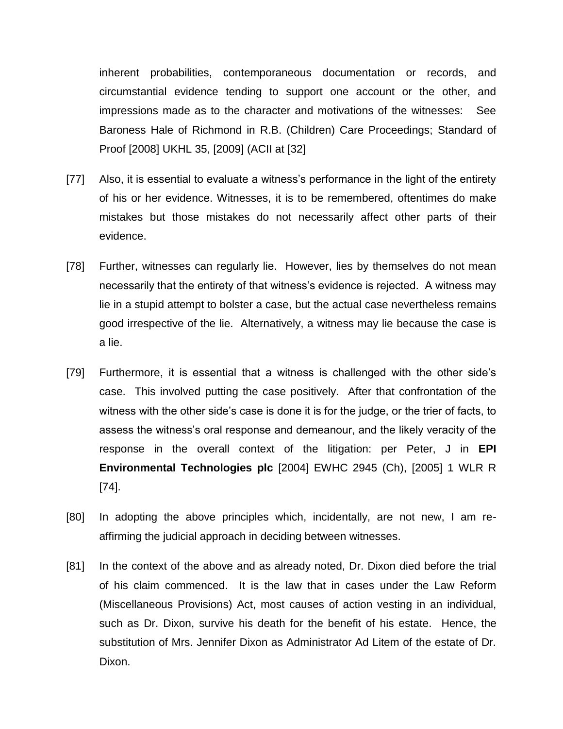inherent probabilities, contemporaneous documentation or records, and circumstantial evidence tending to support one account or the other, and impressions made as to the character and motivations of the witnesses: See Baroness Hale of Richmond in R.B. (Children) Care Proceedings; Standard of Proof [2008] UKHL 35, [2009] (ACII at [32]

[77] Also, it is essential to evaluate a witness's performance in the light of the entirety of his or her evidence. Witnesses, it is to be remembered, oftentimes do make mistakes but those mistakes do not necessarily affect other parts of their evidence.

[78] Further, witnesses can regularly lie. However, lies by themselves do not mean necessarily that the entirety of that witness's evidence is rejected. A witness may lie in a stupid attempt to bolster a case, but the actual case nevertheless remains good irrespective of the lie. Alternatively, a witness may lie because the case is a lie.

[79] Furthermore, it is essential that a witness is challenged with the other side's case. This involved putting the case positively. After that confrontation of the witness with the other side's case is done it is for the judge, or the trier of facts, to assess the witness's oral response and demeanour, and the likely veracity of the response in the overall context of the litigation: per Peter, J in **EPI Environmental Technologies plc** [2004] EWHC 2945 (Ch), [2005] 1 WLR R [74].

[80] In adopting the above principles which, incidentally, are not new, I am re-affirming the judicial approach in deciding between witnesses.

[81] In the context of the above and as already noted, Dr. Dixon died before the trial of his claim commenced. It is the law that in cases under the Law Reform (Miscellaneous Provisions) Act, most causes of action vesting in an individual, such as Dr. Dixon, survive his death for the benefit of his estate. Hence, the substitution of Mrs. Jennifer Dixon as Administrator Ad Litem of the estate of Dr. Dixon.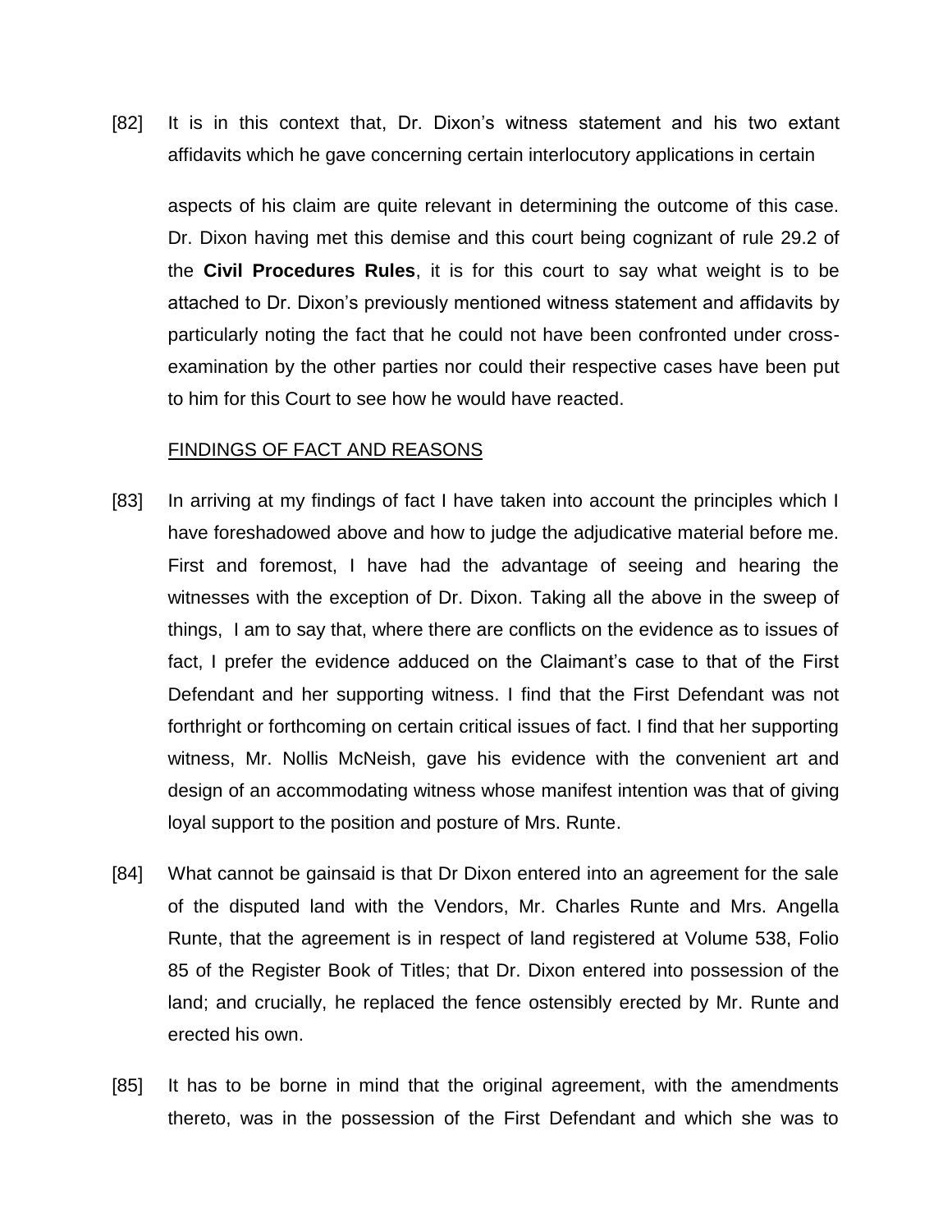[82] It is in this context that, Dr. Dixon's witness statement and his two extant affidavits which he gave concerning certain interlocutory applications in certain aspects of his claim are quite relevant in determining the outcome of this case. Dr. Dixon having met this demise and this court being cognizant of rule 29.2 of the **Civil Procedures Rules**, it is for this court to say what weight is to be attached to Dr. Dixon's previously mentioned witness statement and affidavits by particularly noting the fact that he could not have been confronted under cross-examination by the other parties nor could their respective cases have been put to him for this Court to see how he would have reacted.

<u>FINDINGS OF FACT AND REASONS</u>

[83] In arriving at my findings of fact I have taken into account the principles which I have foreshadowed above and how to judge the adjudicative material before me. First and foremost, I have had the advantage of seeing and hearing the witnesses with the exception of Dr. Dixon. Taking all the above in the sweep of things, I am to say that, where there are conflicts on the evidence as to issues of fact, I prefer the evidence adduced on the Claimant's case to that of the First Defendant and her supporting witness. I find that the First Defendant was not forthright or forthcoming on certain critical issues of fact. I find that her supporting witness, Mr. Nollis McNeish, gave his evidence with the convenient art and design of an accommodating witness whose manifest intention was that of giving loyal support to the position and posture of Mrs. Runte.

[84] What cannot be gainsaid is that Dr Dixon entered into an agreement for the sale of the disputed land with the Vendors, Mr. Charles Runte and Mrs. Angella Runte, that the agreement is in respect of land registered at Volume 538, Folio 85 of the Register Book of Titles; that Dr. Dixon entered into possession of the land; and crucially, he replaced the fence ostensibly erected by Mr. Runte and erected his own.

[85] It has to be borne in mind that the original agreement, with the amendments thereto, was in the possession of the First Defendant and which she was to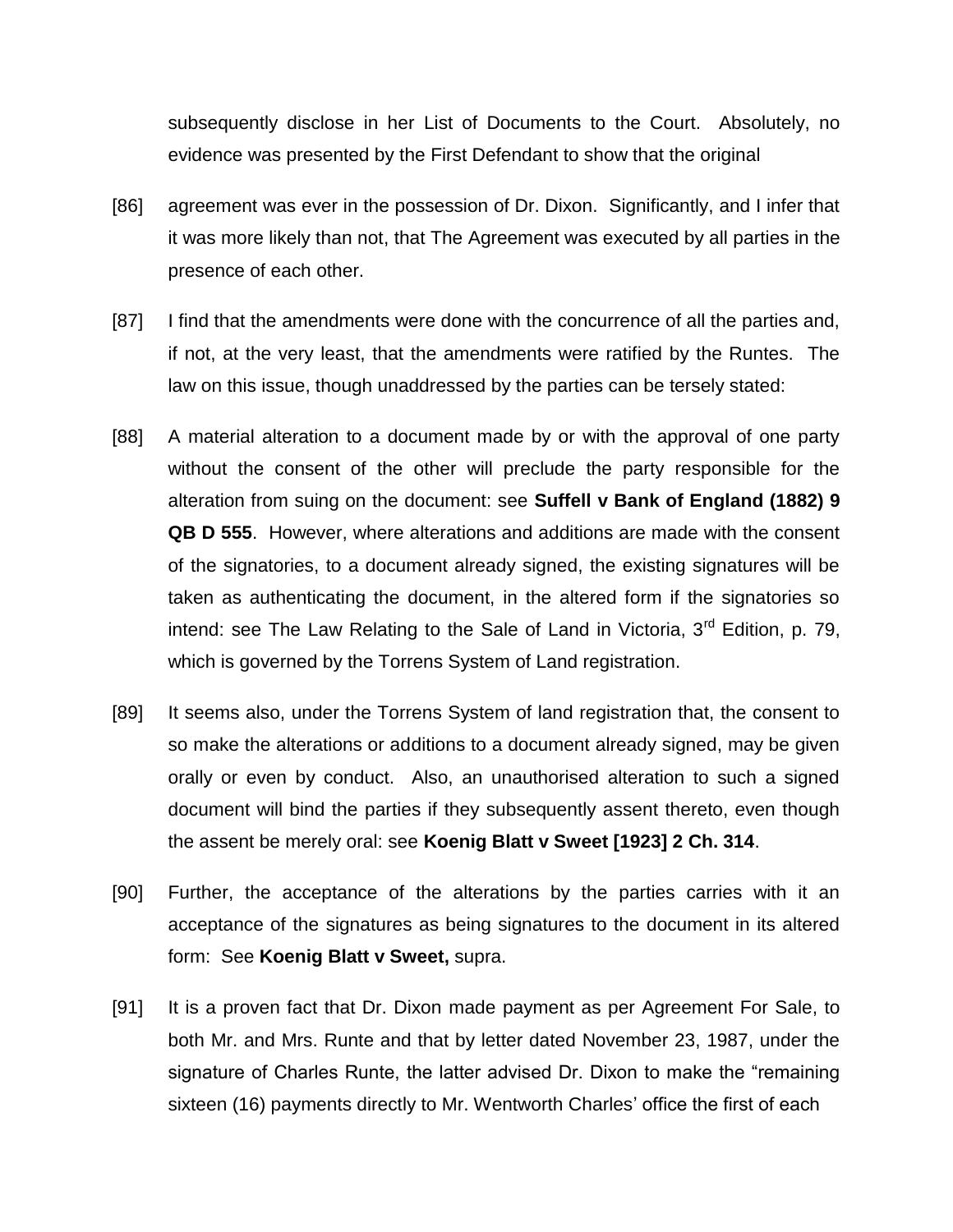subsequently disclose in her List of Documents to the Court. Absolutely, no evidence was presented by the First Defendant to show that the original

[86] agreement was ever in the possession of Dr. Dixon. Significantly, and I infer that it was more likely than not, that The Agreement was executed by all parties in the presence of each other.

[87] I find that the amendments were done with the concurrence of all the parties and, if not, at the very least, that the amendments were ratified by the Runtes. The law on this issue, though unaddressed by the parties can be tersely stated:

[88] A material alteration to a document made by or with the approval of one party without the consent of the other will preclude the party responsible for the alteration from suing on the document: see **Suffell v Bank of England (1882) 9 QB D 555**. However, where alterations and additions are made with the consent of the signatories, to a document already signed, the existing signatures will be taken as authenticating the document, in the altered form if the signatories so intend: see The Law Relating to the Sale of Land in Victoria, 3rd Edition, p. 79, which is governed by the Torrens System of Land registration.

[89] It seems also, under the Torrens System of land registration that, the consent to so make the alterations or additions to a document already signed, may be given orally or even by conduct. Also, an unauthorised alteration to such a signed document will bind the parties if they subsequently assent thereto, even though the assent be merely oral: see **Koenig Blatt v Sweet [1923] 2 Ch. 314**.

[90] Further, the acceptance of the alterations by the parties carries with it an acceptance of the signatures as being signatures to the document in its altered form: See **Koenig Blatt v Sweet,** supra.

[91] It is a proven fact that Dr. Dixon made payment as per Agreement For Sale, to both Mr. and Mrs. Runte and that by letter dated November 23, 1987, under the signature of Charles Runte, the latter advised Dr. Dixon to make the "remaining sixteen (16) payments directly to Mr. Wentworth Charles' office the first of each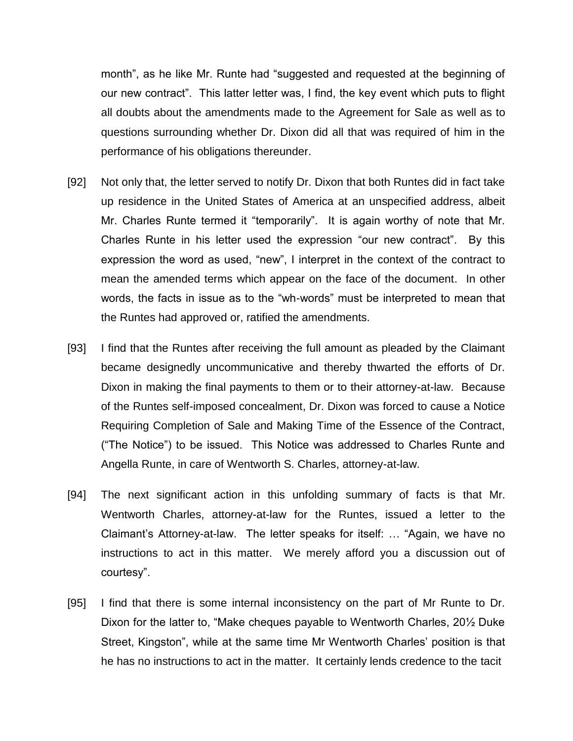month", as he like Mr. Runte had "suggested and requested at the beginning of our new contract". This latter letter was, I find, the key event which puts to flight all doubts about the amendments made to the Agreement for Sale as well as to questions surrounding whether Dr. Dixon did all that was required of him in the performance of his obligations thereunder.

[92] Not only that, the letter served to notify Dr. Dixon that both Runtes did in fact take up residence in the United States of America at an unspecified address, albeit Mr. Charles Runte termed it "temporarily". It is again worthy of note that Mr. Charles Runte in his letter used the expression "our new contract". By this expression the word as used, "new", I interpret in the context of the contract to mean the amended terms which appear on the face of the document. In other words, the facts in issue as to the "wh-words" must be interpreted to mean that the Runtes had approved or, ratified the amendments.

[93] I find that the Runtes after receiving the full amount as pleaded by the Claimant became designedly uncommunicative and thereby thwarted the efforts of Dr. Dixon in making the final payments to them or to their attorney-at-law. Because of the Runtes self-imposed concealment, Dr. Dixon was forced to cause a Notice Requiring Completion of Sale and Making Time of the Essence of the Contract, ("The Notice") to be issued. This Notice was addressed to Charles Runte and Angella Runte, in care of Wentworth S. Charles, attorney-at-law.

[94] The next significant action in this unfolding summary of facts is that Mr. Wentworth Charles, attorney-at-law for the Runtes, issued a letter to the Claimant's Attorney-at-law. The letter speaks for itself: … "Again, we have no instructions to act in this matter. We merely afford you a discussion out of courtesy".

[95] I find that there is some internal inconsistency on the part of Mr Runte to Dr. Dixon for the latter to, "Make cheques payable to Wentworth Charles, 20½ Duke Street, Kingston", while at the same time Mr Wentworth Charles' position is that he has no instructions to act in the matter. It certainly lends credence to the tacit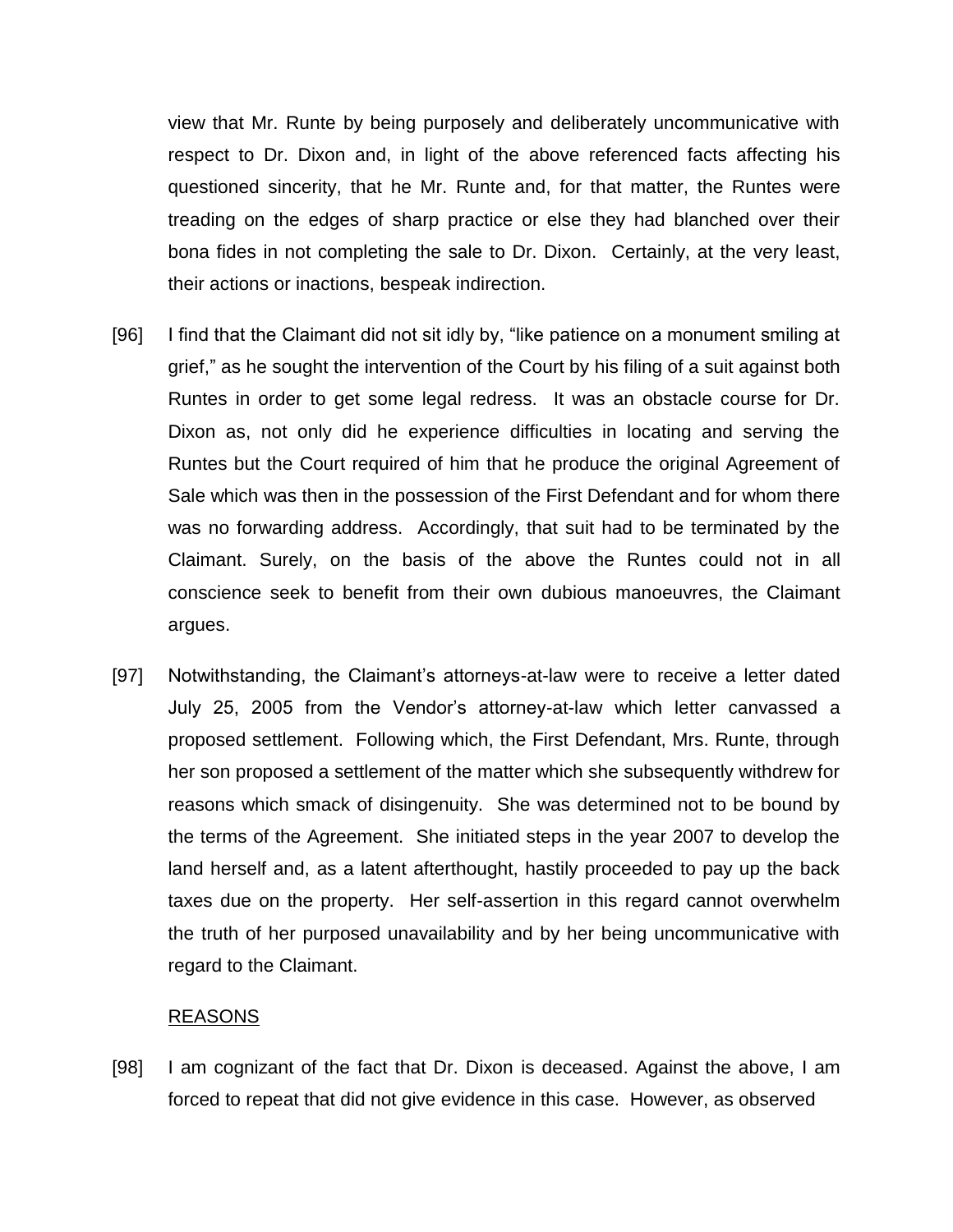view that Mr. Runte by being purposely and deliberately uncommunicative with respect to Dr. Dixon and, in light of the above referenced facts affecting his questioned sincerity, that he Mr. Runte and, for that matter, the Runtes were treading on the edges of sharp practice or else they had blanched over their bona fides in not completing the sale to Dr. Dixon. Certainly, at the very least, their actions or inactions, bespeak indirection.

[96] I find that the Claimant did not sit idly by, "like patience on a monument smiling at grief," as he sought the intervention of the Court by his filing of a suit against both Runtes in order to get some legal redress. It was an obstacle course for Dr. Dixon as, not only did he experience difficulties in locating and serving the Runtes but the Court required of him that he produce the original Agreement of Sale which was then in the possession of the First Defendant and for whom there was no forwarding address. Accordingly, that suit had to be terminated by the Claimant. Surely, on the basis of the above the Runtes could not in all conscience seek to benefit from their own dubious manoeuvres, the Claimant argues.

[97] Notwithstanding, the Claimant's attorneys-at-law were to receive a letter dated July 25, 2005 from the Vendor's attorney-at-law which letter canvassed a proposed settlement. Following which, the First Defendant, Mrs. Runte, through her son proposed a settlement of the matter which she subsequently withdrew for reasons which smack of disingenuity. She was determined not to be bound by the terms of the Agreement. She initiated steps in the year 2007 to develop the land herself and, as a latent afterthought, hastily proceeded to pay up the back taxes due on the property. Her self-assertion in this regard cannot overwhelm the truth of her purposed unavailability and by her being uncommunicative with regard to the Claimant.

## REASONS

[98] I am cognizant of the fact that Dr. Dixon is deceased. Against the above, I am forced to repeat that did not give evidence in this case. However, as observed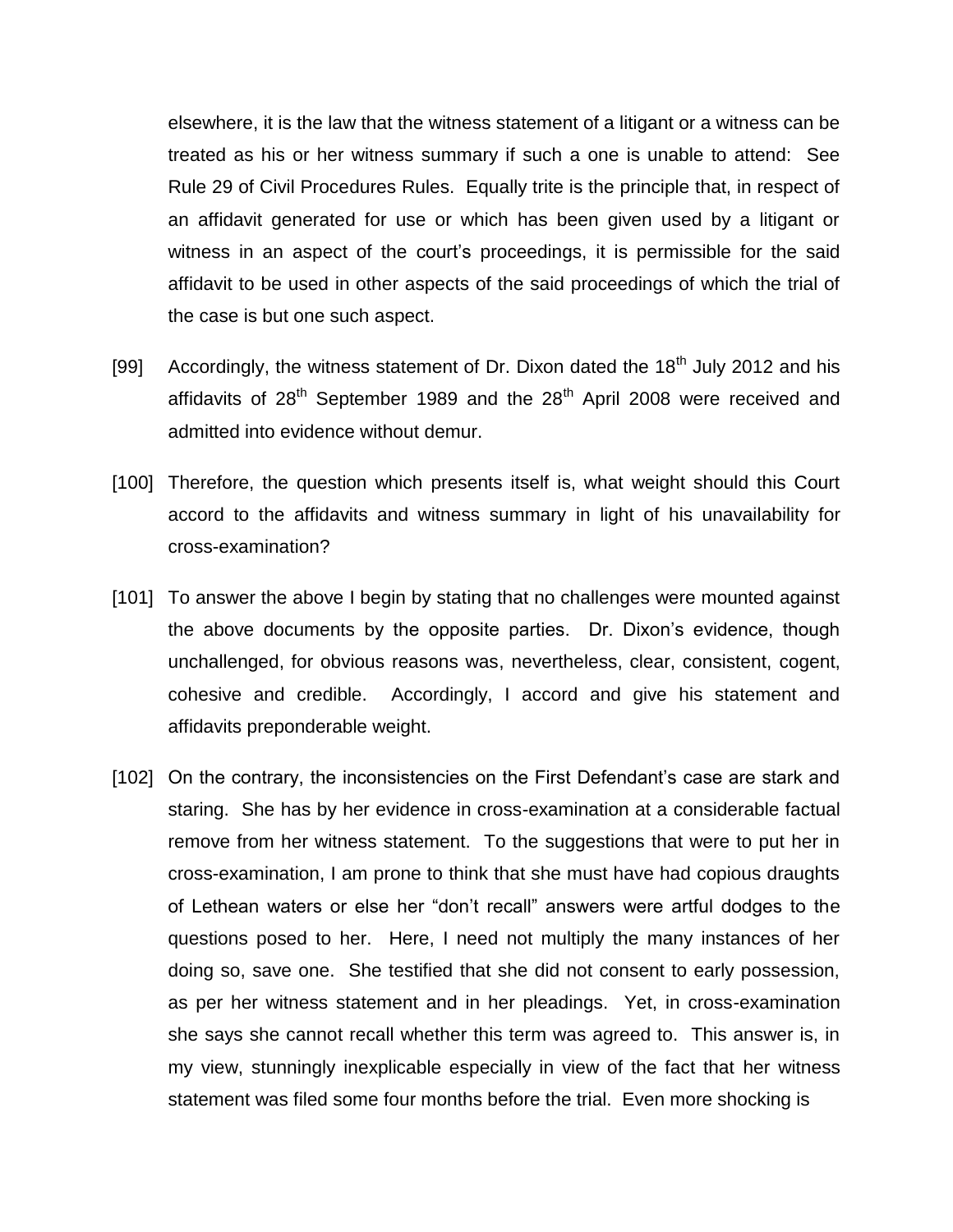elsewhere, it is the law that the witness statement of a litigant or a witness can be treated as his or her witness summary if such a one is unable to attend: See Rule 29 of Civil Procedures Rules. Equally trite is the principle that, in respect of an affidavit generated for use or which has been given used by a litigant or witness in an aspect of the court's proceedings, it is permissible for the said affidavit to be used in other aspects of the said proceedings of which the trial of the case is but one such aspect.

[99] Accordingly, the witness statement of Dr. Dixon dated the 18th July 2012 and his affidavits of 28th September 1989 and the 28th April 2008 were received and admitted into evidence without demur.

[100] Therefore, the question which presents itself is, what weight should this Court accord to the affidavits and witness summary in light of his unavailability for cross-examination?

[101] To answer the above I begin by stating that no challenges were mounted against the above documents by the opposite parties. Dr. Dixon's evidence, though unchallenged, for obvious reasons was, nevertheless, clear, consistent, cogent, cohesive and credible. Accordingly, I accord and give his statement and affidavits preponderable weight.

[102] On the contrary, the inconsistencies on the First Defendant's case are stark and staring. She has by her evidence in cross-examination at a considerable factual remove from her witness statement. To the suggestions that were to put her in cross-examination, I am prone to think that she must have had copious draughts of Lethean waters or else her "don't recall" answers were artful dodges to the questions posed to her. Here, I need not multiply the many instances of her doing so, save one. She testified that she did not consent to early possession, as per her witness statement and in her pleadings. Yet, in cross-examination she says she cannot recall whether this term was agreed to. This answer is, in my view, stunningly inexplicable especially in view of the fact that her witness statement was filed some four months before the trial. Even more shocking is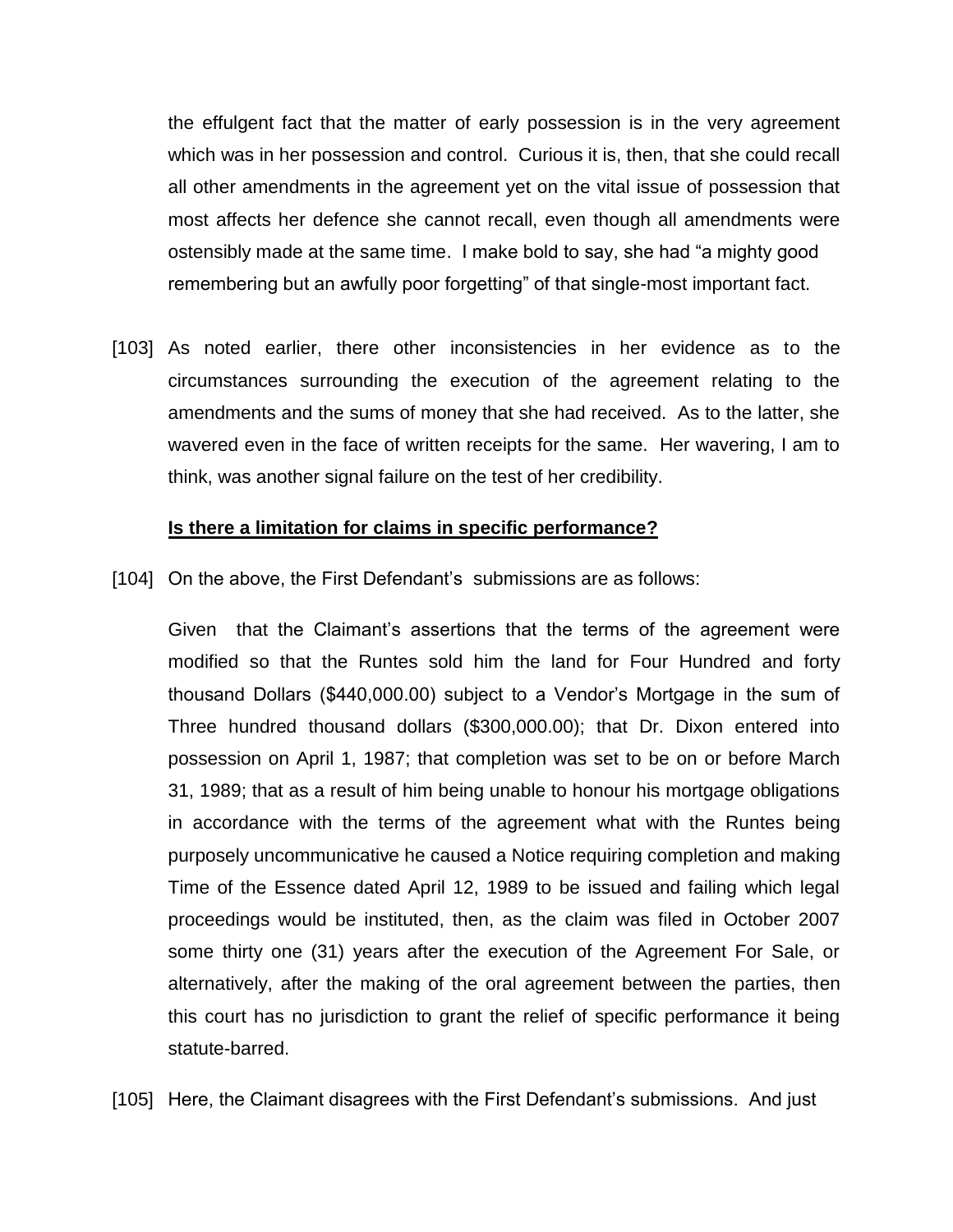the effulgent fact that the matter of early possession is in the very agreement which was in her possession and control. Curious it is, then, that she could recall all other amendments in the agreement yet on the vital issue of possession that most affects her defence she cannot recall, even though all amendments were ostensibly made at the same time. I make bold to say, she had "a mighty good remembering but an awfully poor forgetting" of that single-most important fact.

[103] As noted earlier, there other inconsistencies in her evidence as to the circumstances surrounding the execution of the agreement relating to the amendments and the sums of money that she had received. As to the latter, she wavered even in the face of written receipts for the same. Her wavering, I am to think, was another signal failure on the test of her credibility.

**Is there a limitation for claims in specific performance?**

[104] On the above, the First Defendant's submissions are as follows:

> Given that the Claimant's assertions that the terms of the agreement were modified so that the Runtes sold him the land for Four Hundred and forty thousand Dollars ($440,000.00) subject to a Vendor's Mortgage in the sum of Three hundred thousand dollars ($300,000.00); that Dr. Dixon entered into possession on April 1, 1987; that completion was set to be on or before March 31, 1989; that as a result of him being unable to honour his mortgage obligations in accordance with the terms of the agreement what with the Runtes being purposely uncommunicative he caused a Notice requiring completion and making Time of the Essence dated April 12, 1989 to be issued and failing which legal proceedings would be instituted, then, as the claim was filed in October 2007 some thirty one (31) years after the execution of the Agreement For Sale, or alternatively, after the making of the oral agreement between the parties, then this court has no jurisdiction to grant the relief of specific performance it being statute-barred.

[105] Here, the Claimant disagrees with the First Defendant's submissions. And just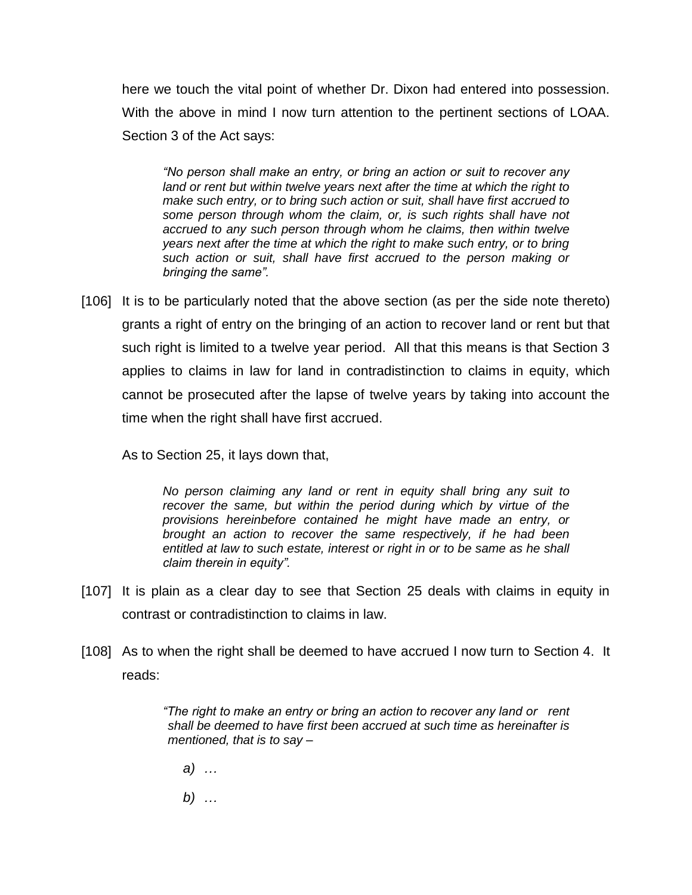here we touch the vital point of whether Dr. Dixon had entered into possession. With the above in mind I now turn attention to the pertinent sections of LOAA. Section 3 of the Act says:

> *"No person shall make an entry, or bring an action or suit to recover any land or rent but within twelve years next after the time at which the right to make such entry, or to bring such action or suit, shall have first accrued to some person through whom the claim, or, is such rights shall have not accrued to any such person through whom he claims, then within twelve years next after the time at which the right to make such entry, or to bring such action or suit, shall have first accrued to the person making or bringing the same".*

[106] It is to be particularly noted that the above section (as per the side note thereto) grants a right of entry on the bringing of an action to recover land or rent but that such right is limited to a twelve year period. All that this means is that Section 3 applies to claims in law for land in contradistinction to claims in equity, which cannot be prosecuted after the lapse of twelve years by taking into account the time when the right shall have first accrued.

As to Section 25, it lays down that,

> *No person claiming any land or rent in equity shall bring any suit to recover the same, but within the period during which by virtue of the provisions hereinbefore contained he might have made an entry, or brought an action to recover the same respectively, if he had been entitled at law to such estate, interest or right in or to be same as he shall claim therein in equity".*

[107] It is plain as a clear day to see that Section 25 deals with claims in equity in contrast or contradistinction to claims in law.

[108] As to when the right shall be deemed to have accrued I now turn to Section 4. It reads:

> *"The right to make an entry or bring an action to recover any land or rent shall be deemed to have first been accrued at such time as hereinafter is mentioned, that is to say –*
>
> *a) …*
>
> *b) …*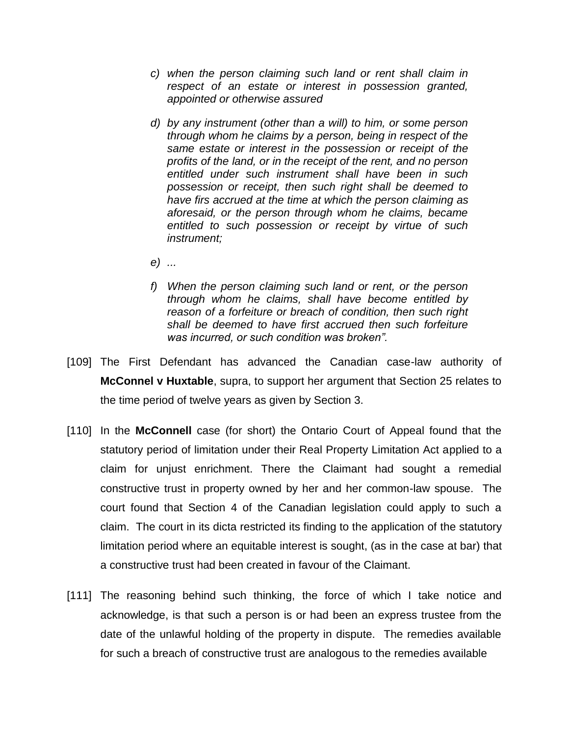> *c) when the person claiming such land or rent shall claim in respect of an estate or interest in possession granted, appointed or otherwise assured*
>
> *d) by any instrument (other than a will) to him, or some person through whom he claims by a person, being in respect of the same estate or interest in the possession or receipt of the profits of the land, or in the receipt of the rent, and no person entitled under such instrument shall have been in such possession or receipt, then such right shall be deemed to have firs accrued at the time at which the person claiming as aforesaid, or the person through whom he claims, became entitled to such possession or receipt by virtue of such instrument;*
>
> *e) ...*
>
> *f) When the person claiming such land or rent, or the person through whom he claims, shall have become entitled by reason of a forfeiture or breach of condition, then such right shall be deemed to have first accrued then such forfeiture was incurred, or such condition was broken".*

[109] The First Defendant has advanced the Canadian case-law authority of **McConnel v Huxtable**, supra, to support her argument that Section 25 relates to the time period of twelve years as given by Section 3.

[110] In the **McConnell** case (for short) the Ontario Court of Appeal found that the statutory period of limitation under their Real Property Limitation Act applied to a claim for unjust enrichment. There the Claimant had sought a remedial constructive trust in property owned by her and her common-law spouse. The court found that Section 4 of the Canadian legislation could apply to such a claim. The court in its dicta restricted its finding to the application of the statutory limitation period where an equitable interest is sought, (as in the case at bar) that a constructive trust had been created in favour of the Claimant.

[111] The reasoning behind such thinking, the force of which I take notice and acknowledge, is that such a person is or had been an express trustee from the date of the unlawful holding of the property in dispute. The remedies available for such a breach of constructive trust are analogous to the remedies available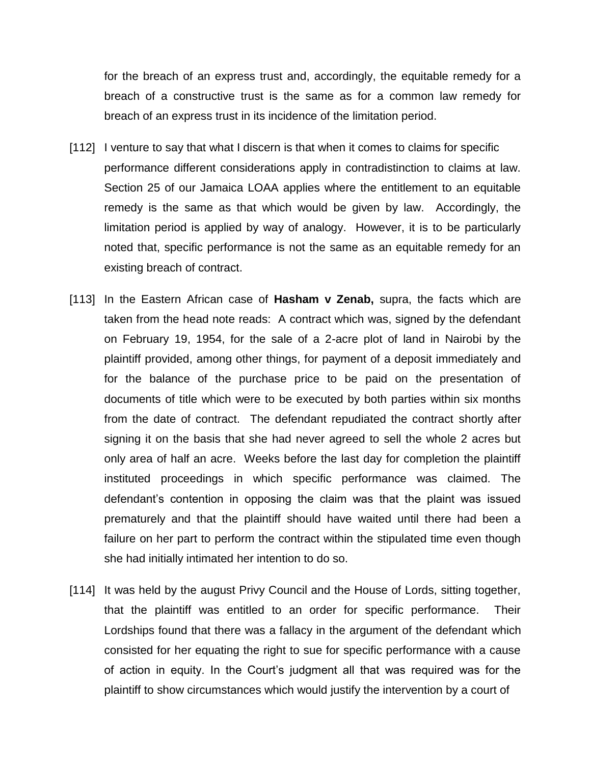for the breach of an express trust and, accordingly, the equitable remedy for a breach of a constructive trust is the same as for a common law remedy for breach of an express trust in its incidence of the limitation period.

[112] I venture to say that what I discern is that when it comes to claims for specific performance different considerations apply in contradistinction to claims at law. Section 25 of our Jamaica LOAA applies where the entitlement to an equitable remedy is the same as that which would be given by law. Accordingly, the limitation period is applied by way of analogy. However, it is to be particularly noted that, specific performance is not the same as an equitable remedy for an existing breach of contract.

[113] In the Eastern African case of **Hasham v Zenab,** supra, the facts which are taken from the head note reads: A contract which was, signed by the defendant on February 19, 1954, for the sale of a 2-acre plot of land in Nairobi by the plaintiff provided, among other things, for payment of a deposit immediately and for the balance of the purchase price to be paid on the presentation of documents of title which were to be executed by both parties within six months from the date of contract. The defendant repudiated the contract shortly after signing it on the basis that she had never agreed to sell the whole 2 acres but only area of half an acre. Weeks before the last day for completion the plaintiff instituted proceedings in which specific performance was claimed. The defendant's contention in opposing the claim was that the plaint was issued prematurely and that the plaintiff should have waited until there had been a failure on her part to perform the contract within the stipulated time even though she had initially intimated her intention to do so.

[114] It was held by the august Privy Council and the House of Lords, sitting together, that the plaintiff was entitled to an order for specific performance. Their Lordships found that there was a fallacy in the argument of the defendant which consisted for her equating the right to sue for specific performance with a cause of action in equity. In the Court's judgment all that was required was for the plaintiff to show circumstances which would justify the intervention by a court of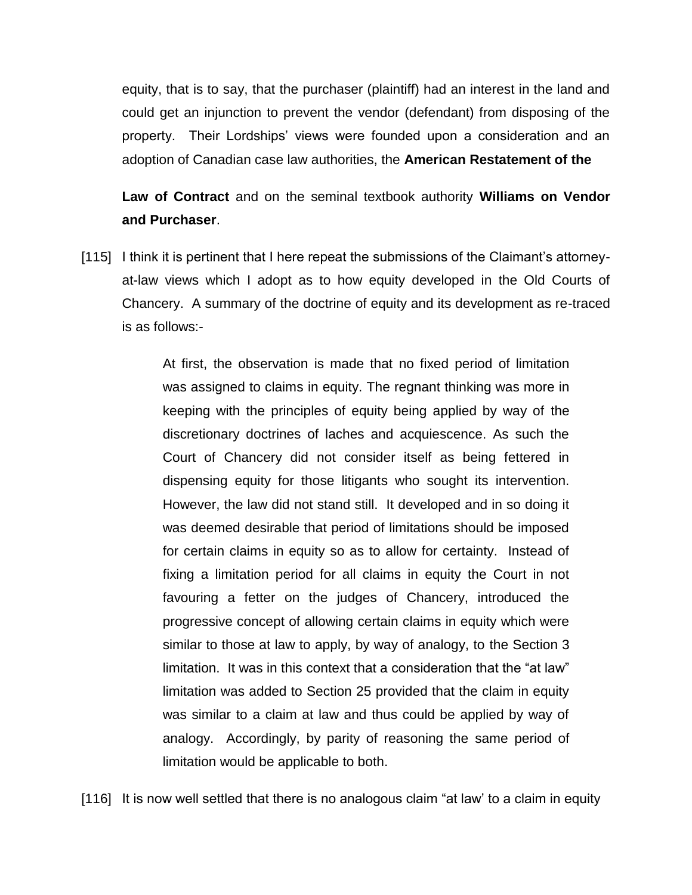equity, that is to say, that the purchaser (plaintiff) had an interest in the land and could get an injunction to prevent the vendor (defendant) from disposing of the property. Their Lordships' views were founded upon a consideration and an adoption of Canadian case law authorities, the **American Restatement of the Law of Contract** and on the seminal textbook authority **Williams on Vendor and Purchaser**.

[115] I think it is pertinent that I here repeat the submissions of the Claimant's attorney-at-law views which I adopt as to how equity developed in the Old Courts of Chancery. A summary of the doctrine of equity and its development as re-traced is as follows:-

> At first, the observation is made that no fixed period of limitation was assigned to claims in equity. The regnant thinking was more in keeping with the principles of equity being applied by way of the discretionary doctrines of laches and acquiescence. As such the Court of Chancery did not consider itself as being fettered in dispensing equity for those litigants who sought its intervention. However, the law did not stand still. It developed and in so doing it was deemed desirable that period of limitations should be imposed for certain claims in equity so as to allow for certainty. Instead of fixing a limitation period for all claims in equity the Court in not favouring a fetter on the judges of Chancery, introduced the progressive concept of allowing certain claims in equity which were similar to those at law to apply, by way of analogy, to the Section 3 limitation. It was in this context that a consideration that the "at law" limitation was added to Section 25 provided that the claim in equity was similar to a claim at law and thus could be applied by way of analogy. Accordingly, by parity of reasoning the same period of limitation would be applicable to both.

[116] It is now well settled that there is no analogous claim "at law' to a claim in equity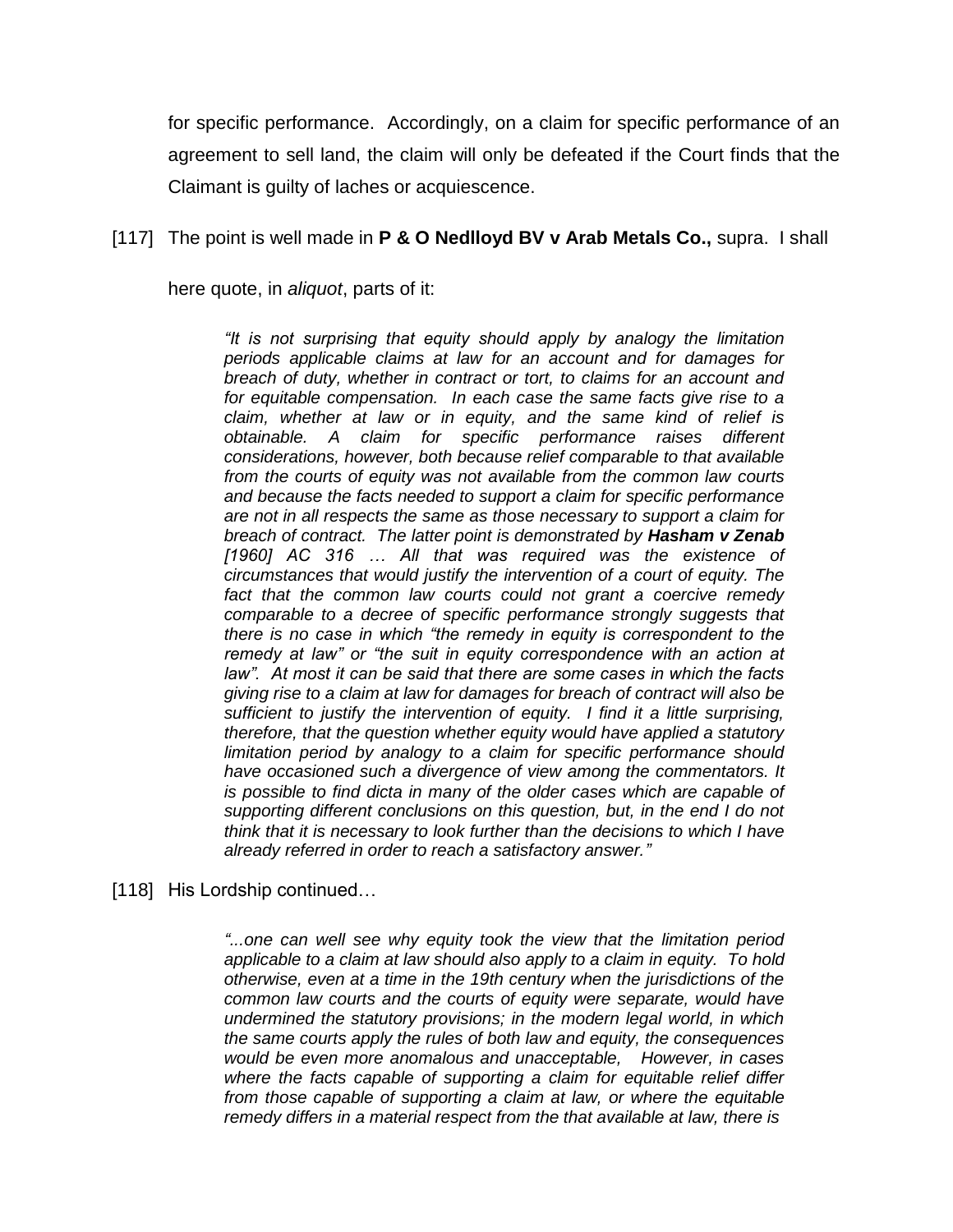for specific performance. Accordingly, on a claim for specific performance of an agreement to sell land, the claim will only be defeated if the Court finds that the Claimant is guilty of laches or acquiescence.

[117] The point is well made in **P & O Nedlloyd BV v Arab Metals Co.,** supra. I shall here quote, in *aliquot*, parts of it:

> *"It is not surprising that equity should apply by analogy the limitation periods applicable claims at law for an account and for damages for breach of duty, whether in contract or tort, to claims for an account and for equitable compensation. In each case the same facts give rise to a claim, whether at law or in equity, and the same kind of relief is obtainable. A claim for specific performance raises different considerations, however, both because relief comparable to that available from the courts of equity was not available from the common law courts and because the facts needed to support a claim for specific performance are not in all respects the same as those necessary to support a claim for breach of contract. The latter point is demonstrated by **Hasham v Zenab [1960] AC 316** … All that was required was the existence of circumstances that would justify the intervention of a court of equity. The fact that the common law courts could not grant a coercive remedy comparable to a decree of specific performance strongly suggests that there is no case in which "the remedy in equity is correspondent to the remedy at law" or "the suit in equity correspondence with an action at law". At most it can be said that there are some cases in which the facts giving rise to a claim at law for damages for breach of contract will also be sufficient to justify the intervention of equity. I find it a little surprising, therefore, that the question whether equity would have applied a statutory limitation period by analogy to a claim for specific performance should have occasioned such a divergence of view among the commentators. It is possible to find dicta in many of the older cases which are capable of supporting different conclusions on this question, but, in the end I do not think that it is necessary to look further than the decisions to which I have already referred in order to reach a satisfactory answer."*

[118] His Lordship continued…

> *"...one can well see why equity took the view that the limitation period applicable to a claim at law should also apply to a claim in equity. To hold otherwise, even at a time in the 19th century when the jurisdictions of the common law courts and the courts of equity were separate, would have undermined the statutory provisions; in the modern legal world, in which the same courts apply the rules of both law and equity, the consequences would be even more anomalous and unacceptable, However, in cases where the facts capable of supporting a claim for equitable relief differ from those capable of supporting a claim at law, or where the equitable remedy differs in a material respect from the that available at law, there is*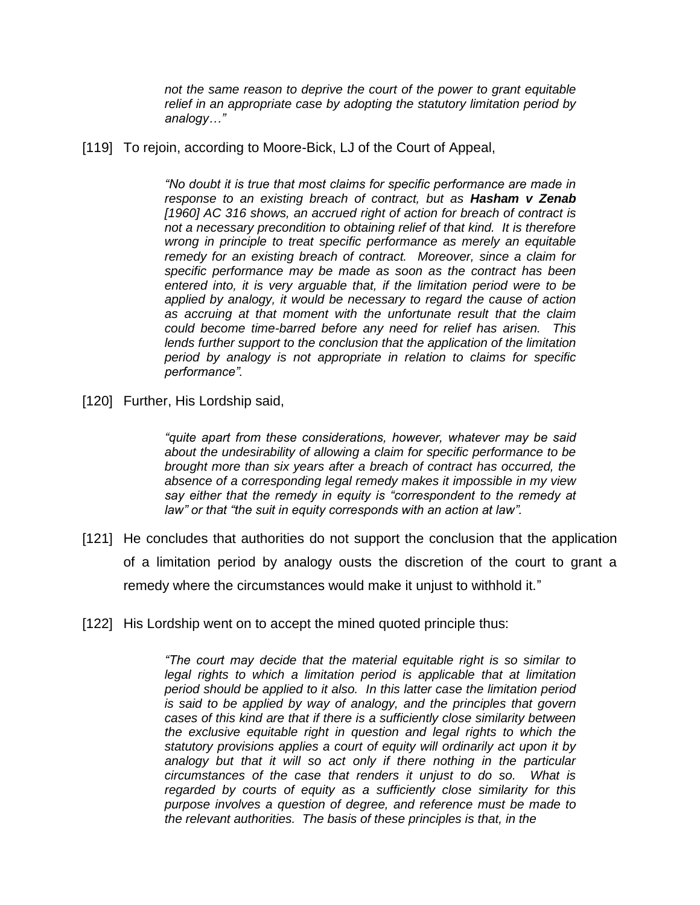*not the same reason to deprive the court of the power to grant equitable relief in an appropriate case by adopting the statutory limitation period by analogy…"*

[119] To rejoin, according to Moore-Bick, LJ of the Court of Appeal,

> *"No doubt it is true that most claims for specific performance are made in response to an existing breach of contract, but as* ***Hasham v Zenab*** *[1960] AC 316 shows, an accrued right of action for breach of contract is not a necessary precondition to obtaining relief of that kind. It is therefore wrong in principle to treat specific performance as merely an equitable remedy for an existing breach of contract. Moreover, since a claim for specific performance may be made as soon as the contract has been entered into, it is very arguable that, if the limitation period were to be applied by analogy, it would be necessary to regard the cause of action as accruing at that moment with the unfortunate result that the claim could become time-barred before any need for relief has arisen. This lends further support to the conclusion that the application of the limitation period by analogy is not appropriate in relation to claims for specific performance".*

[120] Further, His Lordship said,

> *"quite apart from these considerations, however, whatever may be said about the undesirability of allowing a claim for specific performance to be brought more than six years after a breach of contract has occurred, the absence of a corresponding legal remedy makes it impossible in my view say either that the remedy in equity is "correspondent to the remedy at law" or that "the suit in equity corresponds with an action at law".*

[121] He concludes that authorities do not support the conclusion that the application of a limitation period by analogy ousts the discretion of the court to grant a remedy where the circumstances would make it unjust to withhold it."

[122] His Lordship went on to accept the mined quoted principle thus:

> *"The court may decide that the material equitable right is so similar to legal rights to which a limitation period is applicable that at limitation period should be applied to it also. In this latter case the limitation period is said to be applied by way of analogy, and the principles that govern cases of this kind are that if there is a sufficiently close similarity between the exclusive equitable right in question and legal rights to which the statutory provisions applies a court of equity will ordinarily act upon it by analogy but that it will so act only if there nothing in the particular circumstances of the case that renders it unjust to do so. What is regarded by courts of equity as a sufficiently close similarity for this purpose involves a question of degree, and reference must be made to the relevant authorities. The basis of these principles is that, in the*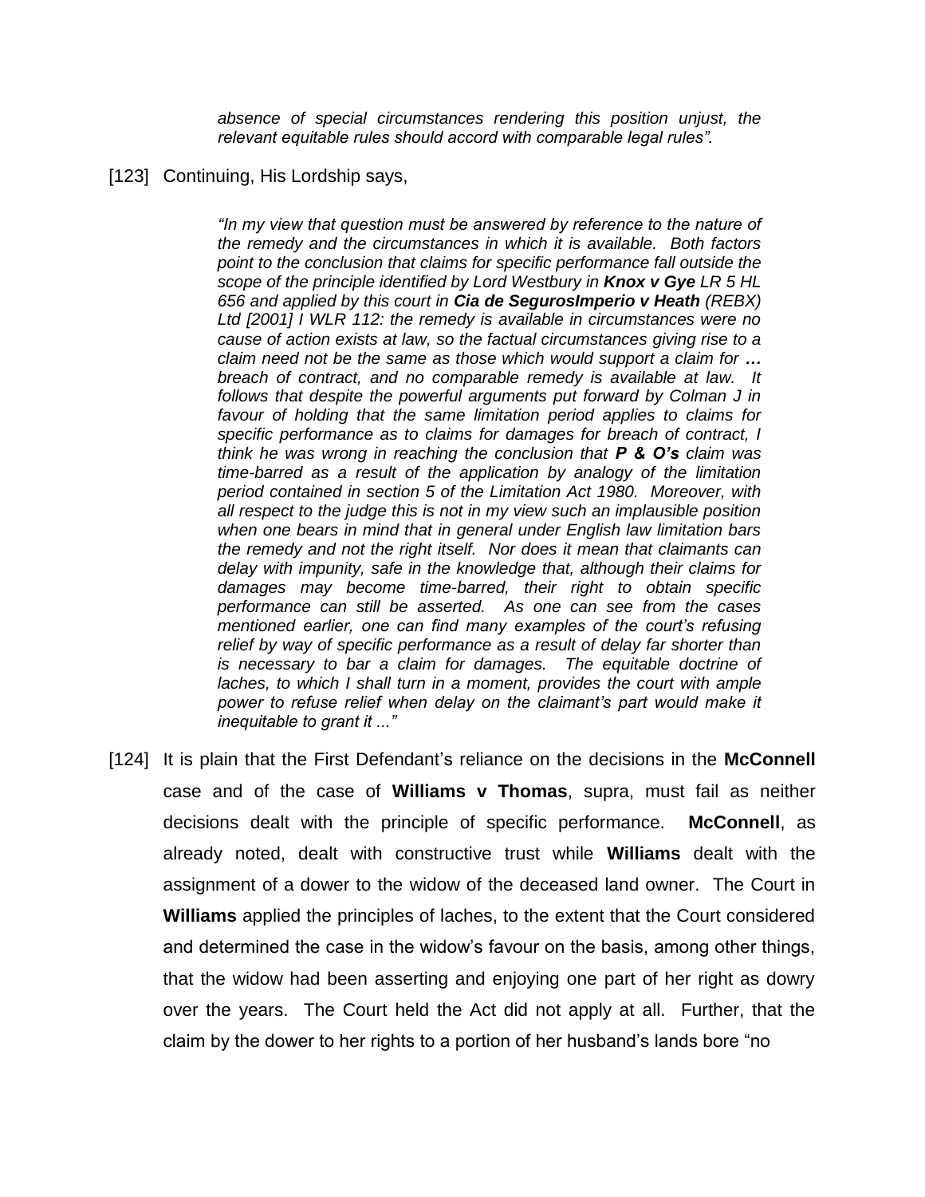> *absence of special circumstances rendering this position unjust, the relevant equitable rules should accord with comparable legal rules".*

[123] Continuing, His Lordship says,

> *"In my view that question must be answered by reference to the nature of the remedy and the circumstances in which it is available. Both factors point to the conclusion that claims for specific performance fall outside the scope of the principle identified by Lord Westbury in **Knox v Gye** LR 5 HL 656 and applied by this court in **Cia de SegurosImperio v Heath** (REBX) Ltd [2001] I WLR 112: the remedy is available in circumstances were no cause of action exists at law, so the factual circumstances giving rise to a claim need not be the same as those which would support a claim for **…** breach of contract, and no comparable remedy is available at law. It follows that despite the powerful arguments put forward by Colman J in favour of holding that the same limitation period applies to claims for specific performance as to claims for damages for breach of contract, I think he was wrong in reaching the conclusion that **P & O's** claim was time-barred as a result of the application by analogy of the limitation period contained in section 5 of the Limitation Act 1980. Moreover, with all respect to the judge this is not in my view such an implausible position when one bears in mind that in general under English law limitation bars the remedy and not the right itself. Nor does it mean that claimants can delay with impunity, safe in the knowledge that, although their claims for damages may become time-barred, their right to obtain specific performance can still be asserted. As one can see from the cases mentioned earlier, one can find many examples of the court's refusing relief by way of specific performance as a result of delay far shorter than is necessary to bar a claim for damages. The equitable doctrine of laches, to which I shall turn in a moment, provides the court with ample power to refuse relief when delay on the claimant's part would make it inequitable to grant it ..."*

[124] It is plain that the First Defendant's reliance on the decisions in the **McConnell** case and of the case of **Williams v Thomas**, supra, must fail as neither decisions dealt with the principle of specific performance. **McConnell**, as already noted, dealt with constructive trust while **Williams** dealt with the assignment of a dower to the widow of the deceased land owner. The Court in **Williams** applied the principles of laches, to the extent that the Court considered and determined the case in the widow's favour on the basis, among other things, that the widow had been asserting and enjoying one part of her right as dowry over the years. The Court held the Act did not apply at all. Further, that the claim by the dower to her rights to a portion of her husband's lands bore "no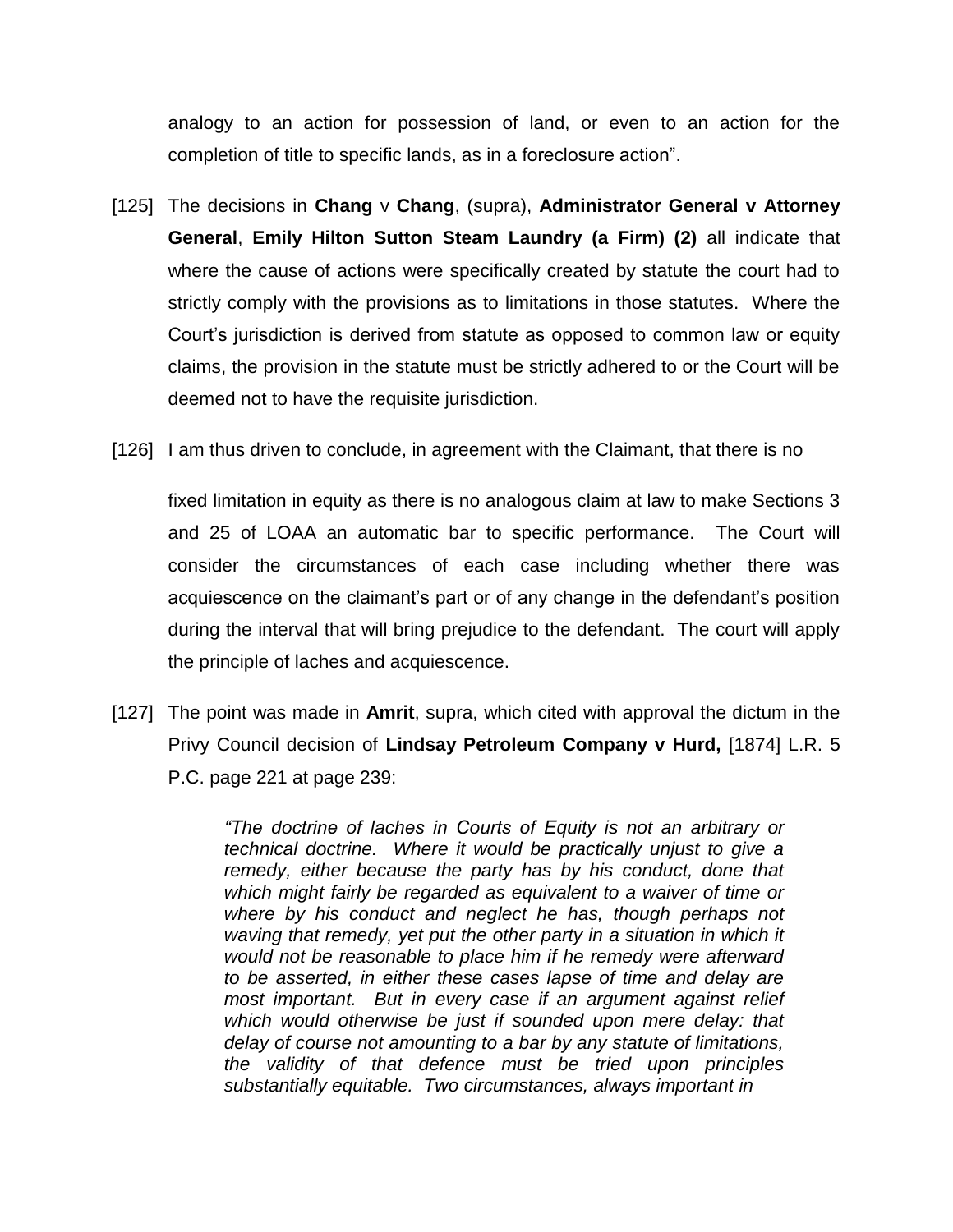analogy to an action for possession of land, or even to an action for the completion of title to specific lands, as in a foreclosure action".

[125] The decisions in **Chang** v **Chang**, (supra), **Administrator General v Attorney General**, **Emily Hilton Sutton Steam Laundry (a Firm) (2)** all indicate that where the cause of actions were specifically created by statute the court had to strictly comply with the provisions as to limitations in those statutes. Where the Court's jurisdiction is derived from statute as opposed to common law or equity claims, the provision in the statute must be strictly adhered to or the Court will be deemed not to have the requisite jurisdiction.

[126] I am thus driven to conclude, in agreement with the Claimant, that there is no

fixed limitation in equity as there is no analogous claim at law to make Sections 3 and 25 of LOAA an automatic bar to specific performance. The Court will consider the circumstances of each case including whether there was acquiescence on the claimant's part or of any change in the defendant's position during the interval that will bring prejudice to the defendant. The court will apply the principle of laches and acquiescence.

[127] The point was made in **Amrit**, supra, which cited with approval the dictum in the Privy Council decision of **Lindsay Petroleum Company v Hurd,** [1874] L.R. 5 P.C. page 221 at page 239:

> *"The doctrine of laches in Courts of Equity is not an arbitrary or technical doctrine. Where it would be practically unjust to give a remedy, either because the party has by his conduct, done that which might fairly be regarded as equivalent to a waiver of time or where by his conduct and neglect he has, though perhaps not waving that remedy, yet put the other party in a situation in which it would not be reasonable to place him if he remedy were afterward to be asserted, in either these cases lapse of time and delay are most important. But in every case if an argument against relief which would otherwise be just if sounded upon mere delay: that delay of course not amounting to a bar by any statute of limitations, the validity of that defence must be tried upon principles substantially equitable. Two circumstances, always important in*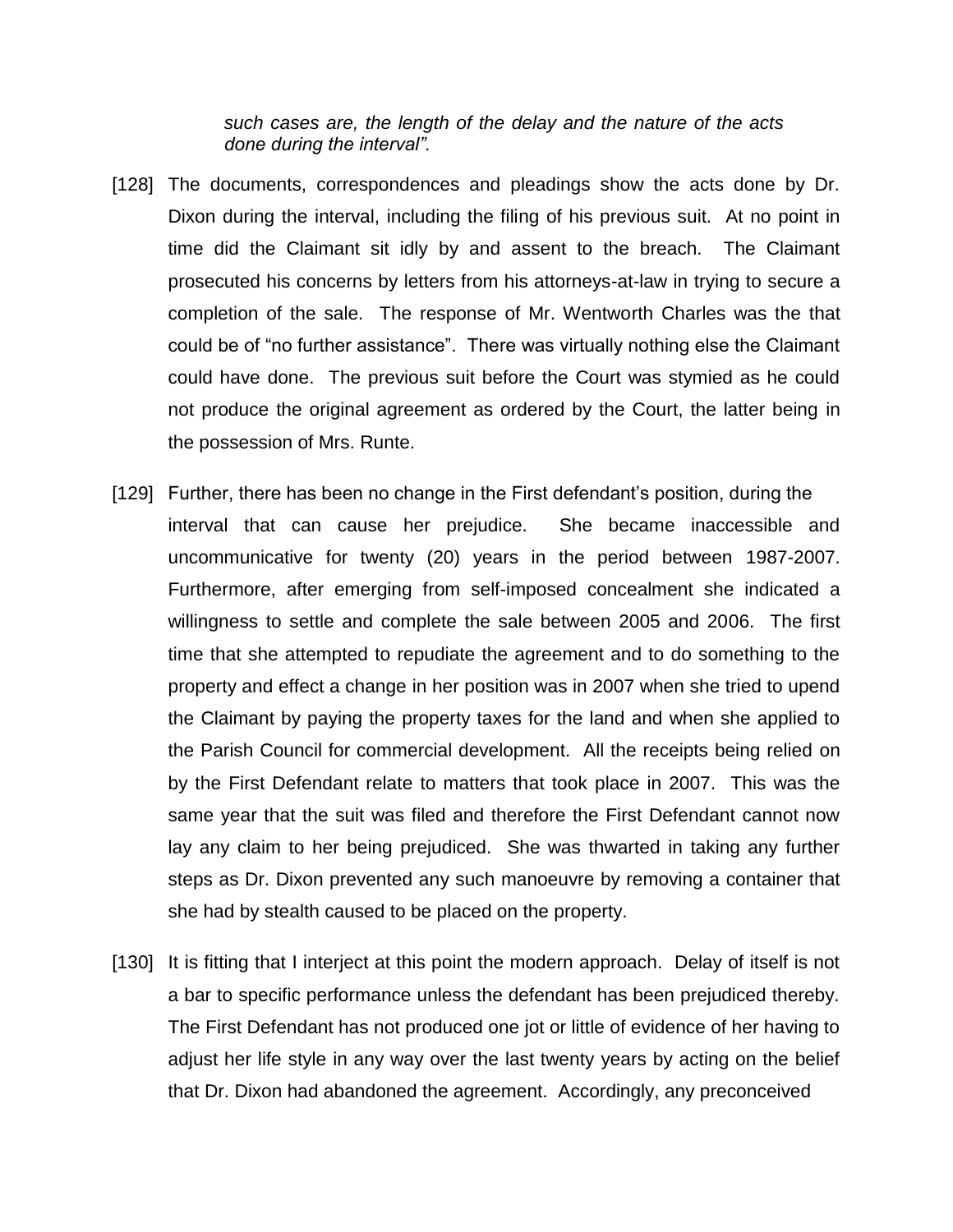*such cases are, the length of the delay and the nature of the acts done during the interval".*

[128] The documents, correspondences and pleadings show the acts done by Dr. Dixon during the interval, including the filing of his previous suit. At no point in time did the Claimant sit idly by and assent to the breach. The Claimant prosecuted his concerns by letters from his attorneys-at-law in trying to secure a completion of the sale. The response of Mr. Wentworth Charles was the that could be of "no further assistance". There was virtually nothing else the Claimant could have done. The previous suit before the Court was stymied as he could not produce the original agreement as ordered by the Court, the latter being in the possession of Mrs. Runte.

[129] Further, there has been no change in the First defendant's position, during the interval that can cause her prejudice. She became inaccessible and uncommunicative for twenty (20) years in the period between 1987-2007. Furthermore, after emerging from self-imposed concealment she indicated a willingness to settle and complete the sale between 2005 and 2006. The first time that she attempted to repudiate the agreement and to do something to the property and effect a change in her position was in 2007 when she tried to upend the Claimant by paying the property taxes for the land and when she applied to the Parish Council for commercial development. All the receipts being relied on by the First Defendant relate to matters that took place in 2007. This was the same year that the suit was filed and therefore the First Defendant cannot now lay any claim to her being prejudiced. She was thwarted in taking any further steps as Dr. Dixon prevented any such manoeuvre by removing a container that she had by stealth caused to be placed on the property.

[130] It is fitting that I interject at this point the modern approach. Delay of itself is not a bar to specific performance unless the defendant has been prejudiced thereby. The First Defendant has not produced one jot or little of evidence of her having to adjust her life style in any way over the last twenty years by acting on the belief that Dr. Dixon had abandoned the agreement. Accordingly, any preconceived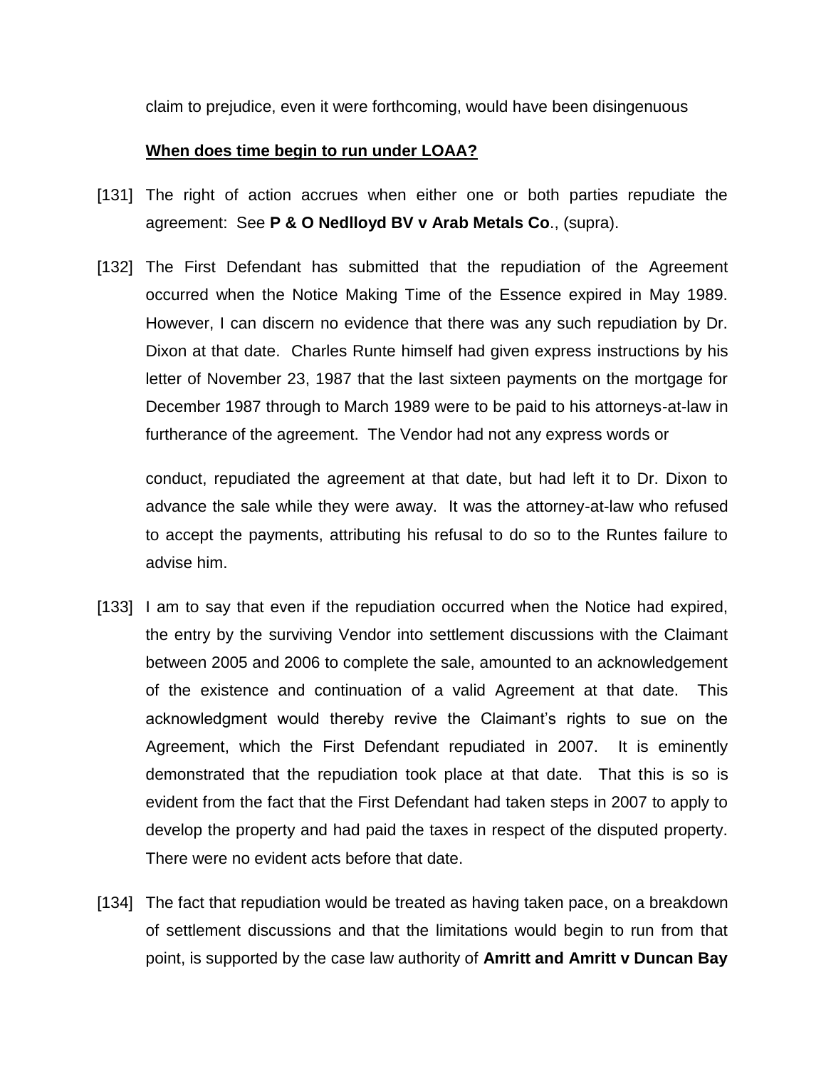claim to prejudice, even it were forthcoming, would have been disingenuous

**When does time begin to run under LOAA?**

[131] The right of action accrues when either one or both parties repudiate the agreement: See **P & O Nedlloyd BV v Arab Metals Co**., (supra).

[132] The First Defendant has submitted that the repudiation of the Agreement occurred when the Notice Making Time of the Essence expired in May 1989. However, I can discern no evidence that there was any such repudiation by Dr. Dixon at that date. Charles Runte himself had given express instructions by his letter of November 23, 1987 that the last sixteen payments on the mortgage for December 1987 through to March 1989 were to be paid to his attorneys-at-law in furtherance of the agreement. The Vendor had not any express words or conduct, repudiated the agreement at that date, but had left it to Dr. Dixon to advance the sale while they were away. It was the attorney-at-law who refused to accept the payments, attributing his refusal to do so to the Runtes failure to advise him.

[133] I am to say that even if the repudiation occurred when the Notice had expired, the entry by the surviving Vendor into settlement discussions with the Claimant between 2005 and 2006 to complete the sale, amounted to an acknowledgement of the existence and continuation of a valid Agreement at that date. This acknowledgment would thereby revive the Claimant's rights to sue on the Agreement, which the First Defendant repudiated in 2007. It is eminently demonstrated that the repudiation took place at that date. That this is so is evident from the fact that the First Defendant had taken steps in 2007 to apply to develop the property and had paid the taxes in respect of the disputed property. There were no evident acts before that date.

[134] The fact that repudiation would be treated as having taken pace, on a breakdown of settlement discussions and that the limitations would begin to run from that point, is supported by the case law authority of **Amritt and Amritt v Duncan Bay**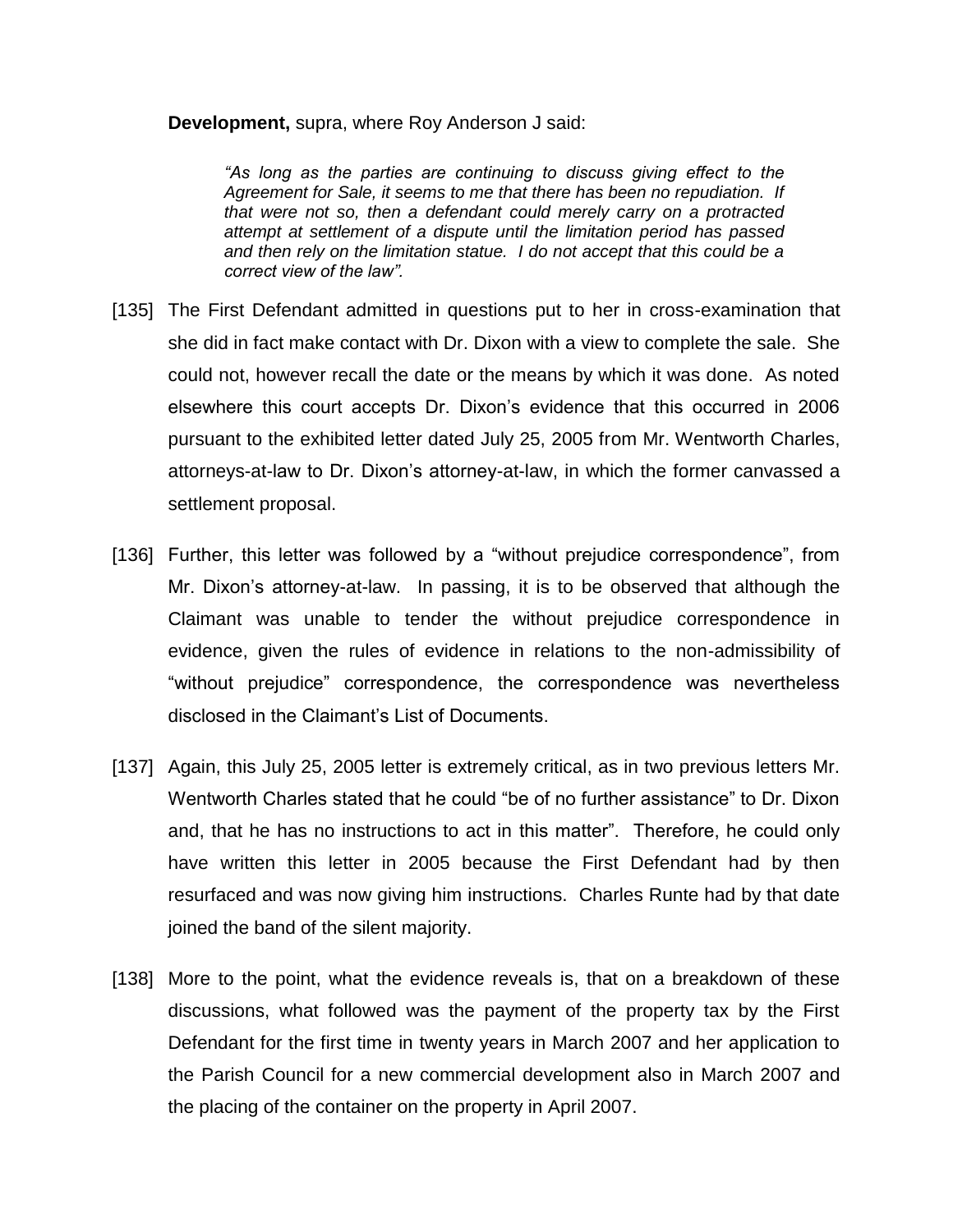**Development,** supra, where Roy Anderson J said:

> *"As long as the parties are continuing to discuss giving effect to the Agreement for Sale, it seems to me that there has been no repudiation. If that were not so, then a defendant could merely carry on a protracted attempt at settlement of a dispute until the limitation period has passed and then rely on the limitation statue. I do not accept that this could be a correct view of the law".*

[135] The First Defendant admitted in questions put to her in cross-examination that she did in fact make contact with Dr. Dixon with a view to complete the sale. She could not, however recall the date or the means by which it was done. As noted elsewhere this court accepts Dr. Dixon's evidence that this occurred in 2006 pursuant to the exhibited letter dated July 25, 2005 from Mr. Wentworth Charles, attorneys-at-law to Dr. Dixon's attorney-at-law, in which the former canvassed a settlement proposal.

[136] Further, this letter was followed by a "without prejudice correspondence", from Mr. Dixon's attorney-at-law. In passing, it is to be observed that although the Claimant was unable to tender the without prejudice correspondence in evidence, given the rules of evidence in relations to the non-admissibility of "without prejudice" correspondence, the correspondence was nevertheless disclosed in the Claimant's List of Documents.

[137] Again, this July 25, 2005 letter is extremely critical, as in two previous letters Mr. Wentworth Charles stated that he could "be of no further assistance" to Dr. Dixon and, that he has no instructions to act in this matter". Therefore, he could only have written this letter in 2005 because the First Defendant had by then resurfaced and was now giving him instructions. Charles Runte had by that date joined the band of the silent majority.

[138] More to the point, what the evidence reveals is, that on a breakdown of these discussions, what followed was the payment of the property tax by the First Defendant for the first time in twenty years in March 2007 and her application to the Parish Council for a new commercial development also in March 2007 and the placing of the container on the property in April 2007.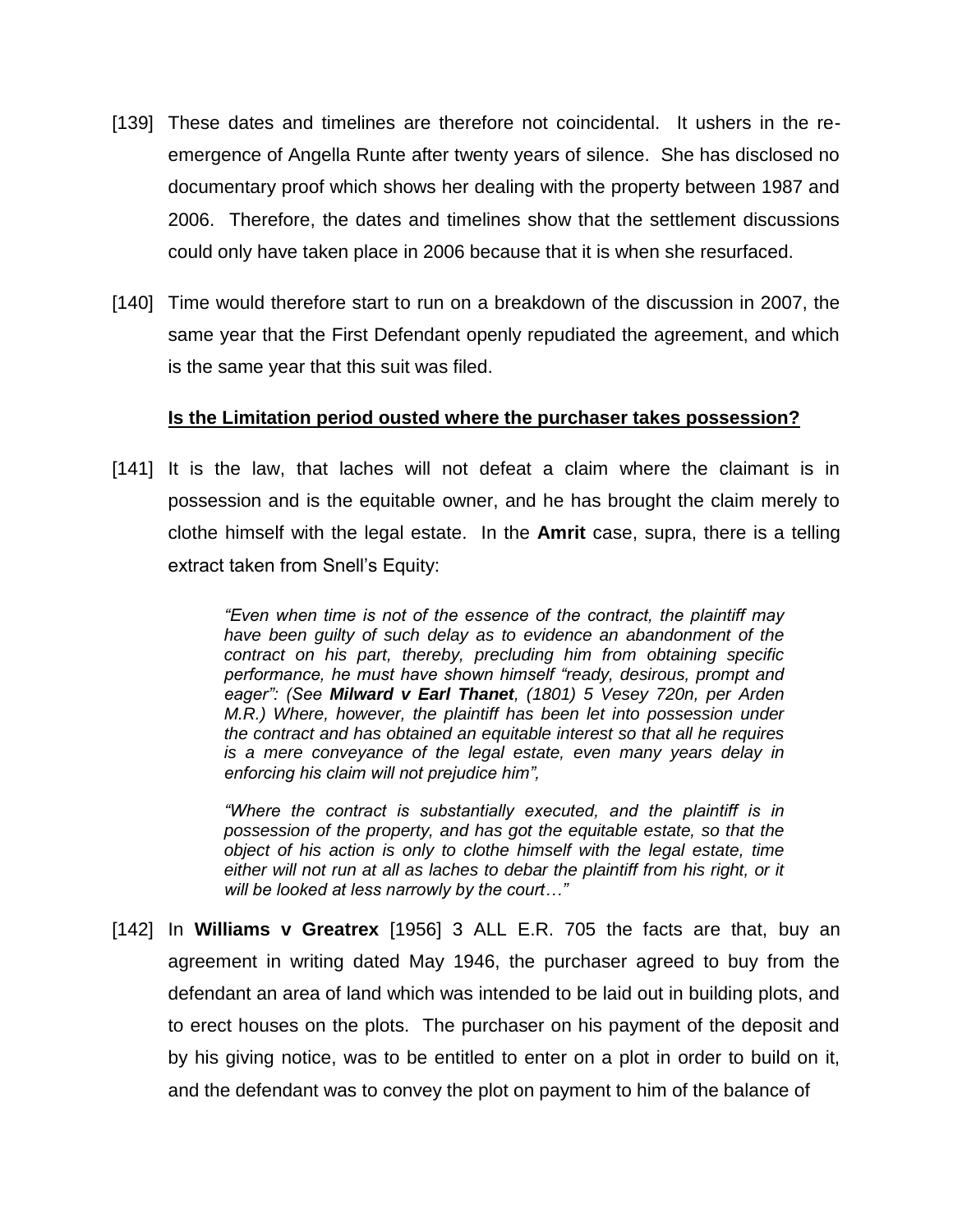[139] These dates and timelines are therefore not coincidental. It ushers in the re-emergence of Angella Runte after twenty years of silence. She has disclosed no documentary proof which shows her dealing with the property between 1987 and 2006. Therefore, the dates and timelines show that the settlement discussions could only have taken place in 2006 because that it is when she resurfaced.

[140] Time would therefore start to run on a breakdown of the discussion in 2007, the same year that the First Defendant openly repudiated the agreement, and which is the same year that this suit was filed.

**Is the Limitation period ousted where the purchaser takes possession?**

[141] It is the law, that laches will not defeat a claim where the claimant is in possession and is the equitable owner, and he has brought the claim merely to clothe himself with the legal estate. In the **Amrit** case, supra, there is a telling extract taken from Snell's Equity:

> *"Even when time is not of the essence of the contract, the plaintiff may have been guilty of such delay as to evidence an abandonment of the contract on his part, thereby, precluding him from obtaining specific performance, he must have shown himself "ready, desirous, prompt and eager": (See **Milward v Earl Thanet**, (1801) 5 Vesey 720n, per Arden M.R.) Where, however, the plaintiff has been let into possession under the contract and has obtained an equitable interest so that all he requires is a mere conveyance of the legal estate, even many years delay in enforcing his claim will not prejudice him",*
>
> *"Where the contract is substantially executed, and the plaintiff is in possession of the property, and has got the equitable estate, so that the object of his action is only to clothe himself with the legal estate, time either will not run at all as laches to debar the plaintiff from his right, or it will be looked at less narrowly by the court…"*

[142] In **Williams v Greatrex** [1956] 3 ALL E.R. 705 the facts are that, buy an agreement in writing dated May 1946, the purchaser agreed to buy from the defendant an area of land which was intended to be laid out in building plots, and to erect houses on the plots. The purchaser on his payment of the deposit and by his giving notice, was to be entitled to enter on a plot in order to build on it, and the defendant was to convey the plot on payment to him of the balance of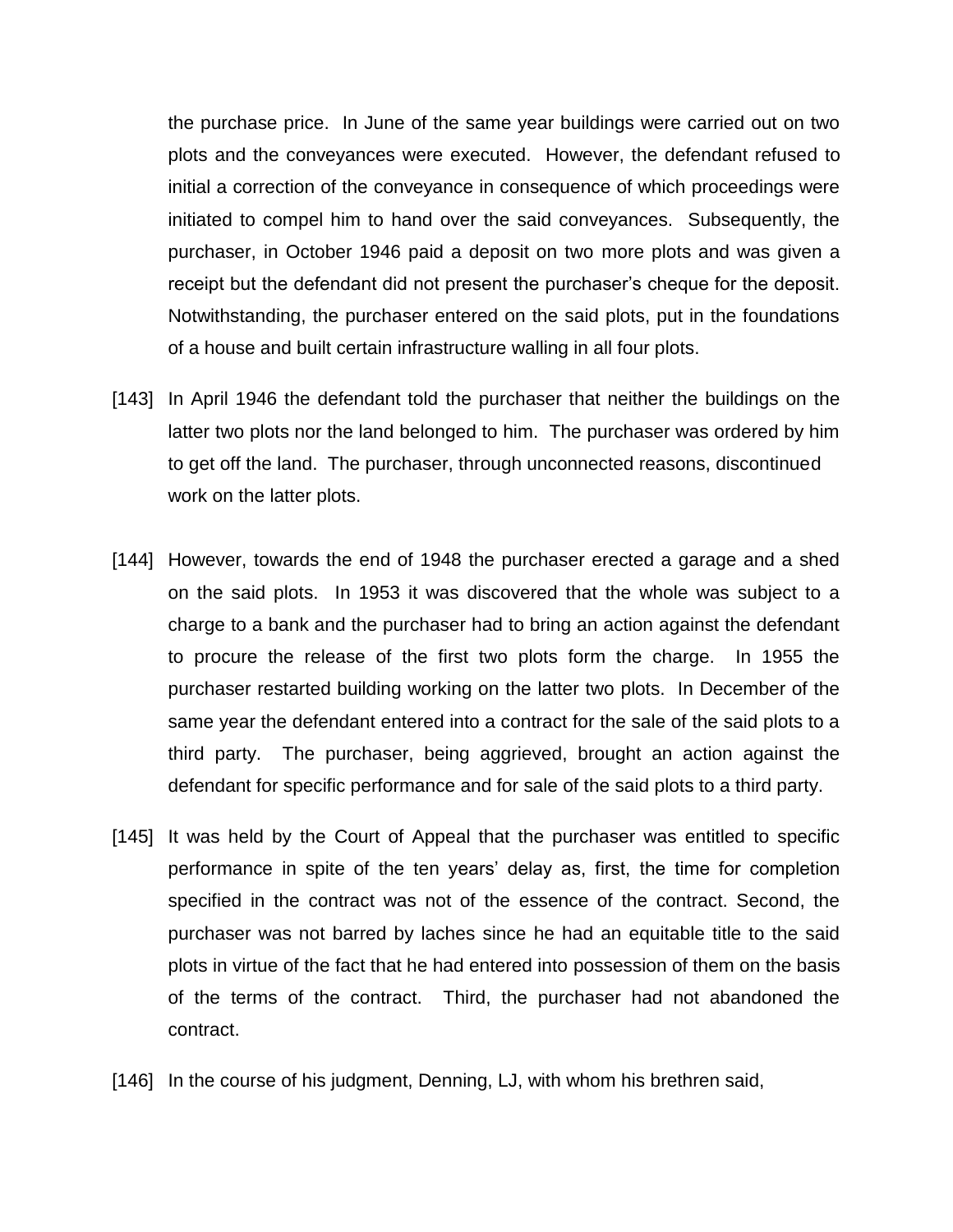the purchase price. In June of the same year buildings were carried out on two plots and the conveyances were executed. However, the defendant refused to initial a correction of the conveyance in consequence of which proceedings were initiated to compel him to hand over the said conveyances. Subsequently, the purchaser, in October 1946 paid a deposit on two more plots and was given a receipt but the defendant did not present the purchaser's cheque for the deposit. Notwithstanding, the purchaser entered on the said plots, put in the foundations of a house and built certain infrastructure walling in all four plots.

[143] In April 1946 the defendant told the purchaser that neither the buildings on the latter two plots nor the land belonged to him. The purchaser was ordered by him to get off the land. The purchaser, through unconnected reasons, discontinued work on the latter plots.

[144] However, towards the end of 1948 the purchaser erected a garage and a shed on the said plots. In 1953 it was discovered that the whole was subject to a charge to a bank and the purchaser had to bring an action against the defendant to procure the release of the first two plots form the charge. In 1955 the purchaser restarted building working on the latter two plots. In December of the same year the defendant entered into a contract for the sale of the said plots to a third party. The purchaser, being aggrieved, brought an action against the defendant for specific performance and for sale of the said plots to a third party.

[145] It was held by the Court of Appeal that the purchaser was entitled to specific performance in spite of the ten years' delay as, first, the time for completion specified in the contract was not of the essence of the contract. Second, the purchaser was not barred by laches since he had an equitable title to the said plots in virtue of the fact that he had entered into possession of them on the basis of the terms of the contract. Third, the purchaser had not abandoned the contract.

[146] In the course of his judgment, Denning, LJ, with whom his brethren said,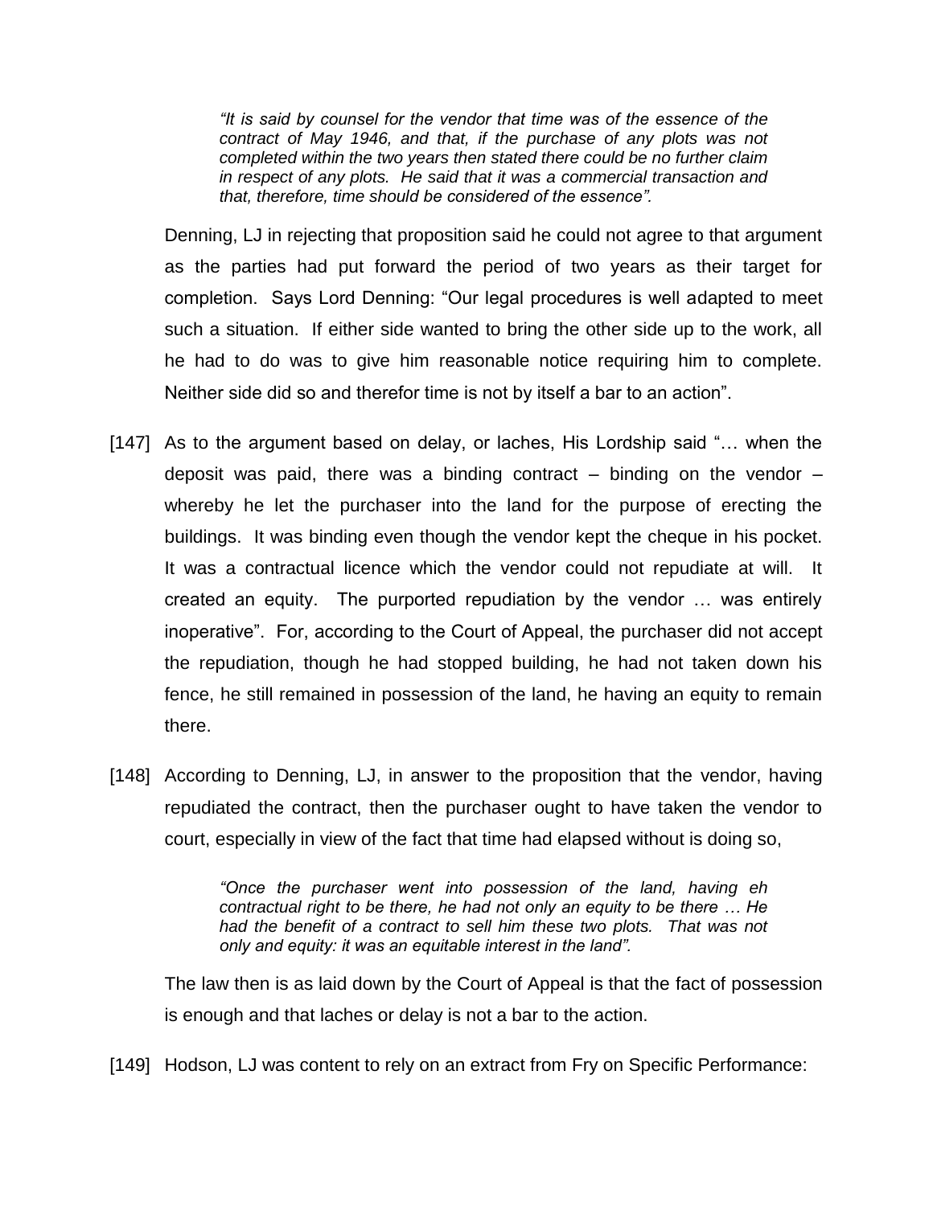> *"It is said by counsel for the vendor that time was of the essence of the contract of May 1946, and that, if the purchase of any plots was not completed within the two years then stated there could be no further claim in respect of any plots. He said that it was a commercial transaction and that, therefore, time should be considered of the essence".*

Denning, LJ in rejecting that proposition said he could not agree to that argument as the parties had put forward the period of two years as their target for completion. Says Lord Denning: "Our legal procedures is well adapted to meet such a situation. If either side wanted to bring the other side up to the work, all he had to do was to give him reasonable notice requiring him to complete. Neither side did so and therefor time is not by itself a bar to an action".

[147] As to the argument based on delay, or laches, His Lordship said "… when the deposit was paid, there was a binding contract – binding on the vendor – whereby he let the purchaser into the land for the purpose of erecting the buildings. It was binding even though the vendor kept the cheque in his pocket. It was a contractual licence which the vendor could not repudiate at will. It created an equity. The purported repudiation by the vendor … was entirely inoperative". For, according to the Court of Appeal, the purchaser did not accept the repudiation, though he had stopped building, he had not taken down his fence, he still remained in possession of the land, he having an equity to remain there.

[148] According to Denning, LJ, in answer to the proposition that the vendor, having repudiated the contract, then the purchaser ought to have taken the vendor to court, especially in view of the fact that time had elapsed without is doing so,

> *"Once the purchaser went into possession of the land, having eh contractual right to be there, he had not only an equity to be there … He had the benefit of a contract to sell him these two plots. That was not only and equity: it was an equitable interest in the land".*

The law then is as laid down by the Court of Appeal is that the fact of possession is enough and that laches or delay is not a bar to the action.

[149] Hodson, LJ was content to rely on an extract from Fry on Specific Performance: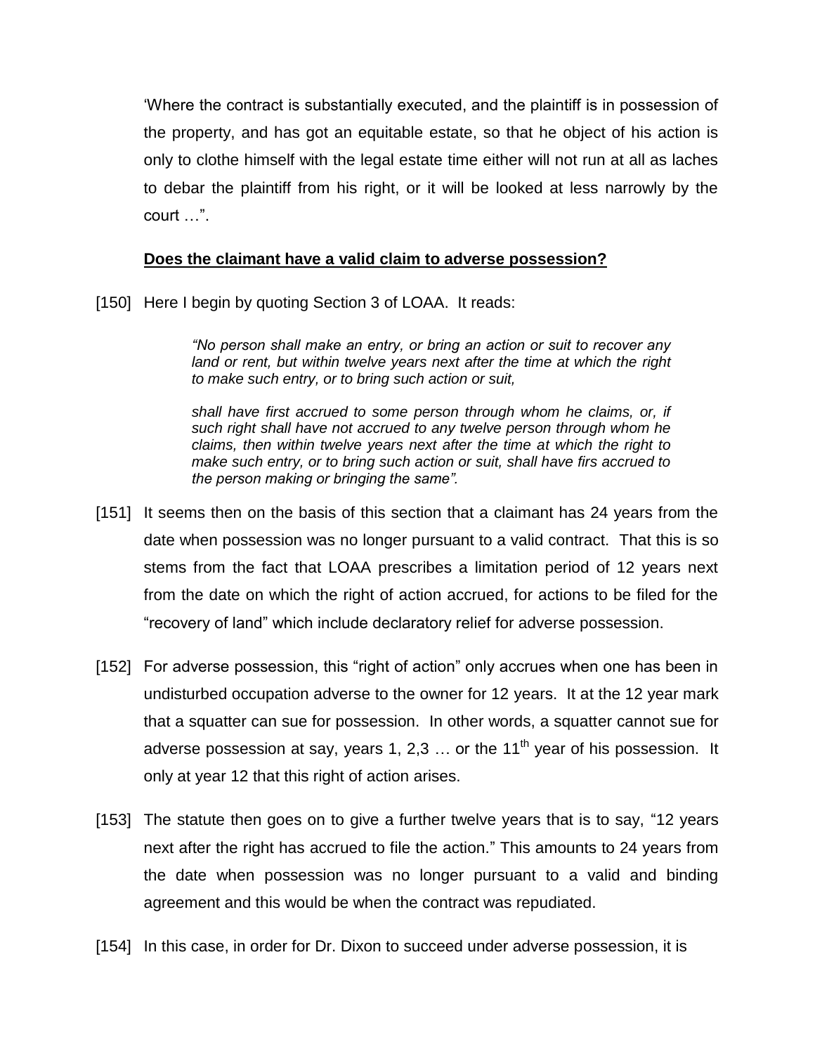'Where the contract is substantially executed, and the plaintiff is in possession of the property, and has got an equitable estate, so that he object of his action is only to clothe himself with the legal estate time either will not run at all as laches to debar the plaintiff from his right, or it will be looked at less narrowly by the court …".

**Does the claimant have a valid claim to adverse possession?**

[150] Here I begin by quoting Section 3 of LOAA. It reads:

> *"No person shall make an entry, or bring an action or suit to recover any land or rent, but within twelve years next after the time at which the right to make such entry, or to bring such action or suit,*
>
> *shall have first accrued to some person through whom he claims, or, if such right shall have not accrued to any twelve person through whom he claims, then within twelve years next after the time at which the right to make such entry, or to bring such action or suit, shall have firs accrued to the person making or bringing the same".*

[151] It seems then on the basis of this section that a claimant has 24 years from the date when possession was no longer pursuant to a valid contract. That this is so stems from the fact that LOAA prescribes a limitation period of 12 years next from the date on which the right of action accrued, for actions to be filed for the "recovery of land" which include declaratory relief for adverse possession.

[152] For adverse possession, this "right of action" only accrues when one has been in undisturbed occupation adverse to the owner for 12 years. It at the 12 year mark that a squatter can sue for possession. In other words, a squatter cannot sue for adverse possession at say, years 1, 2,3 … or the 11th year of his possession. It only at year 12 that this right of action arises.

[153] The statute then goes on to give a further twelve years that is to say, "12 years next after the right has accrued to file the action." This amounts to 24 years from the date when possession was no longer pursuant to a valid and binding agreement and this would be when the contract was repudiated.

[154] In this case, in order for Dr. Dixon to succeed under adverse possession, it is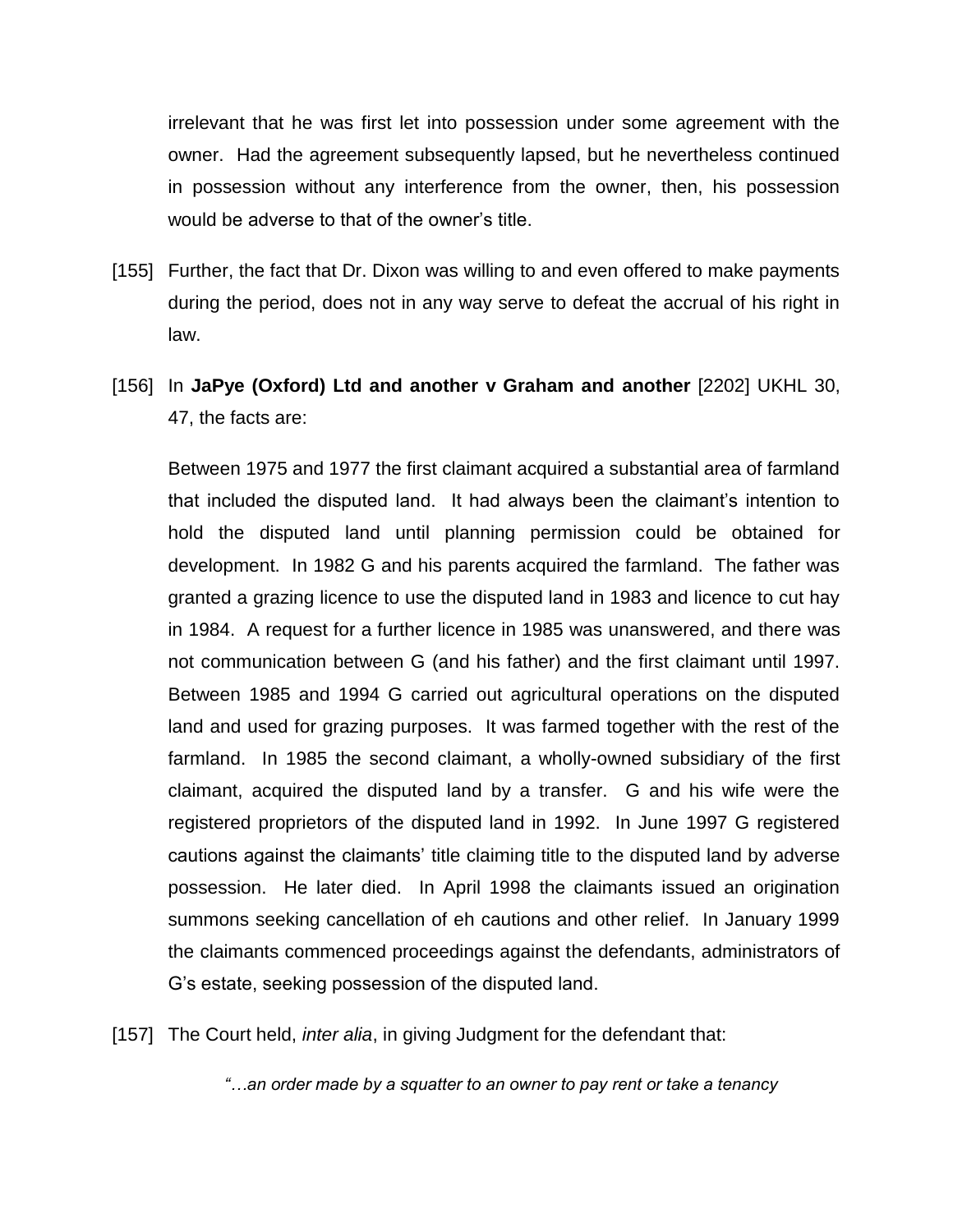irrelevant that he was first let into possession under some agreement with the owner. Had the agreement subsequently lapsed, but he nevertheless continued in possession without any interference from the owner, then, his possession would be adverse to that of the owner's title.

[155] Further, the fact that Dr. Dixon was willing to and even offered to make payments during the period, does not in any way serve to defeat the accrual of his right in law.

[156] In **JaPye (Oxford) Ltd and another v Graham and another** [2202] UKHL 30, 47, the facts are:

Between 1975 and 1977 the first claimant acquired a substantial area of farmland that included the disputed land. It had always been the claimant's intention to hold the disputed land until planning permission could be obtained for development. In 1982 G and his parents acquired the farmland. The father was granted a grazing licence to use the disputed land in 1983 and licence to cut hay in 1984. A request for a further licence in 1985 was unanswered, and there was not communication between G (and his father) and the first claimant until 1997. Between 1985 and 1994 G carried out agricultural operations on the disputed land and used for grazing purposes. It was farmed together with the rest of the farmland. In 1985 the second claimant, a wholly-owned subsidiary of the first claimant, acquired the disputed land by a transfer. G and his wife were the registered proprietors of the disputed land in 1992. In June 1997 G registered cautions against the claimants' title claiming title to the disputed land by adverse possession. He later died. In April 1998 the claimants issued an origination summons seeking cancellation of eh cautions and other relief. In January 1999 the claimants commenced proceedings against the defendants, administrators of G's estate, seeking possession of the disputed land.

[157] The Court held, *inter alia*, in giving Judgment for the defendant that:

> *"…an order made by a squatter to an owner to pay rent or take a tenancy*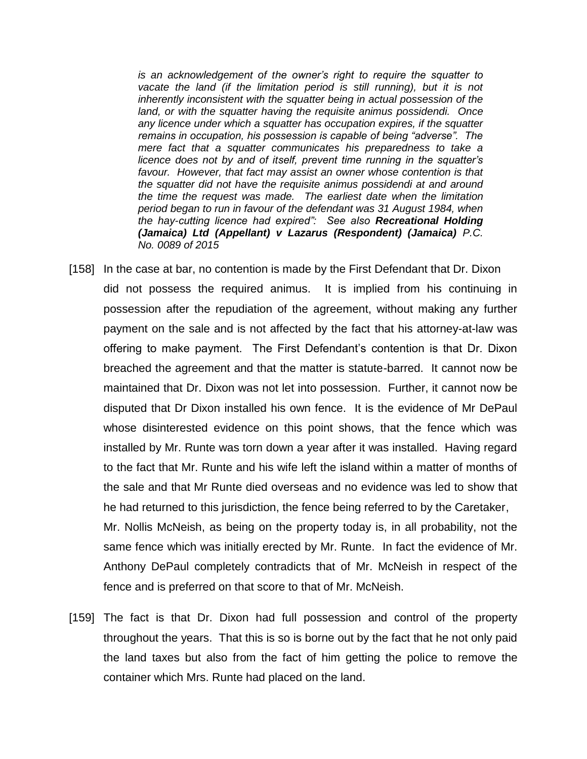*is an acknowledgement of the owner's right to require the squatter to vacate the land (if the limitation period is still running), but it is not inherently inconsistent with the squatter being in actual possession of the land, or with the squatter having the requisite animus possidendi. Once any licence under which a squatter has occupation expires, if the squatter remains in occupation, his possession is capable of being "adverse". The mere fact that a squatter communicates his preparedness to take a licence does not by and of itself, prevent time running in the squatter's favour. However, that fact may assist an owner whose contention is that the squatter did not have the requisite animus possidendi at and around the time the request was made. The earliest date when the limitation period began to run in favour of the defendant was 31 August 1984, when the hay-cutting licence had expired": See also* ***Recreational Holding (Jamaica) Ltd (Appellant) v Lazarus (Respondent) (Jamaica)*** *P.C. No. 0089 of 2015*

[158] In the case at bar, no contention is made by the First Defendant that Dr. Dixon did not possess the required animus. It is implied from his continuing in possession after the repudiation of the agreement, without making any further payment on the sale and is not affected by the fact that his attorney-at-law was offering to make payment. The First Defendant's contention is that Dr. Dixon breached the agreement and that the matter is statute-barred. It cannot now be maintained that Dr. Dixon was not let into possession. Further, it cannot now be disputed that Dr Dixon installed his own fence. It is the evidence of Mr DePaul whose disinterested evidence on this point shows, that the fence which was installed by Mr. Runte was torn down a year after it was installed. Having regard to the fact that Mr. Runte and his wife left the island within a matter of months of the sale and that Mr Runte died overseas and no evidence was led to show that he had returned to this jurisdiction, the fence being referred to by the Caretaker, Mr. Nollis McNeish, as being on the property today is, in all probability, not the same fence which was initially erected by Mr. Runte. In fact the evidence of Mr. Anthony DePaul completely contradicts that of Mr. McNeish in respect of the fence and is preferred on that score to that of Mr. McNeish.

[159] The fact is that Dr. Dixon had full possession and control of the property throughout the years. That this is so is borne out by the fact that he not only paid the land taxes but also from the fact of him getting the police to remove the container which Mrs. Runte had placed on the land.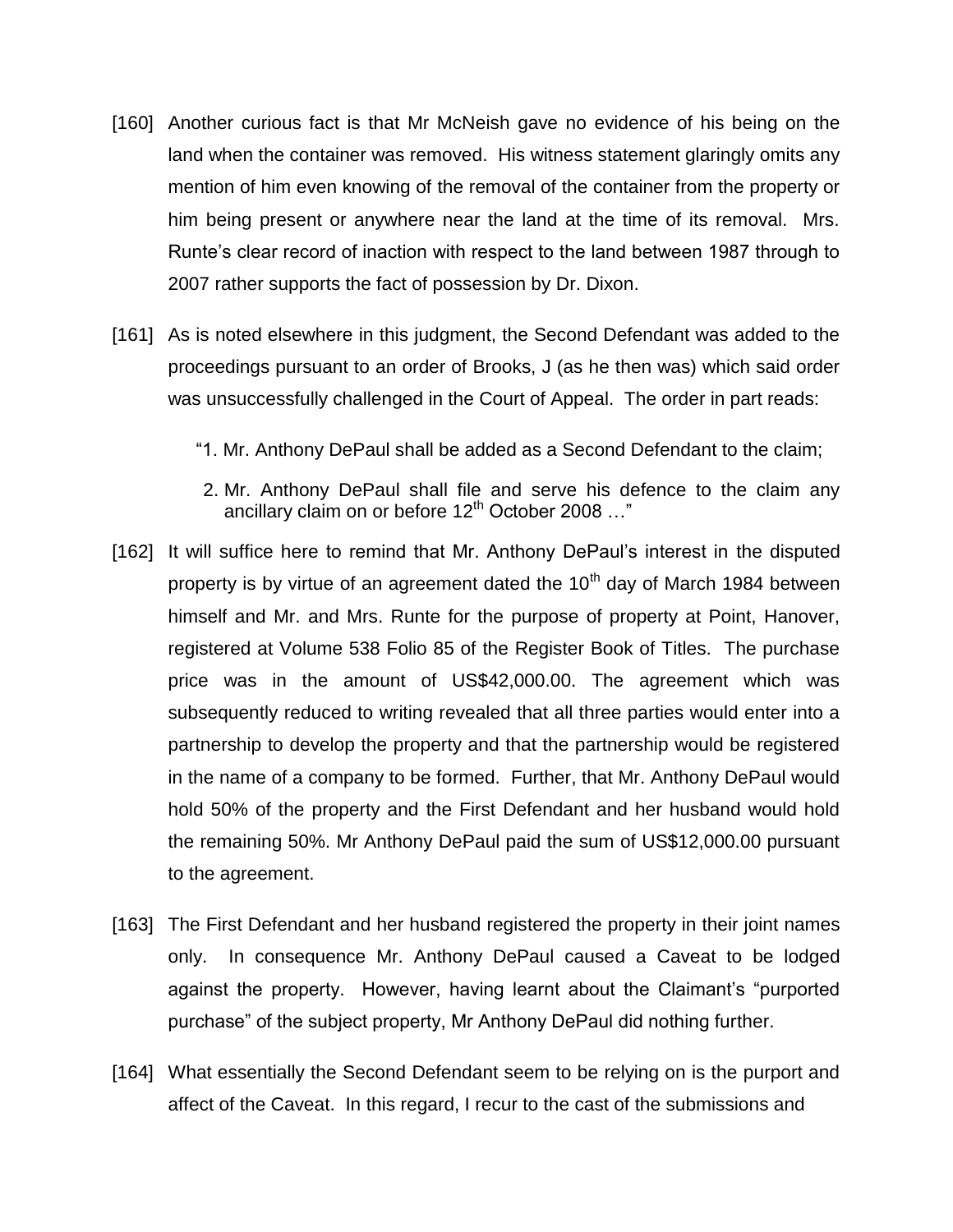[160] Another curious fact is that Mr McNeish gave no evidence of his being on the land when the container was removed. His witness statement glaringly omits any mention of him even knowing of the removal of the container from the property or him being present or anywhere near the land at the time of its removal. Mrs. Runte's clear record of inaction with respect to the land between 1987 through to 2007 rather supports the fact of possession by Dr. Dixon.

[161] As is noted elsewhere in this judgment, the Second Defendant was added to the proceedings pursuant to an order of Brooks, J (as he then was) which said order was unsuccessfully challenged in the Court of Appeal. The order in part reads:

> "1. Mr. Anthony DePaul shall be added as a Second Defendant to the claim;
>
> 2. Mr. Anthony DePaul shall file and serve his defence to the claim any ancillary claim on or before 12th October 2008 …"

[162] It will suffice here to remind that Mr. Anthony DePaul's interest in the disputed property is by virtue of an agreement dated the 10th day of March 1984 between himself and Mr. and Mrs. Runte for the purpose of property at Point, Hanover, registered at Volume 538 Folio 85 of the Register Book of Titles. The purchase price was in the amount of US$42,000.00. The agreement which was subsequently reduced to writing revealed that all three parties would enter into a partnership to develop the property and that the partnership would be registered in the name of a company to be formed. Further, that Mr. Anthony DePaul would hold 50% of the property and the First Defendant and her husband would hold the remaining 50%. Mr Anthony DePaul paid the sum of US$12,000.00 pursuant to the agreement.

[163] The First Defendant and her husband registered the property in their joint names only. In consequence Mr. Anthony DePaul caused a Caveat to be lodged against the property. However, having learnt about the Claimant's "purported purchase" of the subject property, Mr Anthony DePaul did nothing further.

[164] What essentially the Second Defendant seem to be relying on is the purport and affect of the Caveat. In this regard, I recur to the cast of the submissions and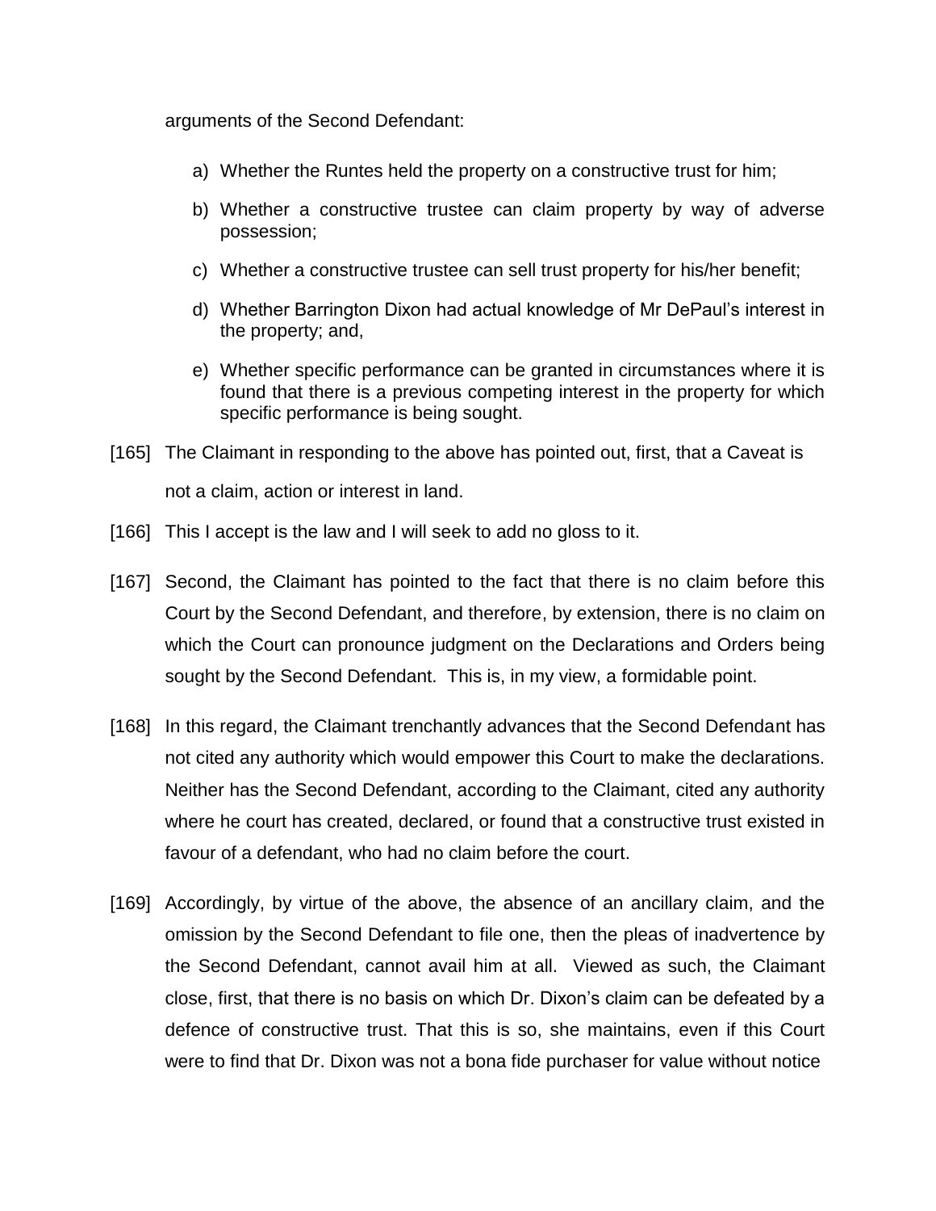arguments of the Second Defendant:

a) Whether the Runtes held the property on a constructive trust for him;

b) Whether a constructive trustee can claim property by way of adverse possession;

c) Whether a constructive trustee can sell trust property for his/her benefit;

d) Whether Barrington Dixon had actual knowledge of Mr DePaul's interest in the property; and,

e) Whether specific performance can be granted in circumstances where it is found that there is a previous competing interest in the property for which specific performance is being sought.

[165] The Claimant in responding to the above has pointed out, first, that a Caveat is not a claim, action or interest in land.

[166] This I accept is the law and I will seek to add no gloss to it.

[167] Second, the Claimant has pointed to the fact that there is no claim before this Court by the Second Defendant, and therefore, by extension, there is no claim on which the Court can pronounce judgment on the Declarations and Orders being sought by the Second Defendant. This is, in my view, a formidable point.

[168] In this regard, the Claimant trenchantly advances that the Second Defendant has not cited any authority which would empower this Court to make the declarations. Neither has the Second Defendant, according to the Claimant, cited any authority where he court has created, declared, or found that a constructive trust existed in favour of a defendant, who had no claim before the court.

[169] Accordingly, by virtue of the above, the absence of an ancillary claim, and the omission by the Second Defendant to file one, then the pleas of inadvertence by the Second Defendant, cannot avail him at all. Viewed as such, the Claimant close, first, that there is no basis on which Dr. Dixon's claim can be defeated by a defence of constructive trust. That this is so, she maintains, even if this Court were to find that Dr. Dixon was not a bona fide purchaser for value without notice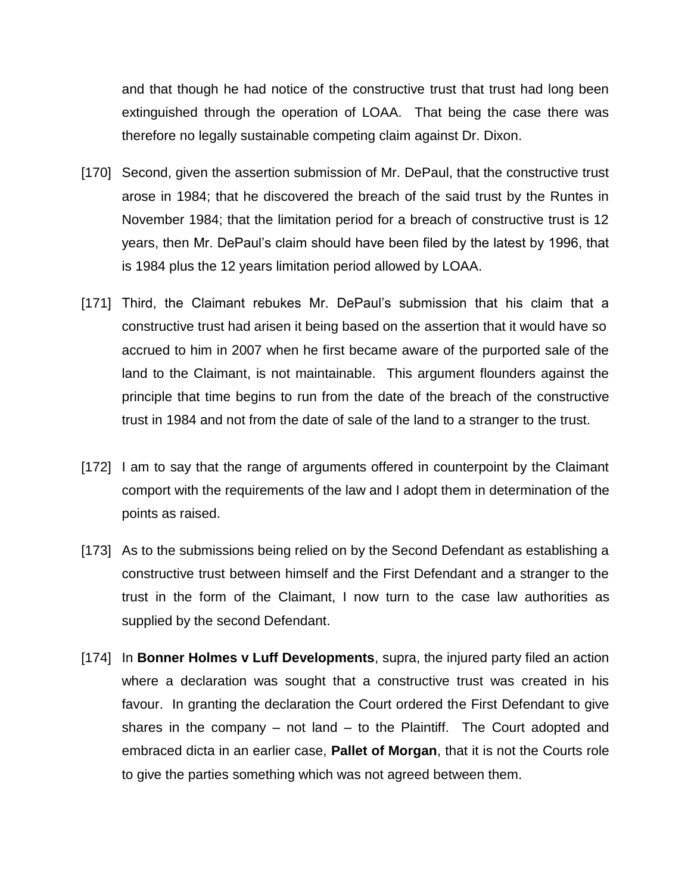and that though he had notice of the constructive trust that trust had long been extinguished through the operation of LOAA. That being the case there was therefore no legally sustainable competing claim against Dr. Dixon.

[170] Second, given the assertion submission of Mr. DePaul, that the constructive trust arose in 1984; that he discovered the breach of the said trust by the Runtes in November 1984; that the limitation period for a breach of constructive trust is 12 years, then Mr. DePaul's claim should have been filed by the latest by 1996, that is 1984 plus the 12 years limitation period allowed by LOAA.

[171] Third, the Claimant rebukes Mr. DePaul's submission that his claim that a constructive trust had arisen it being based on the assertion that it would have so accrued to him in 2007 when he first became aware of the purported sale of the land to the Claimant, is not maintainable. This argument flounders against the principle that time begins to run from the date of the breach of the constructive trust in 1984 and not from the date of sale of the land to a stranger to the trust.

[172] I am to say that the range of arguments offered in counterpoint by the Claimant comport with the requirements of the law and I adopt them in determination of the points as raised.

[173] As to the submissions being relied on by the Second Defendant as establishing a constructive trust between himself and the First Defendant and a stranger to the trust in the form of the Claimant, I now turn to the case law authorities as supplied by the second Defendant.

[174] In **Bonner Holmes v Luff Developments**, supra, the injured party filed an action where a declaration was sought that a constructive trust was created in his favour. In granting the declaration the Court ordered the First Defendant to give shares in the company – not land – to the Plaintiff. The Court adopted and embraced dicta in an earlier case, **Pallet of Morgan**, that it is not the Courts role to give the parties something which was not agreed between them.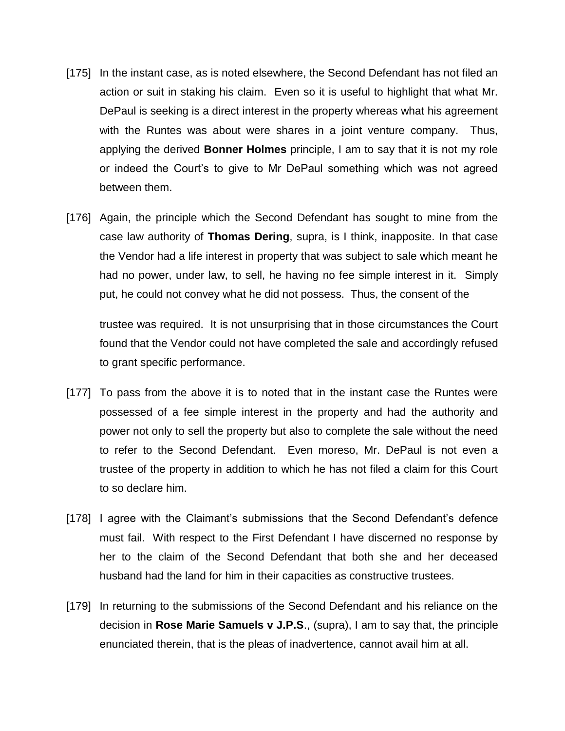[175] In the instant case, as is noted elsewhere, the Second Defendant has not filed an action or suit in staking his claim. Even so it is useful to highlight that what Mr. DePaul is seeking is a direct interest in the property whereas what his agreement with the Runtes was about were shares in a joint venture company. Thus, applying the derived **Bonner Holmes** principle, I am to say that it is not my role or indeed the Court's to give to Mr DePaul something which was not agreed between them.

[176] Again, the principle which the Second Defendant has sought to mine from the case law authority of **Thomas Dering**, supra, is I think, inapposite. In that case the Vendor had a life interest in property that was subject to sale which meant he had no power, under law, to sell, he having no fee simple interest in it. Simply put, he could not convey what he did not possess. Thus, the consent of the trustee was required. It is not unsurprising that in those circumstances the Court found that the Vendor could not have completed the sale and accordingly refused to grant specific performance.

[177] To pass from the above it is to noted that in the instant case the Runtes were possessed of a fee simple interest in the property and had the authority and power not only to sell the property but also to complete the sale without the need to refer to the Second Defendant. Even moreso, Mr. DePaul is not even a trustee of the property in addition to which he has not filed a claim for this Court to so declare him.

[178] I agree with the Claimant's submissions that the Second Defendant's defence must fail. With respect to the First Defendant I have discerned no response by her to the claim of the Second Defendant that both she and her deceased husband had the land for him in their capacities as constructive trustees.

[179] In returning to the submissions of the Second Defendant and his reliance on the decision in **Rose Marie Samuels v J.P.S**., (supra), I am to say that, the principle enunciated therein, that is the pleas of inadvertence, cannot avail him at all.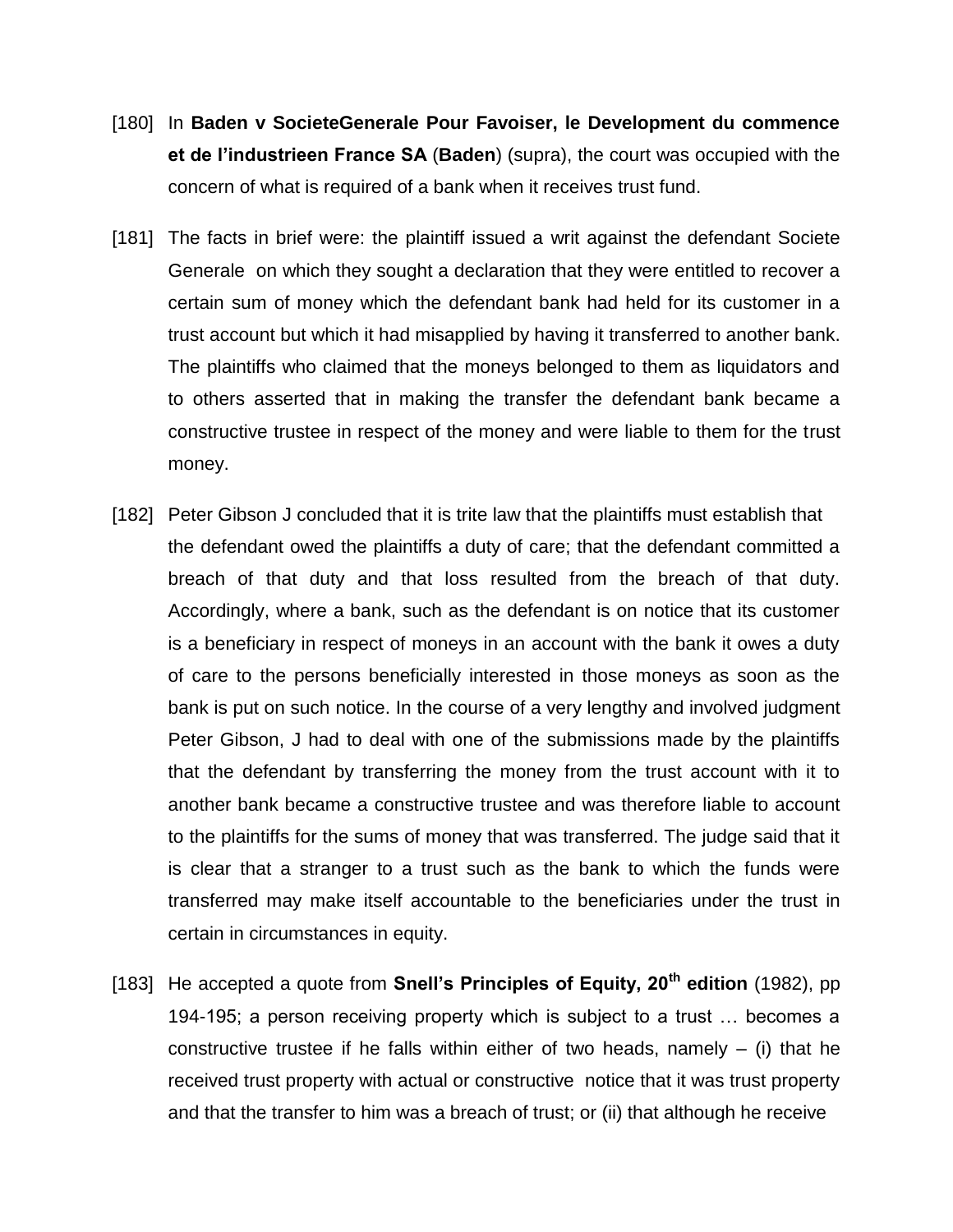[180] In **Baden v SocieteGenerale Pour Favoiser, le Development du commence et de l'industrieen France SA** (**Baden**) (supra), the court was occupied with the concern of what is required of a bank when it receives trust fund.

[181] The facts in brief were: the plaintiff issued a writ against the defendant Societe Generale on which they sought a declaration that they were entitled to recover a certain sum of money which the defendant bank had held for its customer in a trust account but which it had misapplied by having it transferred to another bank. The plaintiffs who claimed that the moneys belonged to them as liquidators and to others asserted that in making the transfer the defendant bank became a constructive trustee in respect of the money and were liable to them for the trust money.

[182] Peter Gibson J concluded that it is trite law that the plaintiffs must establish that the defendant owed the plaintiffs a duty of care; that the defendant committed a breach of that duty and that loss resulted from the breach of that duty. Accordingly, where a bank, such as the defendant is on notice that its customer is a beneficiary in respect of moneys in an account with the bank it owes a duty of care to the persons beneficially interested in those moneys as soon as the bank is put on such notice. In the course of a very lengthy and involved judgment Peter Gibson, J had to deal with one of the submissions made by the plaintiffs that the defendant by transferring the money from the trust account with it to another bank became a constructive trustee and was therefore liable to account to the plaintiffs for the sums of money that was transferred. The judge said that it is clear that a stranger to a trust such as the bank to which the funds were transferred may make itself accountable to the beneficiaries under the trust in certain in circumstances in equity.

[183] He accepted a quote from **Snell's Principles of Equity, 20th edition** (1982), pp 194-195; a person receiving property which is subject to a trust … becomes a constructive trustee if he falls within either of two heads, namely – (i) that he received trust property with actual or constructive notice that it was trust property and that the transfer to him was a breach of trust; or (ii) that although he receive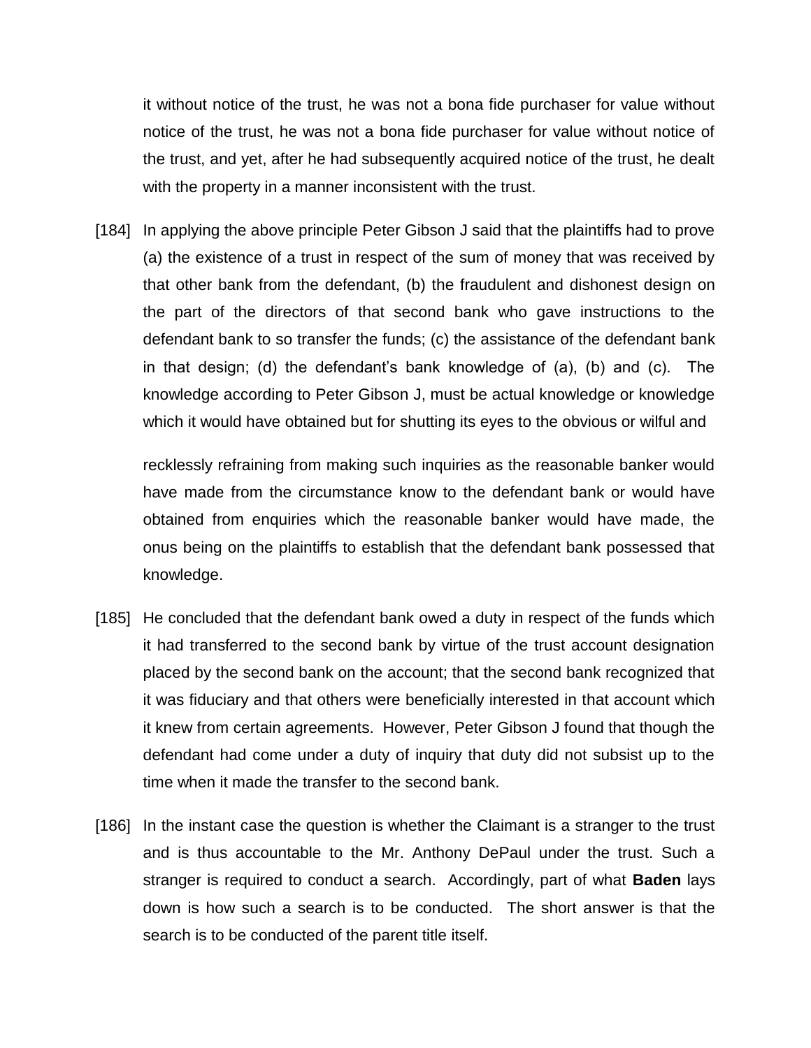it without notice of the trust, he was not a bona fide purchaser for value without notice of the trust, he was not a bona fide purchaser for value without notice of the trust, and yet, after he had subsequently acquired notice of the trust, he dealt with the property in a manner inconsistent with the trust.

[184] In applying the above principle Peter Gibson J said that the plaintiffs had to prove (a) the existence of a trust in respect of the sum of money that was received by that other bank from the defendant, (b) the fraudulent and dishonest design on the part of the directors of that second bank who gave instructions to the defendant bank to so transfer the funds; (c) the assistance of the defendant bank in that design; (d) the defendant's bank knowledge of (a), (b) and (c). The knowledge according to Peter Gibson J, must be actual knowledge or knowledge which it would have obtained but for shutting its eyes to the obvious or wilful and recklessly refraining from making such inquiries as the reasonable banker would have made from the circumstance know to the defendant bank or would have obtained from enquiries which the reasonable banker would have made, the onus being on the plaintiffs to establish that the defendant bank possessed that knowledge.

[185] He concluded that the defendant bank owed a duty in respect of the funds which it had transferred to the second bank by virtue of the trust account designation placed by the second bank on the account; that the second bank recognized that it was fiduciary and that others were beneficially interested in that account which it knew from certain agreements. However, Peter Gibson J found that though the defendant had come under a duty of inquiry that duty did not subsist up to the time when it made the transfer to the second bank.

[186] In the instant case the question is whether the Claimant is a stranger to the trust and is thus accountable to the Mr. Anthony DePaul under the trust. Such a stranger is required to conduct a search. Accordingly, part of what **Baden** lays down is how such a search is to be conducted. The short answer is that the search is to be conducted of the parent title itself.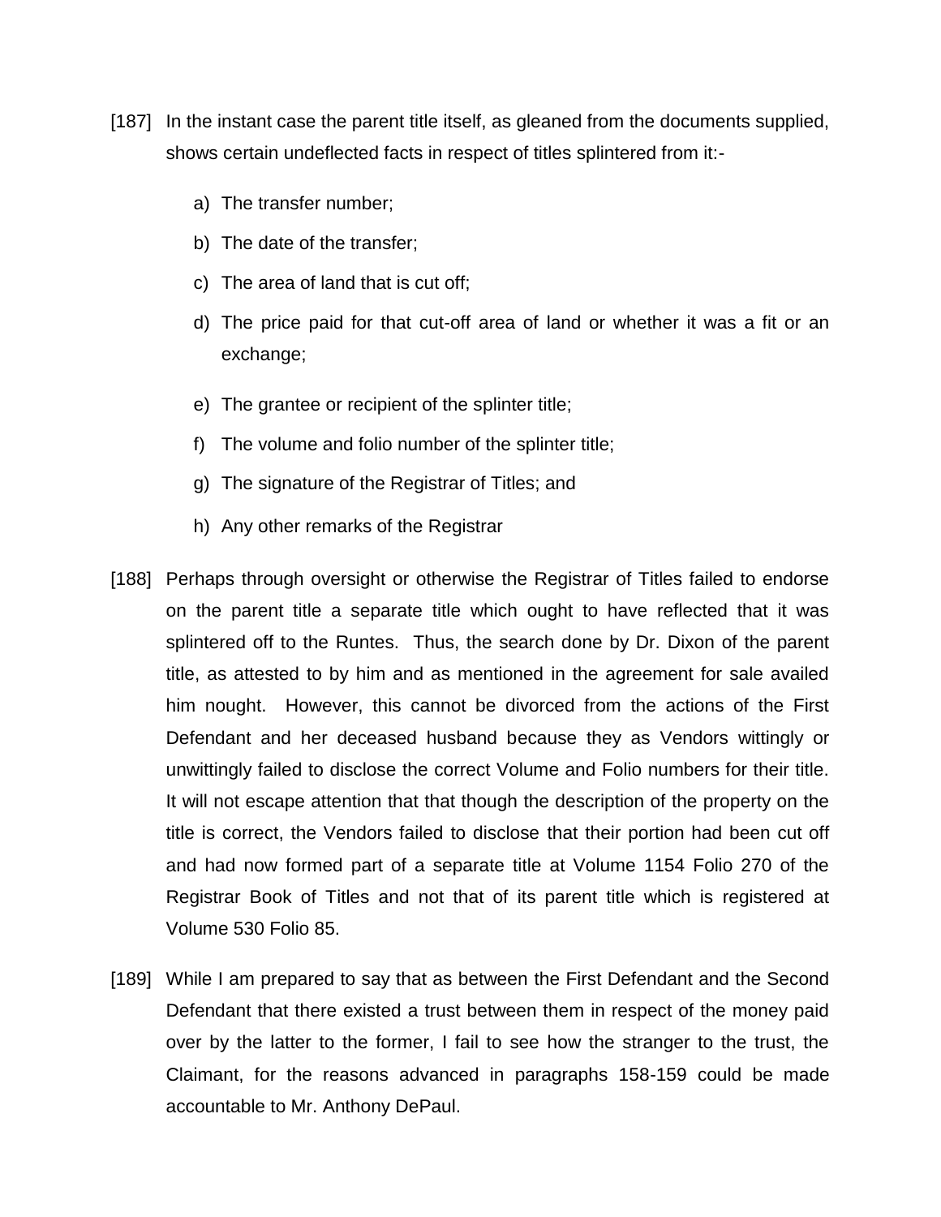[187] In the instant case the parent title itself, as gleaned from the documents supplied, shows certain undeflected facts in respect of titles splintered from it:-

a) The transfer number;

b) The date of the transfer;

c) The area of land that is cut off;

d) The price paid for that cut-off area of land or whether it was a fit or an exchange;

e) The grantee or recipient of the splinter title;

f) The volume and folio number of the splinter title;

g) The signature of the Registrar of Titles; and

h) Any other remarks of the Registrar

[188] Perhaps through oversight or otherwise the Registrar of Titles failed to endorse on the parent title a separate title which ought to have reflected that it was splintered off to the Runtes. Thus, the search done by Dr. Dixon of the parent title, as attested to by him and as mentioned in the agreement for sale availed him nought. However, this cannot be divorced from the actions of the First Defendant and her deceased husband because they as Vendors wittingly or unwittingly failed to disclose the correct Volume and Folio numbers for their title. It will not escape attention that that though the description of the property on the title is correct, the Vendors failed to disclose that their portion had been cut off and had now formed part of a separate title at Volume 1154 Folio 270 of the Registrar Book of Titles and not that of its parent title which is registered at Volume 530 Folio 85.

[189] While I am prepared to say that as between the First Defendant and the Second Defendant that there existed a trust between them in respect of the money paid over by the latter to the former, I fail to see how the stranger to the trust, the Claimant, for the reasons advanced in paragraphs 158-159 could be made accountable to Mr. Anthony DePaul.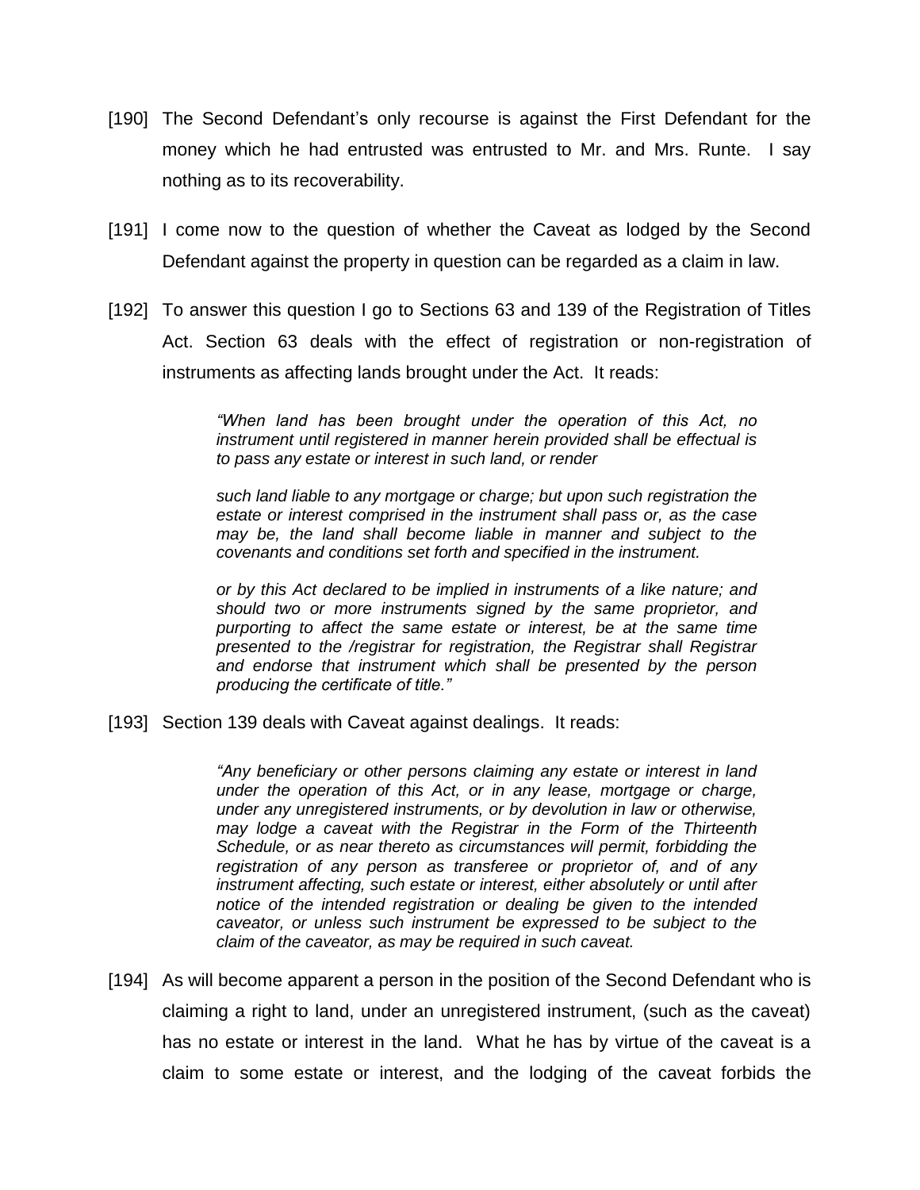[190] The Second Defendant's only recourse is against the First Defendant for the money which he had entrusted was entrusted to Mr. and Mrs. Runte. I say nothing as to its recoverability.

[191] I come now to the question of whether the Caveat as lodged by the Second Defendant against the property in question can be regarded as a claim in law.

[192] To answer this question I go to Sections 63 and 139 of the Registration of Titles Act. Section 63 deals with the effect of registration or non-registration of instruments as affecting lands brought under the Act. It reads:

> *"When land has been brought under the operation of this Act, no instrument until registered in manner herein provided shall be effectual is to pass any estate or interest in such land, or render*
>
> *such land liable to any mortgage or charge; but upon such registration the estate or interest comprised in the instrument shall pass or, as the case may be, the land shall become liable in manner and subject to the covenants and conditions set forth and specified in the instrument.*
>
> *or by this Act declared to be implied in instruments of a like nature; and should two or more instruments signed by the same proprietor, and purporting to affect the same estate or interest, be at the same time presented to the /registrar for registration, the Registrar shall Registrar and endorse that instrument which shall be presented by the person producing the certificate of title."*

[193] Section 139 deals with Caveat against dealings. It reads:

> *"Any beneficiary or other persons claiming any estate or interest in land under the operation of this Act, or in any lease, mortgage or charge, under any unregistered instruments, or by devolution in law or otherwise, may lodge a caveat with the Registrar in the Form of the Thirteenth Schedule, or as near thereto as circumstances will permit, forbidding the registration of any person as transferee or proprietor of, and of any instrument affecting, such estate or interest, either absolutely or until after notice of the intended registration or dealing be given to the intended caveator, or unless such instrument be expressed to be subject to the claim of the caveator, as may be required in such caveat.*

[194] As will become apparent a person in the position of the Second Defendant who is claiming a right to land, under an unregistered instrument, (such as the caveat) has no estate or interest in the land. What he has by virtue of the caveat is a claim to some estate or interest, and the lodging of the caveat forbids the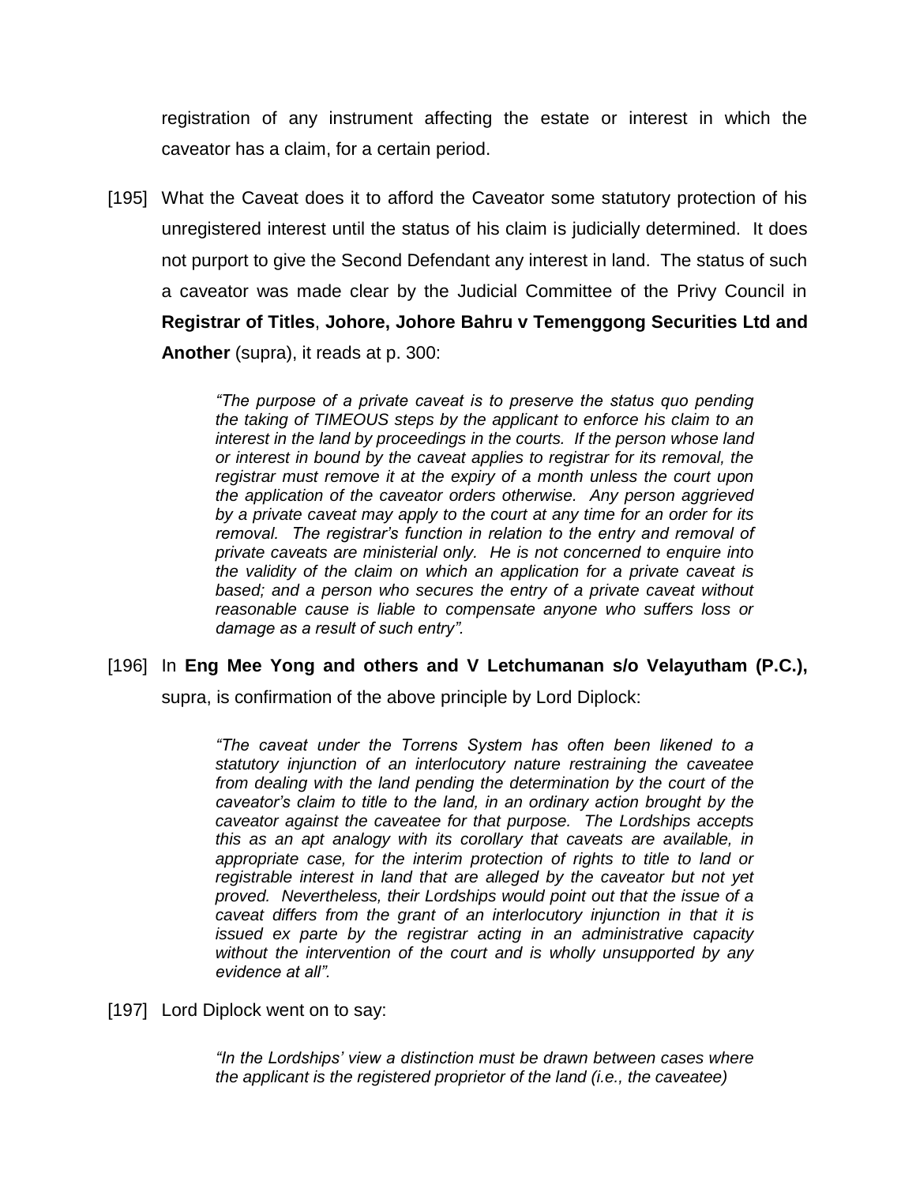registration of any instrument affecting the estate or interest in which the caveator has a claim, for a certain period.

[195] What the Caveat does it to afford the Caveator some statutory protection of his unregistered interest until the status of his claim is judicially determined. It does not purport to give the Second Defendant any interest in land. The status of such a caveator was made clear by the Judicial Committee of the Privy Council in **Registrar of Titles**, **Johore, Johore Bahru v Temenggong Securities Ltd and Another** (supra), it reads at p. 300:

> *"The purpose of a private caveat is to preserve the status quo pending the taking of TIMEOUS steps by the applicant to enforce his claim to an interest in the land by proceedings in the courts. If the person whose land or interest in bound by the caveat applies to registrar for its removal, the registrar must remove it at the expiry of a month unless the court upon the application of the caveator orders otherwise. Any person aggrieved by a private caveat may apply to the court at any time for an order for its removal. The registrar's function in relation to the entry and removal of private caveats are ministerial only. He is not concerned to enquire into the validity of the claim on which an application for a private caveat is based; and a person who secures the entry of a private caveat without reasonable cause is liable to compensate anyone who suffers loss or damage as a result of such entry".*

[196] In **Eng Mee Yong and others and V Letchumanan s/o Velayutham (P.C.),** supra, is confirmation of the above principle by Lord Diplock:

> *"The caveat under the Torrens System has often been likened to a statutory injunction of an interlocutory nature restraining the caveatee from dealing with the land pending the determination by the court of the caveator's claim to title to the land, in an ordinary action brought by the caveator against the caveatee for that purpose. The Lordships accepts this as an apt analogy with its corollary that caveats are available, in appropriate case, for the interim protection of rights to title to land or registrable interest in land that are alleged by the caveator but not yet proved. Nevertheless, their Lordships would point out that the issue of a caveat differs from the grant of an interlocutory injunction in that it is issued ex parte by the registrar acting in an administrative capacity without the intervention of the court and is wholly unsupported by any evidence at all".*

[197] Lord Diplock went on to say:

> *"In the Lordships' view a distinction must be drawn between cases where the applicant is the registered proprietor of the land (i.e., the caveatee)*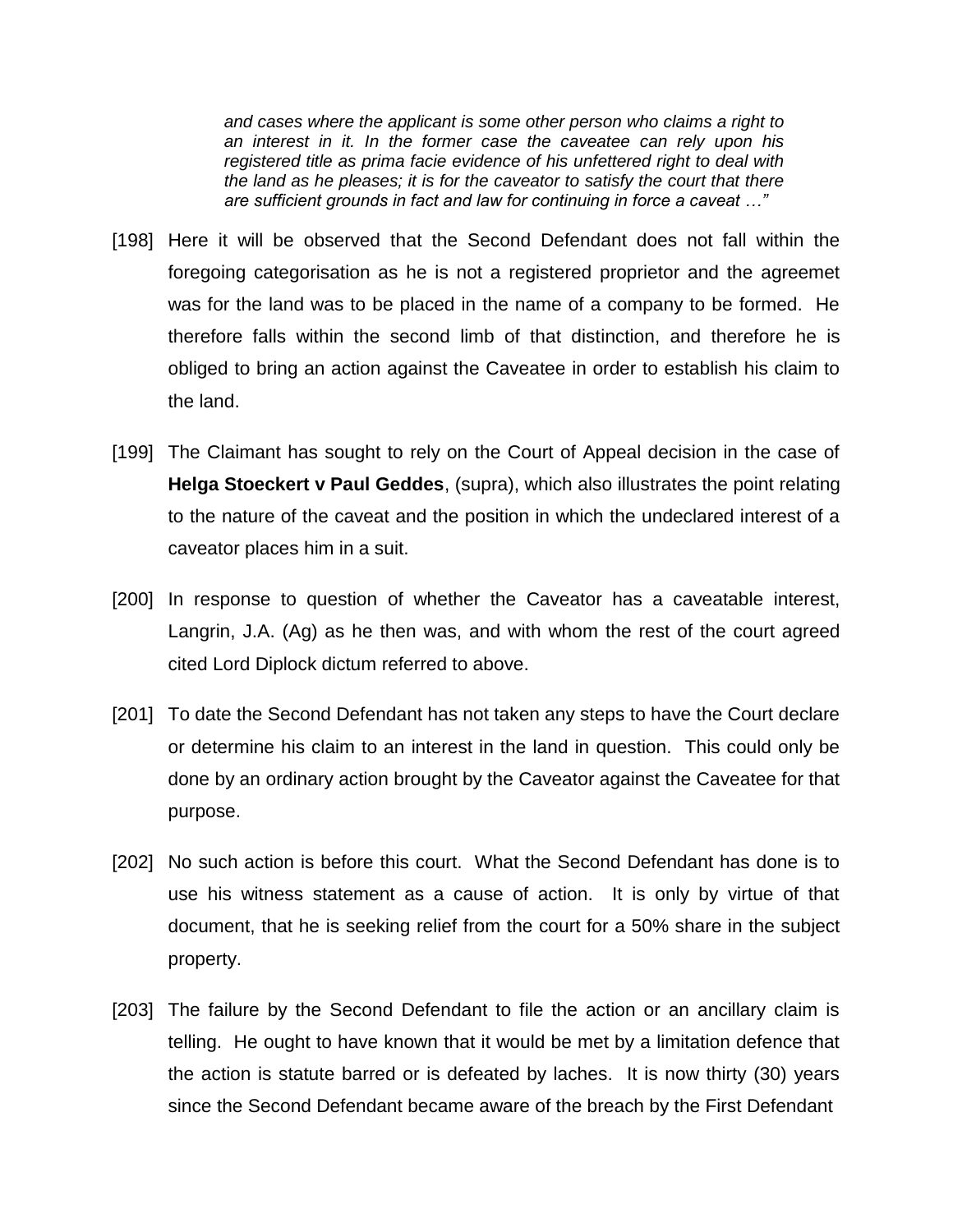> *and cases where the applicant is some other person who claims a right to an interest in it. In the former case the caveatee can rely upon his registered title as prima facie evidence of his unfettered right to deal with the land as he pleases; it is for the caveator to satisfy the court that there are sufficient grounds in fact and law for continuing in force a caveat …"*

[198] Here it will be observed that the Second Defendant does not fall within the foregoing categorisation as he is not a registered proprietor and the agreemet was for the land was to be placed in the name of a company to be formed. He therefore falls within the second limb of that distinction, and therefore he is obliged to bring an action against the Caveatee in order to establish his claim to the land.

[199] The Claimant has sought to rely on the Court of Appeal decision in the case of **Helga Stoeckert v Paul Geddes**, (supra), which also illustrates the point relating to the nature of the caveat and the position in which the undeclared interest of a caveator places him in a suit.

[200] In response to question of whether the Caveator has a caveatable interest, Langrin, J.A. (Ag) as he then was, and with whom the rest of the court agreed cited Lord Diplock dictum referred to above.

[201] To date the Second Defendant has not taken any steps to have the Court declare or determine his claim to an interest in the land in question. This could only be done by an ordinary action brought by the Caveator against the Caveatee for that purpose.

[202] No such action is before this court. What the Second Defendant has done is to use his witness statement as a cause of action. It is only by virtue of that document, that he is seeking relief from the court for a 50% share in the subject property.

[203] The failure by the Second Defendant to file the action or an ancillary claim is telling. He ought to have known that it would be met by a limitation defence that the action is statute barred or is defeated by laches. It is now thirty (30) years since the Second Defendant became aware of the breach by the First Defendant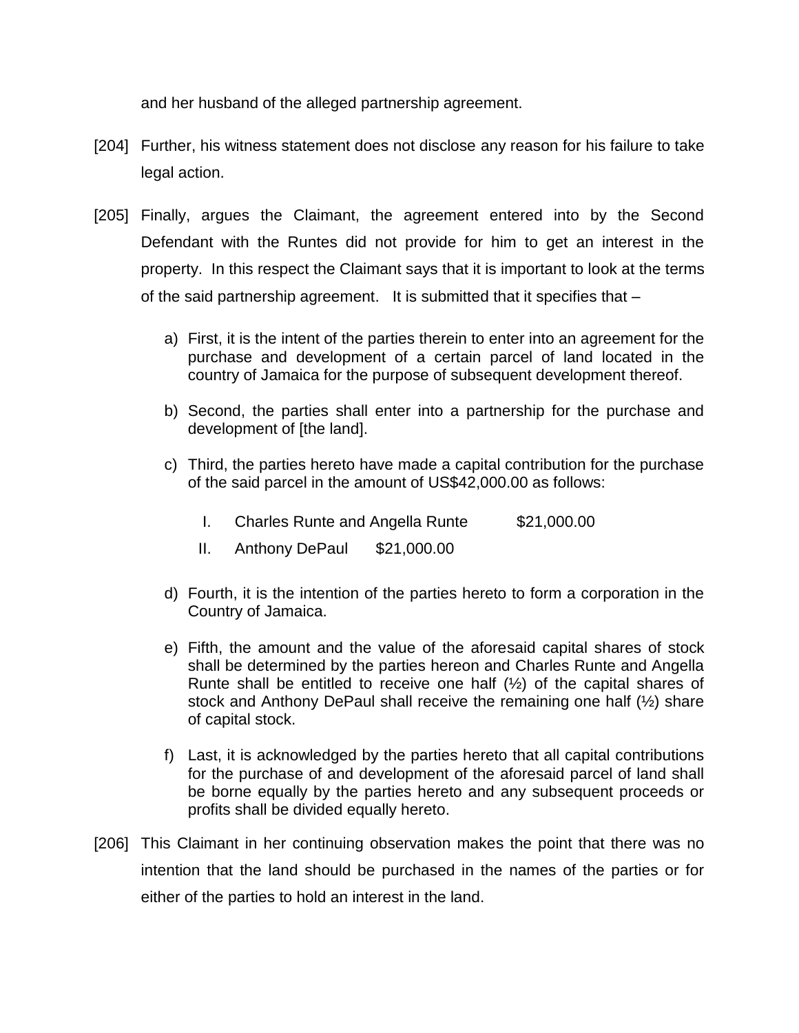and her husband of the alleged partnership agreement.

[204] Further, his witness statement does not disclose any reason for his failure to take legal action.

[205] Finally, argues the Claimant, the agreement entered into by the Second Defendant with the Runtes did not provide for him to get an interest in the property. In this respect the Claimant says that it is important to look at the terms of the said partnership agreement. It is submitted that it specifies that –

a) First, it is the intent of the parties therein to enter into an agreement for the purchase and development of a certain parcel of land located in the country of Jamaica for the purpose of subsequent development thereof.

b) Second, the parties shall enter into a partnership for the purchase and development of [the land].

c) Third, the parties hereto have made a capital contribution for the purchase of the said parcel in the amount of US$42,000.00 as follows:

   I. Charles Runte and Angella Runte $21,000.00

   II. Anthony DePaul $21,000.00

d) Fourth, it is the intention of the parties hereto to form a corporation in the Country of Jamaica.

e) Fifth, the amount and the value of the aforesaid capital shares of stock shall be determined by the parties hereon and Charles Runte and Angella Runte shall be entitled to receive one half (½) of the capital shares of stock and Anthony DePaul shall receive the remaining one half (½) share of capital stock.

f) Last, it is acknowledged by the parties hereto that all capital contributions for the purchase of and development of the aforesaid parcel of land shall be borne equally by the parties hereto and any subsequent proceeds or profits shall be divided equally hereto.

[206] This Claimant in her continuing observation makes the point that there was no intention that the land should be purchased in the names of the parties or for either of the parties to hold an interest in the land.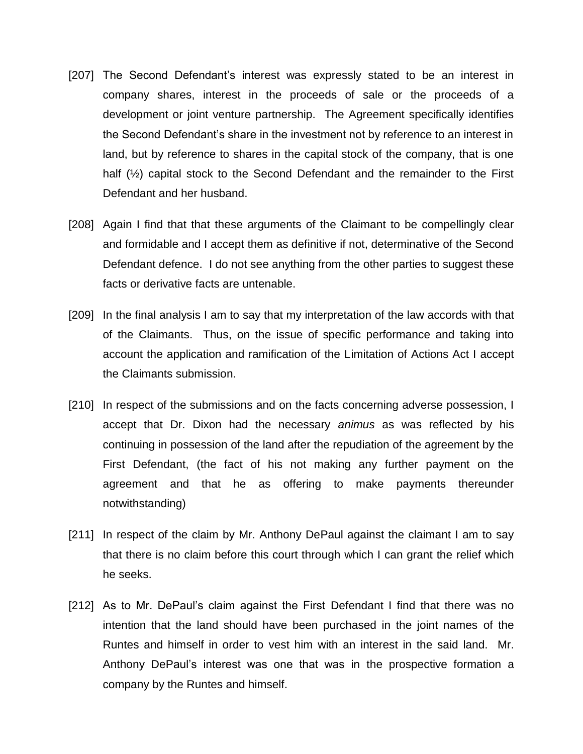[207] The Second Defendant's interest was expressly stated to be an interest in company shares, interest in the proceeds of sale or the proceeds of a development or joint venture partnership. The Agreement specifically identifies the Second Defendant's share in the investment not by reference to an interest in land, but by reference to shares in the capital stock of the company, that is one half (½) capital stock to the Second Defendant and the remainder to the First Defendant and her husband.

[208] Again I find that that these arguments of the Claimant to be compellingly clear and formidable and I accept them as definitive if not, determinative of the Second Defendant defence. I do not see anything from the other parties to suggest these facts or derivative facts are untenable.

[209] In the final analysis I am to say that my interpretation of the law accords with that of the Claimants. Thus, on the issue of specific performance and taking into account the application and ramification of the Limitation of Actions Act I accept the Claimants submission.

[210] In respect of the submissions and on the facts concerning adverse possession, I accept that Dr. Dixon had the necessary *animus* as was reflected by his continuing in possession of the land after the repudiation of the agreement by the First Defendant, (the fact of his not making any further payment on the agreement and that he as offering to make payments thereunder notwithstanding)

[211] In respect of the claim by Mr. Anthony DePaul against the claimant I am to say that there is no claim before this court through which I can grant the relief which he seeks.

[212] As to Mr. DePaul's claim against the First Defendant I find that there was no intention that the land should have been purchased in the joint names of the Runtes and himself in order to vest him with an interest in the said land. Mr. Anthony DePaul's interest was one that was in the prospective formation a company by the Runtes and himself.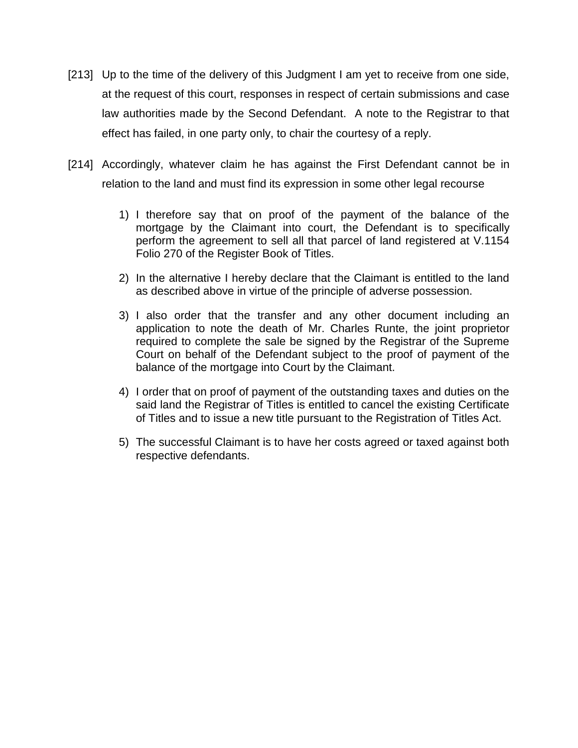[213] Up to the time of the delivery of this Judgment I am yet to receive from one side, at the request of this court, responses in respect of certain submissions and case law authorities made by the Second Defendant. A note to the Registrar to that effect has failed, in one party only, to chair the courtesy of a reply.

[214] Accordingly, whatever claim he has against the First Defendant cannot be in relation to the land and must find its expression in some other legal recourse

1) I therefore say that on proof of the payment of the balance of the mortgage by the Claimant into court, the Defendant is to specifically perform the agreement to sell all that parcel of land registered at V.1154 Folio 270 of the Register Book of Titles.

2) In the alternative I hereby declare that the Claimant is entitled to the land as described above in virtue of the principle of adverse possession.

3) I also order that the transfer and any other document including an application to note the death of Mr. Charles Runte, the joint proprietor required to complete the sale be signed by the Registrar of the Supreme Court on behalf of the Defendant subject to the proof of payment of the balance of the mortgage into Court by the Claimant.

4) I order that on proof of payment of the outstanding taxes and duties on the said land the Registrar of Titles is entitled to cancel the existing Certificate of Titles and to issue a new title pursuant to the Registration of Titles Act.

5) The successful Claimant is to have her costs agreed or taxed against both respective defendants.